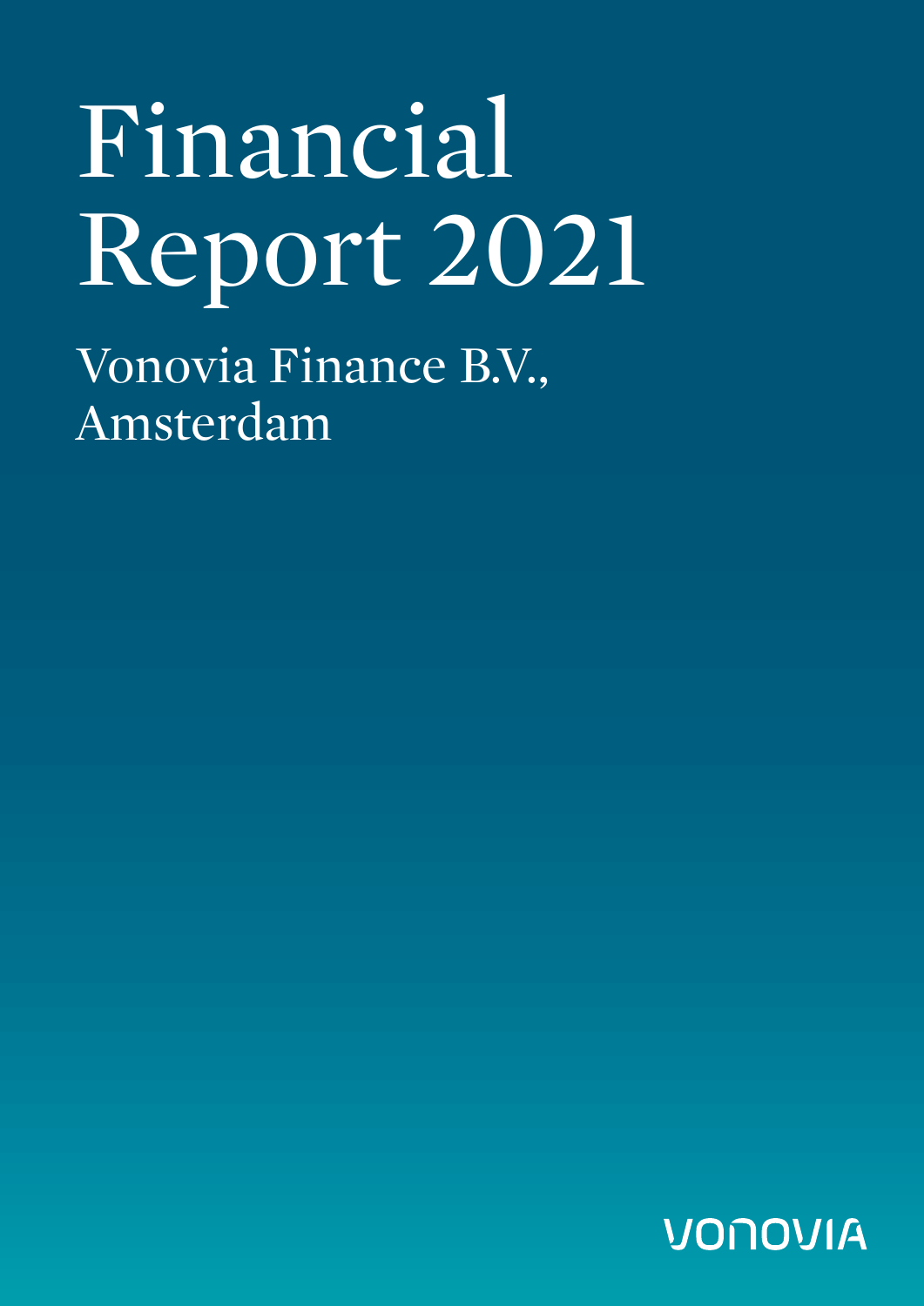# Financial Report 2021

## Vonovia Finance B.V., Amsterdam

VONOVIA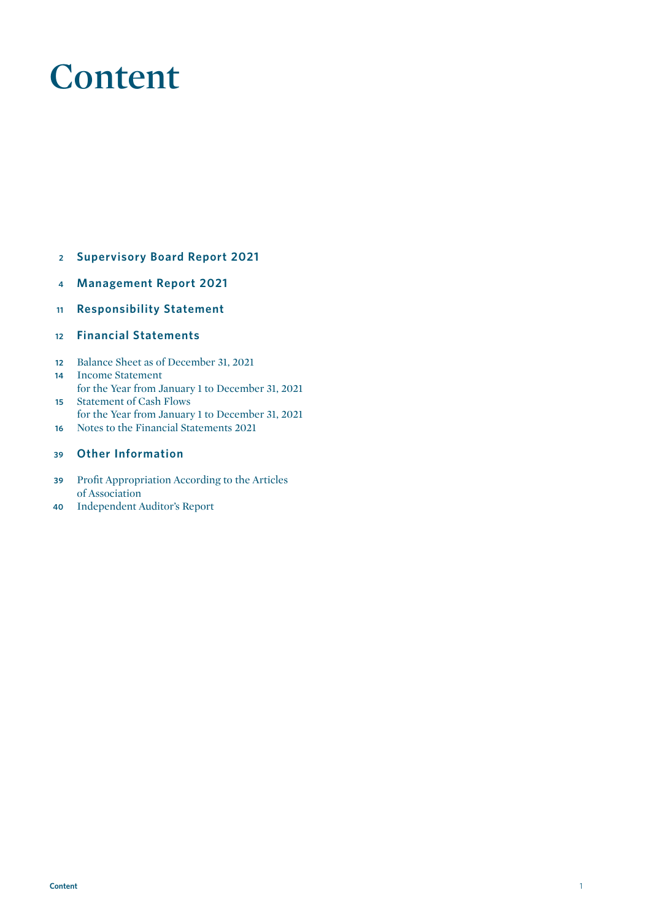# Content

2 **Supervisory Board Report 2021**

4 **Management Report 2021**

11 **Responsibility Statement**

12 **Financial Statements**

12 Balance Sheet as of December 31, 2021
14 Income Statement for the Year from January 1 to December 31, 2021
15 Statement of Cash Flows for the Year from January 1 to December 31, 2021
16 Notes to the Financial Statements 2021

39 **Other Information**

39 Profit Appropriation According to the Articles of Association
40 Independent Auditor's Report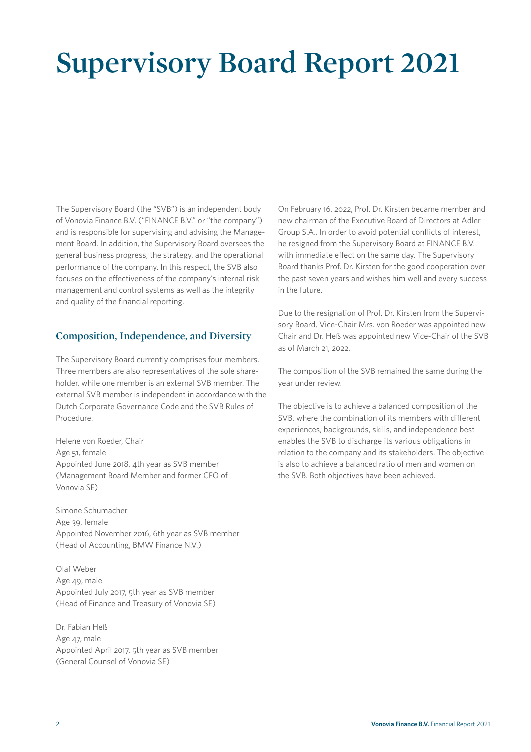# Supervisory Board Report 2021

The Supervisory Board (the "SVB") is an independent body of Vonovia Finance B.V. ("FINANCE B.V." or "the company") and is responsible for supervising and advising the Management Board. In addition, the Supervisory Board oversees the general business progress, the strategy, and the operational performance of the company. In this respect, the SVB also focuses on the effectiveness of the company's internal risk management and control systems as well as the integrity and quality of the financial reporting.

## Composition, Independence, and Diversity

The Supervisory Board currently comprises four members. Three members are also representatives of the sole shareholder, while one member is an external SVB member. The external SVB member is independent in accordance with the Dutch Corporate Governance Code and the SVB Rules of Procedure.

Helene von Roeder, Chair
Age 51, female
Appointed June 2018, 4th year as SVB member
(Management Board Member and former CFO of Vonovia SE)

Simone Schumacher
Age 39, female
Appointed November 2016, 6th year as SVB member
(Head of Accounting, BMW Finance N.V.)

Olaf Weber
Age 49, male
Appointed July 2017, 5th year as SVB member
(Head of Finance and Treasury of Vonovia SE)

Dr. Fabian Heß
Age 47, male
Appointed April 2017, 5th year as SVB member
(General Counsel of Vonovia SE)

On February 16, 2022, Prof. Dr. Kirsten became member and new chairman of the Executive Board of Directors at Adler Group S.A.. In order to avoid potential conflicts of interest, he resigned from the Supervisory Board at FINANCE B.V. with immediate effect on the same day. The Supervisory Board thanks Prof. Dr. Kirsten for the good cooperation over the past seven years and wishes him well and every success in the future.

Due to the resignation of Prof. Dr. Kirsten from the Supervisory Board, Vice-Chair Mrs. von Roeder was appointed new Chair and Dr. Heß was appointed new Vice-Chair of the SVB as of March 21, 2022.

The composition of the SVB remained the same during the year under review.

The objective is to achieve a balanced composition of the SVB, where the combination of its members with different experiences, backgrounds, skills, and independence best enables the SVB to discharge its various obligations in relation to the company and its stakeholders. The objective is also to achieve a balanced ratio of men and women on the SVB. Both objectives have been achieved.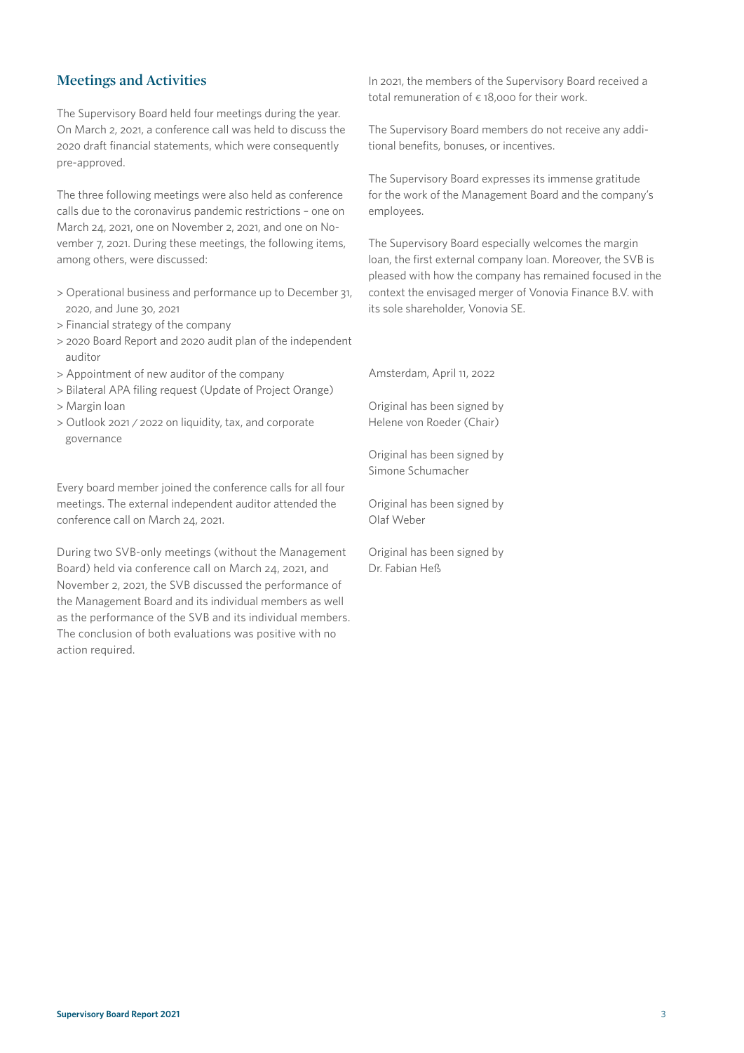## Meetings and Activities

The Supervisory Board held four meetings during the year. On March 2, 2021, a conference call was held to discuss the 2020 draft financial statements, which were consequently pre-approved.

The three following meetings were also held as conference calls due to the coronavirus pandemic restrictions – one on March 24, 2021, one on November 2, 2021, and one on November 7, 2021. During these meetings, the following items, among others, were discussed:

> Operational business and performance up to December 31, 2020, and June 30, 2021
> Financial strategy of the company
> 2020 Board Report and 2020 audit plan of the independent auditor
> Appointment of new auditor of the company
> Bilateral APA filing request (Update of Project Orange)
> Margin loan
> Outlook 2021 / 2022 on liquidity, tax, and corporate governance

Every board member joined the conference calls for all four meetings. The external independent auditor attended the conference call on March 24, 2021.

During two SVB-only meetings (without the Management Board) held via conference call on March 24, 2021, and November 2, 2021, the SVB discussed the performance of the Management Board and its individual members as well as the performance of the SVB and its individual members. The conclusion of both evaluations was positive with no action required.

In 2021, the members of the Supervisory Board received a total remuneration of € 18,000 for their work.

The Supervisory Board members do not receive any additional benefits, bonuses, or incentives.

The Supervisory Board expresses its immense gratitude for the work of the Management Board and the company's employees.

The Supervisory Board especially welcomes the margin loan, the first external company loan. Moreover, the SVB is pleased with how the company has remained focused in the context the envisaged merger of Vonovia Finance B.V. with its sole shareholder, Vonovia SE.

Amsterdam, April 11, 2022

Original has been signed by
Helene von Roeder (Chair)

Original has been signed by
Simone Schumacher

Original has been signed by
Olaf Weber

Original has been signed by
Dr. Fabian Heß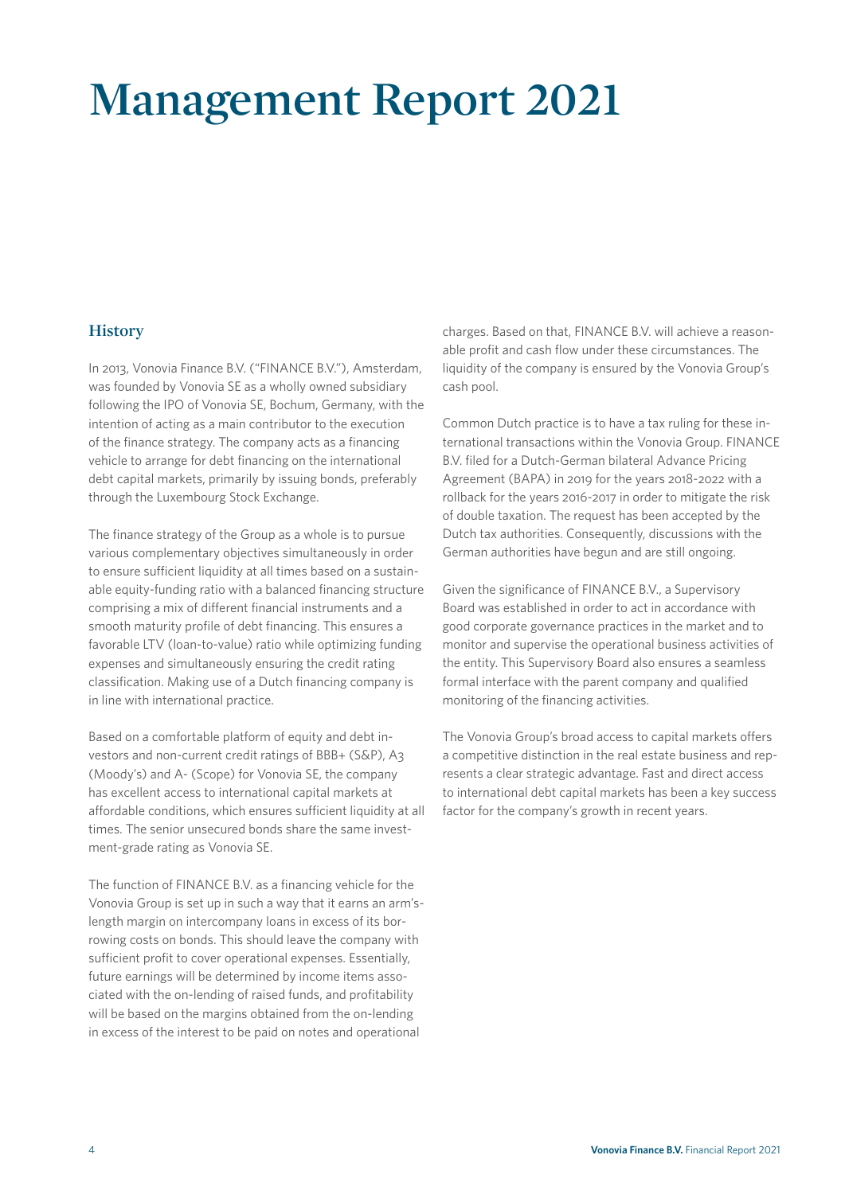# Management Report 2021

## History

In 2013, Vonovia Finance B.V. ("FINANCE B.V."), Amsterdam, was founded by Vonovia SE as a wholly owned subsidiary following the IPO of Vonovia SE, Bochum, Germany, with the intention of acting as a main contributor to the execution of the finance strategy. The company acts as a financing vehicle to arrange for debt financing on the international debt capital markets, primarily by issuing bonds, preferably through the Luxembourg Stock Exchange.

The finance strategy of the Group as a whole is to pursue various complementary objectives simultaneously in order to ensure sufficient liquidity at all times based on a sustainable equity-funding ratio with a balanced financing structure comprising a mix of different financial instruments and a smooth maturity profile of debt financing. This ensures a favorable LTV (loan-to-value) ratio while optimizing funding expenses and simultaneously ensuring the credit rating classification. Making use of a Dutch financing company is in line with international practice.

Based on a comfortable platform of equity and debt investors and non-current credit ratings of BBB+ (S&P), A3 (Moody's) and A- (Scope) for Vonovia SE, the company has excellent access to international capital markets at affordable conditions, which ensures sufficient liquidity at all times. The senior unsecured bonds share the same investment-grade rating as Vonovia SE.

The function of FINANCE B.V. as a financing vehicle for the Vonovia Group is set up in such a way that it earns an arm's-length margin on intercompany loans in excess of its borrowing costs on bonds. This should leave the company with sufficient profit to cover operational expenses. Essentially, future earnings will be determined by income items associated with the on-lending of raised funds, and profitability will be based on the margins obtained from the on-lending in excess of the interest to be paid on notes and operational charges. Based on that, FINANCE B.V. will achieve a reasonable profit and cash flow under these circumstances. The liquidity of the company is ensured by the Vonovia Group's cash pool.

Common Dutch practice is to have a tax ruling for these international transactions within the Vonovia Group. FINANCE B.V. filed for a Dutch-German bilateral Advance Pricing Agreement (BAPA) in 2019 for the years 2018-2022 with a rollback for the years 2016-2017 in order to mitigate the risk of double taxation. The request has been accepted by the Dutch tax authorities. Consequently, discussions with the German authorities have begun and are still ongoing.

Given the significance of FINANCE B.V., a Supervisory Board was established in order to act in accordance with good corporate governance practices in the market and to monitor and supervise the operational business activities of the entity. This Supervisory Board also ensures a seamless formal interface with the parent company and qualified monitoring of the financing activities.

The Vonovia Group's broad access to capital markets offers a competitive distinction in the real estate business and represents a clear strategic advantage. Fast and direct access to international debt capital markets has been a key success factor for the company's growth in recent years.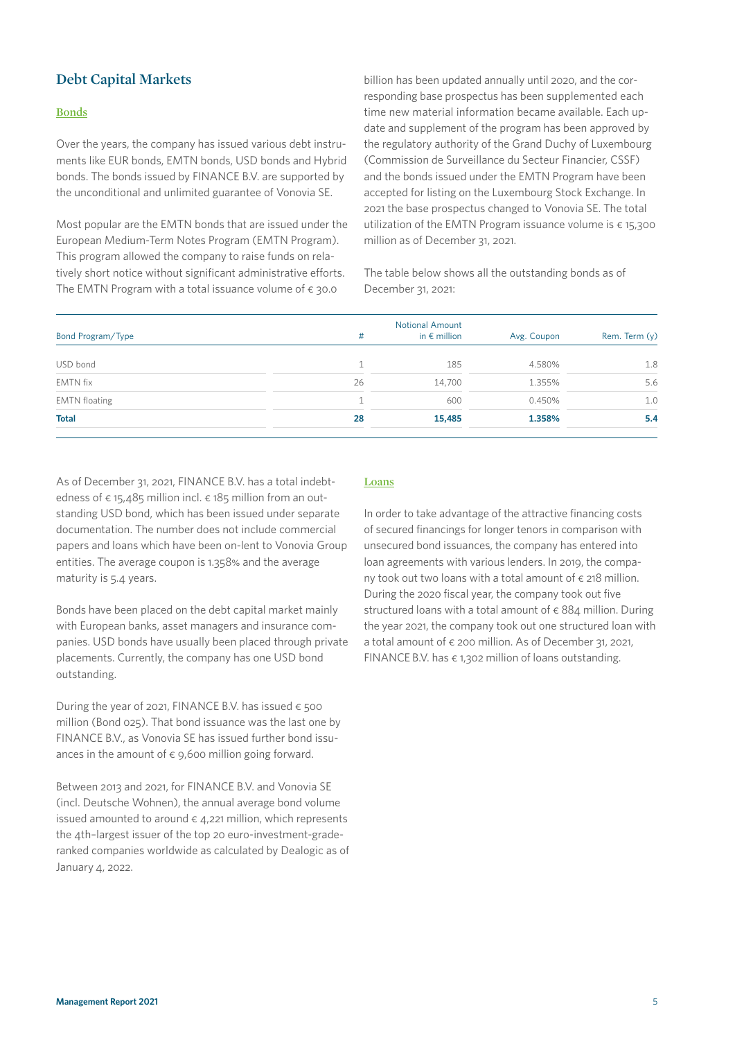## Debt Capital Markets

### Bonds

Over the years, the company has issued various debt instruments like EUR bonds, EMTN bonds, USD bonds and Hybrid bonds. The bonds issued by FINANCE B.V. are supported by the unconditional and unlimited guarantee of Vonovia SE.

Most popular are the EMTN bonds that are issued under the European Medium-Term Notes Program (EMTN Program). This program allowed the company to raise funds on relatively short notice without significant administrative efforts. The EMTN Program with a total issuance volume of € 30.0 billion has been updated annually until 2020, and the corresponding base prospectus has been supplemented each time new material information became available. Each update and supplement of the program has been approved by the regulatory authority of the Grand Duchy of Luxembourg (Commission de Surveillance du Secteur Financier, CSSF) and the bonds issued under the EMTN Program have been accepted for listing on the Luxembourg Stock Exchange. In 2021 the base prospectus changed to Vonovia SE. The total utilization of the EMTN Program issuance volume is € 15,300 million as of December 31, 2021.

The table below shows all the outstanding bonds as of December 31, 2021:

| Bond Program/Type | # | Notional Amount in € million | Avg. Coupon | Rem. Term (y) |
|---|---|---|---|---|
| USD bond | 1 | 185 | 4.580% | 1.8 |
| EMTN fix | 26 | 14,700 | 1.355% | 5.6 |
| EMTN floating | 1 | 600 | 0.450% | 1.0 |
| **Total** | **28** | **15,485** | **1.358%** | **5.4** |

As of December 31, 2021, FINANCE B.V. has a total indebtedness of € 15,485 million incl. € 185 million from an outstanding USD bond, which has been issued under separate documentation. The number does not include commercial papers and loans which have been on-lent to Vonovia Group entities. The average coupon is 1.358% and the average maturity is 5.4 years.

Bonds have been placed on the debt capital market mainly with European banks, asset managers and insurance companies. USD bonds have usually been placed through private placements. Currently, the company has one USD bond outstanding.

During the year of 2021, FINANCE B.V. has issued € 500 million (Bond 025). That bond issuance was the last one by FINANCE B.V., as Vonovia SE has issued further bond issuances in the amount of € 9,600 million going forward.

Between 2013 and 2021, for FINANCE B.V. and Vonovia SE (incl. Deutsche Wohnen), the annual average bond volume issued amounted to around € 4,221 million, which represents the 4th-largest issuer of the top 20 euro-investment-grade-ranked companies worldwide as calculated by Dealogic as of January 4, 2022.

### Loans

In order to take advantage of the attractive financing costs of secured financings for longer tenors in comparison with unsecured bond issuances, the company has entered into loan agreements with various lenders. In 2019, the company took out two loans with a total amount of € 218 million. During the 2020 fiscal year, the company took out five structured loans with a total amount of € 884 million. During the year 2021, the company took out one structured loan with a total amount of € 200 million. As of December 31, 2021, FINANCE B.V. has € 1,302 million of loans outstanding.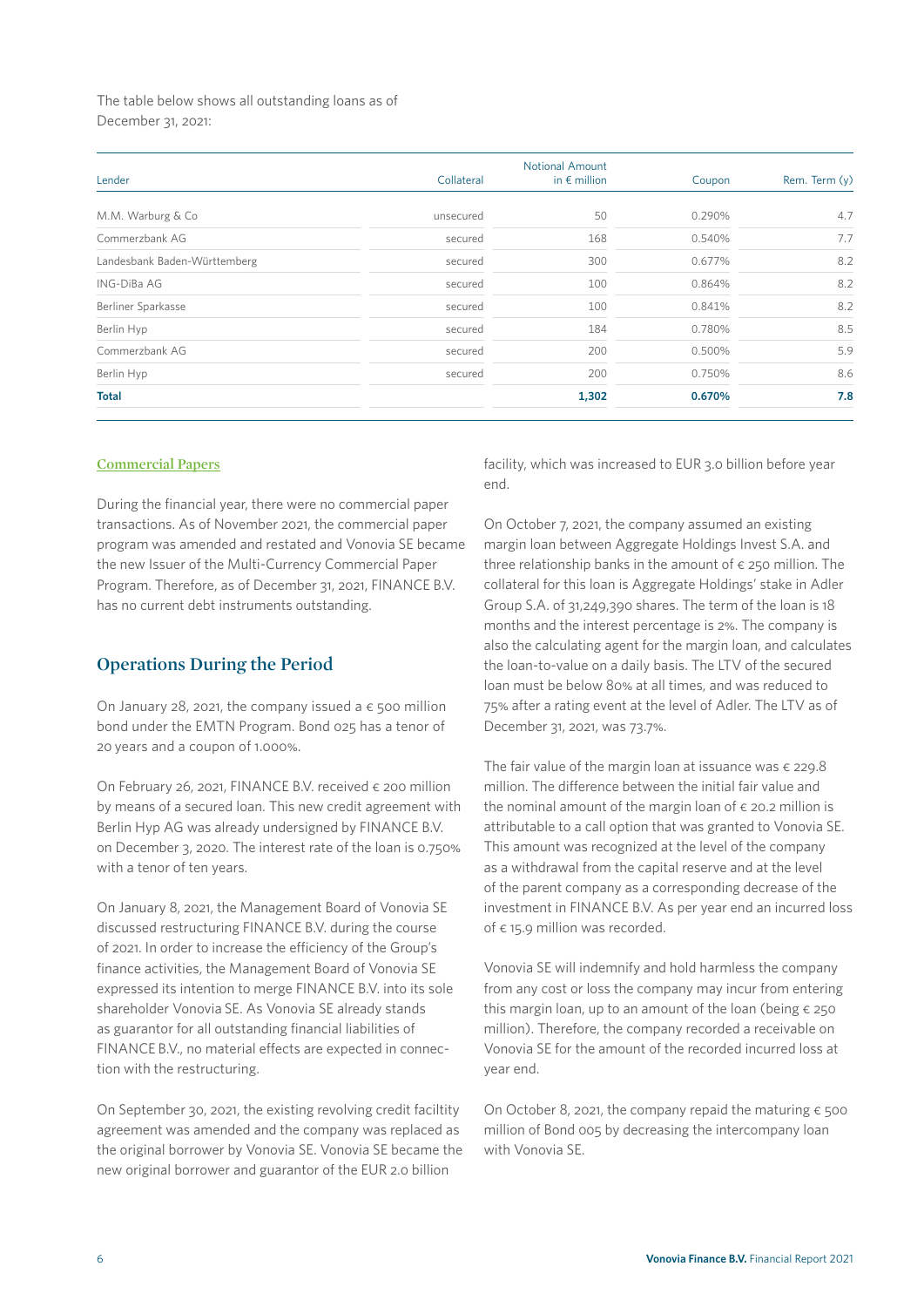The table below shows all outstanding loans as of December 31, 2021:

| Lender | Collateral | Notional Amount in € million | Coupon | Rem. Term (y) |
|---|---|---|---|---|
| M.M. Warburg & Co | unsecured | 50 | 0.290% | 4.7 |
| Commerzbank AG | secured | 168 | 0.540% | 7.7 |
| Landesbank Baden-Württemberg | secured | 300 | 0.677% | 8.2 |
| ING-DiBa AG | secured | 100 | 0.864% | 8.2 |
| Berliner Sparkasse | secured | 100 | 0.841% | 8.2 |
| Berlin Hyp | secured | 184 | 0.780% | 8.5 |
| Commerzbank AG | secured | 200 | 0.500% | 5.9 |
| Berlin Hyp | secured | 200 | 0.750% | 8.6 |
| **Total** | | **1,302** | **0.670%** | **7.8** |

### Commercial Papers

During the financial year, there were no commercial paper transactions. As of November 2021, the commercial paper program was amended and restated and Vonovia SE became the new Issuer of the Multi-Currency Commercial Paper Program. Therefore, as of December 31, 2021, FINANCE B.V. has no current debt instruments outstanding.

## Operations During the Period

On January 28, 2021, the company issued a € 500 million bond under the EMTN Program. Bond 025 has a tenor of 20 years and a coupon of 1.000%.

On February 26, 2021, FINANCE B.V. received € 200 million by means of a secured loan. This new credit agreement with Berlin Hyp AG was already undersigned by FINANCE B.V. on December 3, 2020. The interest rate of the loan is 0.750% with a tenor of ten years.

On January 8, 2021, the Management Board of Vonovia SE discussed restructuring FINANCE B.V. during the course of 2021. In order to increase the efficiency of the Group's finance activities, the Management Board of Vonovia SE expressed its intention to merge FINANCE B.V. into its sole shareholder Vonovia SE. As Vonovia SE already stands as guarantor for all outstanding financial liabilities of FINANCE B.V., no material effects are expected in connection with the restructuring.

On September 30, 2021, the existing revolving credit faciltity agreement was amended and the company was replaced as the original borrower by Vonovia SE. Vonovia SE became the new original borrower and guarantor of the EUR 2.0 billion facility, which was increased to EUR 3.0 billion before year end.

On October 7, 2021, the company assumed an existing margin loan between Aggregate Holdings Invest S.A. and three relationship banks in the amount of € 250 million. The collateral for this loan is Aggregate Holdings' stake in Adler Group S.A. of 31,249,390 shares. The term of the loan is 18 months and the interest percentage is 2%. The company is also the calculating agent for the margin loan, and calculates the loan-to-value on a daily basis. The LTV of the secured loan must be below 80% at all times, and was reduced to 75% after a rating event at the level of Adler. The LTV as of December 31, 2021, was 73.7%.

The fair value of the margin loan at issuance was € 229.8 million. The difference between the initial fair value and the nominal amount of the margin loan of € 20.2 million is attributable to a call option that was granted to Vonovia SE. This amount was recognized at the level of the company as a withdrawal from the capital reserve and at the level of the parent company as a corresponding decrease of the investment in FINANCE B.V. As per year end an incurred loss of € 15.9 million was recorded.

Vonovia SE will indemnify and hold harmless the company from any cost or loss the company may incur from entering this margin loan, up to an amount of the loan (being € 250 million). Therefore, the company recorded a receivable on Vonovia SE for the amount of the recorded incurred loss at year end.

On October 8, 2021, the company repaid the maturing € 500 million of Bond 005 by decreasing the intercompany loan with Vonovia SE.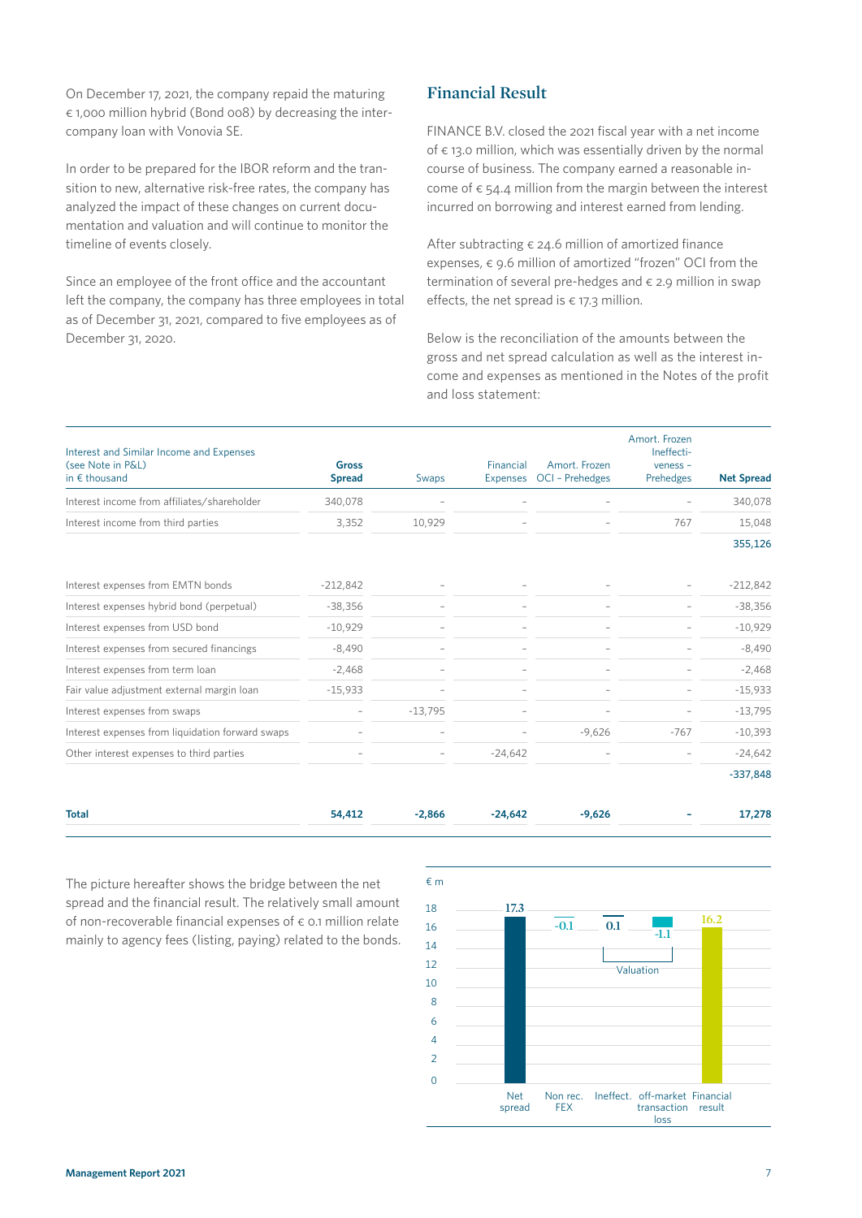On December 17, 2021, the company repaid the maturing € 1,000 million hybrid (Bond 008) by decreasing the intercompany loan with Vonovia SE.

In order to be prepared for the IBOR reform and the transition to new, alternative risk-free rates, the company has analyzed the impact of these changes on current documentation and valuation and will continue to monitor the timeline of events closely.

Since an employee of the front office and the accountant left the company, the company has three employees in total as of December 31, 2021, compared to five employees as of December 31, 2020.

## Financial Result

FINANCE B.V. closed the 2021 fiscal year with a net income of € 13.0 million, which was essentially driven by the normal course of business. The company earned a reasonable income of € 54.4 million from the margin between the interest incurred on borrowing and interest earned from lending.

After subtracting € 24.6 million of amortized finance expenses, € 9.6 million of amortized "frozen" OCI from the termination of several pre-hedges and € 2.9 million in swap effects, the net spread is € 17.3 million.

Below is the reconciliation of the amounts between the gross and net spread calculation as well as the interest income and expenses as mentioned in the Notes of the profit and loss statement:

| Interest and Similar Income and Expenses (see Note in P&L) in € thousand | **Gross Spread** | Swaps | Financial Expenses | Amort. Frozen OCI – Prehedges | Amort. Frozen Ineffectiveness – Prehedges | **Net Spread** |
|---|---|---|---|---|---|---|
| Interest income from affiliates/shareholder | 340,078 | – | – | – | – | 340,078 |
| Interest income from third parties | 3,352 | 10,929 | – | – | 767 | 15,048 |
| | | | | | | 355,126 |
| Interest expenses from EMTN bonds | -212,842 | – | – | – | – | -212,842 |
| Interest expenses hybrid bond (perpetual) | -38,356 | – | – | – | – | -38,356 |
| Interest expenses from USD bond | -10,929 | – | – | – | – | -10,929 |
| Interest expenses from secured financings | -8,490 | – | – | – | – | -8,490 |
| Interest expenses from term loan | -2,468 | – | – | – | – | -2,468 |
| Fair value adjustment external margin loan | -15,933 | – | – | – | – | -15,933 |
| Interest expenses from swaps | – | -13,795 | – | – | – | -13,795 |
| Interest expenses from liquidation forward swaps | – | – | – | -9,626 | -767 | -10,393 |
| Other interest expenses to third parties | – | – | -24,642 | – | – | -24,642 |
| | | | | | | -337,848 |
| **Total** | **54,412** | **-2,866** | **-24,642** | **-9,626** | **–** | **17,278** |

The picture hereafter shows the bridge between the net spread and the financial result. The relatively small amount of non-recoverable financial expenses of € 0.1 million relate mainly to agency fees (listing, paying) related to the bonds.

€ m

| | Net spread | Non rec. FEX | Ineffect. | off-market transaction loss | Financial result |
|---|---|---|---|---|---|
| € m | 17.3 | -0.1 | 0.1 | -1.1 | 16.2 |

Valuation: Ineffect., off-market transaction loss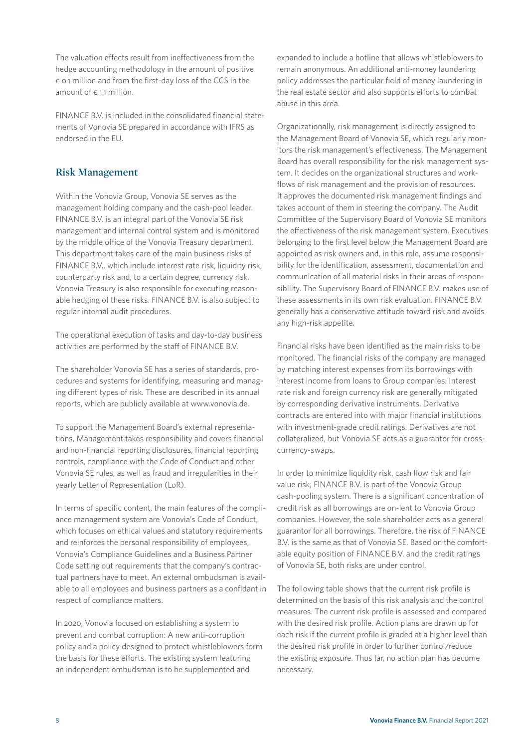The valuation effects result from ineffectiveness from the hedge accounting methodology in the amount of positive € 0.1 million and from the first-day loss of the CCS in the amount of € 1.1 million.

FINANCE B.V. is included in the consolidated financial statements of Vonovia SE prepared in accordance with IFRS as endorsed in the EU.

## Risk Management

Within the Vonovia Group, Vonovia SE serves as the management holding company and the cash-pool leader. FINANCE B.V. is an integral part of the Vonovia SE risk management and internal control system and is monitored by the middle office of the Vonovia Treasury department. This department takes care of the main business risks of FINANCE B.V., which include interest rate risk, liquidity risk, counterparty risk and, to a certain degree, currency risk. Vonovia Treasury is also responsible for executing reasonable hedging of these risks. FINANCE B.V. is also subject to regular internal audit procedures.

The operational execution of tasks and day-to-day business activities are performed by the staff of FINANCE B.V.

The shareholder Vonovia SE has a series of standards, procedures and systems for identifying, measuring and managing different types of risk. These are described in its annual reports, which are publicly available at www.vonovia.de.

To support the Management Board's external representations, Management takes responsibility and covers financial and non-financial reporting disclosures, financial reporting controls, compliance with the Code of Conduct and other Vonovia SE rules, as well as fraud and irregularities in their yearly Letter of Representation (LoR).

In terms of specific content, the main features of the compliance management system are Vonovia's Code of Conduct, which focuses on ethical values and statutory requirements and reinforces the personal responsibility of employees, Vonovia's Compliance Guidelines and a Business Partner Code setting out requirements that the company's contractual partners have to meet. An external ombudsman is available to all employees and business partners as a confidant in respect of compliance matters.

In 2020, Vonovia focused on establishing a system to prevent and combat corruption: A new anti-corruption policy and a policy designed to protect whistleblowers form the basis for these efforts. The existing system featuring an independent ombudsman is to be supplemented and expanded to include a hotline that allows whistleblowers to remain anonymous. An additional anti-money laundering policy addresses the particular field of money laundering in the real estate sector and also supports efforts to combat abuse in this area.

Organizationally, risk management is directly assigned to the Management Board of Vonovia SE, which regularly monitors the risk management's effectiveness. The Management Board has overall responsibility for the risk management system. It decides on the organizational structures and workflows of risk management and the provision of resources. It approves the documented risk management findings and takes account of them in steering the company. The Audit Committee of the Supervisory Board of Vonovia SE monitors the effectiveness of the risk management system. Executives belonging to the first level below the Management Board are appointed as risk owners and, in this role, assume responsibility for the identification, assessment, documentation and communication of all material risks in their areas of responsibility. The Supervisory Board of FINANCE B.V. makes use of these assessments in its own risk evaluation. FINANCE B.V. generally has a conservative attitude toward risk and avoids any high-risk appetite.

Financial risks have been identified as the main risks to be monitored. The financial risks of the company are managed by matching interest expenses from its borrowings with interest income from loans to Group companies. Interest rate risk and foreign currency risk are generally mitigated by corresponding derivative instruments. Derivative contracts are entered into with major financial institutions with investment-grade credit ratings. Derivatives are not collateralized, but Vonovia SE acts as a guarantor for cross-currency-swaps.

In order to minimize liquidity risk, cash flow risk and fair value risk, FINANCE B.V. is part of the Vonovia Group cash-pooling system. There is a significant concentration of credit risk as all borrowings are on-lent to Vonovia Group companies. However, the sole shareholder acts as a general guarantor for all borrowings. Therefore, the risk of FINANCE B.V. is the same as that of Vonovia SE. Based on the comfortable equity position of FINANCE B.V. and the credit ratings of Vonovia SE, both risks are under control.

The following table shows that the current risk profile is determined on the basis of this risk analysis and the control measures. The current risk profile is assessed and compared with the desired risk profile. Action plans are drawn up for each risk if the current profile is graded at a higher level than the desired risk profile in order to further control/reduce the existing exposure. Thus far, no action plan has become necessary.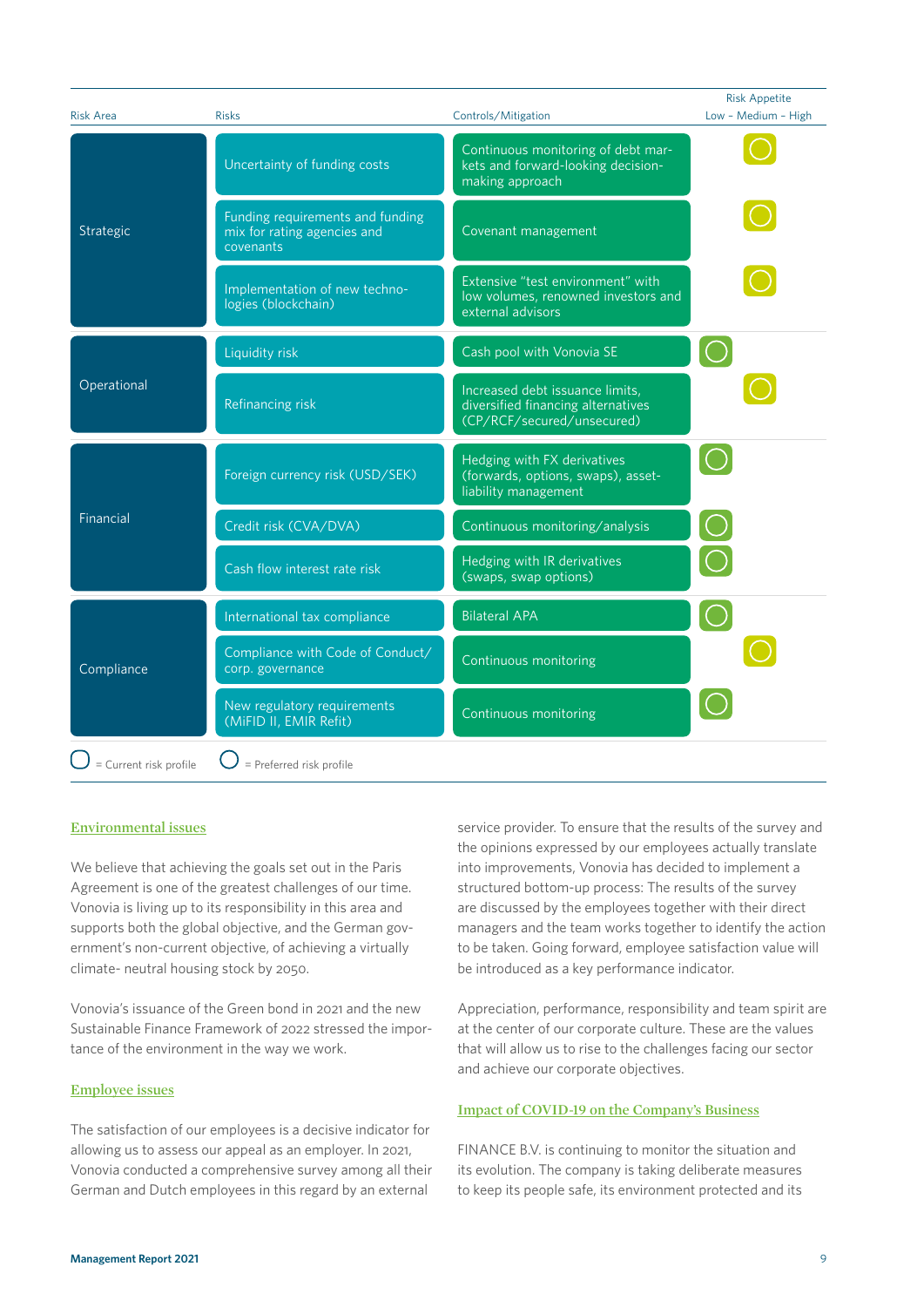| Risk Area | Risks | Controls/Mitigation | Risk Appetite Low – Medium – High |
|---|---|---|---|
| Strategic | Uncertainty of funding costs | Continuous monitoring of debt markets and forward-looking decision-making approach | Medium |
| | Funding requirements and funding mix for rating agencies and covenants | Covenant management | Medium |
| | Implementation of new technologies (blockchain) | Extensive "test environment" with low volumes, renowned investors and external advisors | Medium |
| Operational | Liquidity risk | Cash pool with Vonovia SE | Low |
| | Refinancing risk | Increased debt issuance limits, diversified financing alternatives (CP/RCF/secured/unsecured) | Medium |
| Financial | Foreign currency risk (USD/SEK) | Hedging with FX derivatives (forwards, options, swaps), asset-liability management | Low |
| | Credit risk (CVA/DVA) | Continuous monitoring/analysis | Low |
| | Cash flow interest rate risk | Hedging with IR derivatives (swaps, swap options) | Low |
| Compliance | International tax compliance | Bilateral APA | Low |
| | Compliance with Code of Conduct/corp. governance | Continuous monitoring | Medium |
| | New regulatory requirements (MiFID II, EMIR Refit) | Continuous monitoring | Low |

○ = Current risk profile ○ = Preferred risk profile

## Environmental issues

We believe that achieving the goals set out in the Paris Agreement is one of the greatest challenges of our time. Vonovia is living up to its responsibility in this area and supports both the global objective, and the German government's non-current objective, of achieving a virtually climate- neutral housing stock by 2050.

Vonovia's issuance of the Green bond in 2021 and the new Sustainable Finance Framework of 2022 stressed the importance of the environment in the way we work.

## Employee issues

The satisfaction of our employees is a decisive indicator for allowing us to assess our appeal as an employer. In 2021, Vonovia conducted a comprehensive survey among all their German and Dutch employees in this regard by an external service provider. To ensure that the results of the survey and the opinions expressed by our employees actually translate into improvements, Vonovia has decided to implement a structured bottom-up process: The results of the survey are discussed by the employees together with their direct managers and the team works together to identify the action to be taken. Going forward, employee satisfaction value will be introduced as a key performance indicator.

Appreciation, performance, responsibility and team spirit are at the center of our corporate culture. These are the values that will allow us to rise to the challenges facing our sector and achieve our corporate objectives.

## Impact of COVID-19 on the Company's Business

FINANCE B.V. is continuing to monitor the situation and its evolution. The company is taking deliberate measures to keep its people safe, its environment protected and its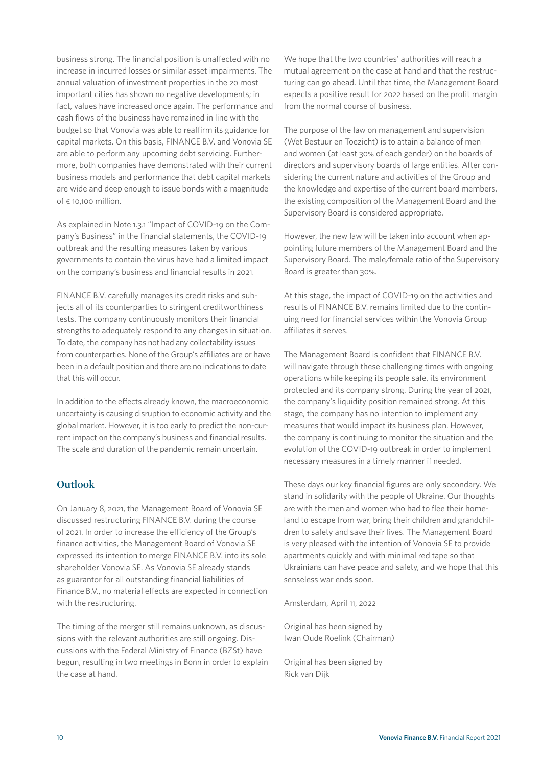business strong. The financial position is unaffected with no increase in incurred losses or similar asset impairments. The annual valuation of investment properties in the 20 most important cities has shown no negative developments; in fact, values have increased once again. The performance and cash flows of the business have remained in line with the budget so that Vonovia was able to reaffirm its guidance for capital markets. On this basis, FINANCE B.V. and Vonovia SE are able to perform any upcoming debt servicing. Furthermore, both companies have demonstrated with their current business models and performance that debt capital markets are wide and deep enough to issue bonds with a magnitude of € 10,100 million.

As explained in Note 1.3.1 "Impact of COVID-19 on the Company's Business" in the financial statements, the COVID-19 outbreak and the resulting measures taken by various governments to contain the virus have had a limited impact on the company's business and financial results in 2021.

FINANCE B.V. carefully manages its credit risks and subjects all of its counterparties to stringent creditworthiness tests. The company continuously monitors their financial strengths to adequately respond to any changes in situation. To date, the company has not had any collectability issues from counterparties. None of the Group's affiliates are or have been in a default position and there are no indications to date that this will occur.

In addition to the effects already known, the macroeconomic uncertainty is causing disruption to economic activity and the global market. However, it is too early to predict the non-current impact on the company's business and financial results. The scale and duration of the pandemic remain uncertain.

## Outlook

On January 8, 2021, the Management Board of Vonovia SE discussed restructuring FINANCE B.V. during the course of 2021. In order to increase the efficiency of the Group's finance activities, the Management Board of Vonovia SE expressed its intention to merge FINANCE B.V. into its sole shareholder Vonovia SE. As Vonovia SE already stands as guarantor for all outstanding financial liabilities of Finance B.V., no material effects are expected in connection with the restructuring.

The timing of the merger still remains unknown, as discussions with the relevant authorities are still ongoing. Discussions with the Federal Ministry of Finance (BZSt) have begun, resulting in two meetings in Bonn in order to explain the case at hand.

We hope that the two countries' authorities will reach a mutual agreement on the case at hand and that the restructuring can go ahead. Until that time, the Management Board expects a positive result for 2022 based on the profit margin from the normal course of business.

The purpose of the law on management and supervision (Wet Bestuur en Toezicht) is to attain a balance of men and women (at least 30% of each gender) on the boards of directors and supervisory boards of large entities. After considering the current nature and activities of the Group and the knowledge and expertise of the current board members, the existing composition of the Management Board and the Supervisory Board is considered appropriate.

However, the new law will be taken into account when appointing future members of the Management Board and the Supervisory Board. The male/female ratio of the Supervisory Board is greater than 30%.

At this stage, the impact of COVID-19 on the activities and results of FINANCE B.V. remains limited due to the continuing need for financial services within the Vonovia Group affiliates it serves.

The Management Board is confident that FINANCE B.V. will navigate through these challenging times with ongoing operations while keeping its people safe, its environment protected and its company strong. During the year of 2021, the company's liquidity position remained strong. At this stage, the company has no intention to implement any measures that would impact its business plan. However, the company is continuing to monitor the situation and the evolution of the COVID-19 outbreak in order to implement necessary measures in a timely manner if needed.

These days our key financial figures are only secondary. We stand in solidarity with the people of Ukraine. Our thoughts are with the men and women who had to flee their homeland to escape from war, bring their children and grandchildren to safety and save their lives. The Management Board is very pleased with the intention of Vonovia SE to provide apartments quickly and with minimal red tape so that Ukrainians can have peace and safety, and we hope that this senseless war ends soon.

Amsterdam, April 11, 2022

Original has been signed by
Iwan Oude Roelink (Chairman)

Original has been signed by
Rick van Dijk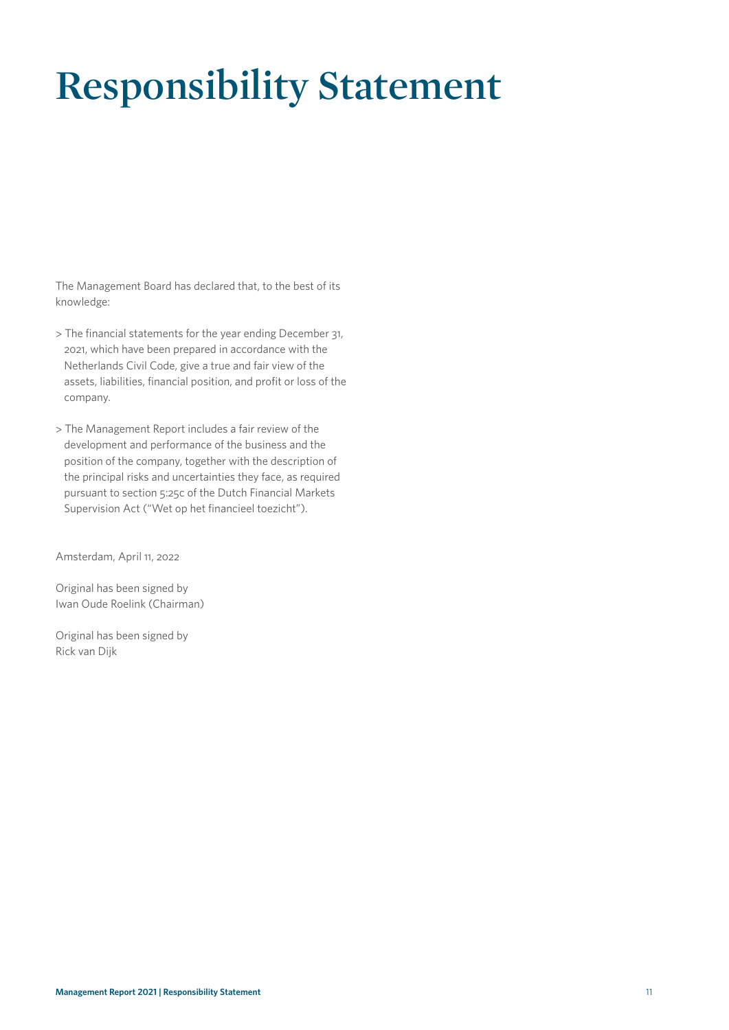# Responsibility Statement

The Management Board has declared that, to the best of its knowledge:

> The financial statements for the year ending December 31, 2021, which have been prepared in accordance with the Netherlands Civil Code, give a true and fair view of the assets, liabilities, financial position, and profit or loss of the company.

> The Management Report includes a fair review of the development and performance of the business and the position of the company, together with the description of the principal risks and uncertainties they face, as required pursuant to section 5:25c of the Dutch Financial Markets Supervision Act ("Wet op het financieel toezicht").

Amsterdam, April 11, 2022

Original has been signed by
Iwan Oude Roelink (Chairman)

Original has been signed by
Rick van Dijk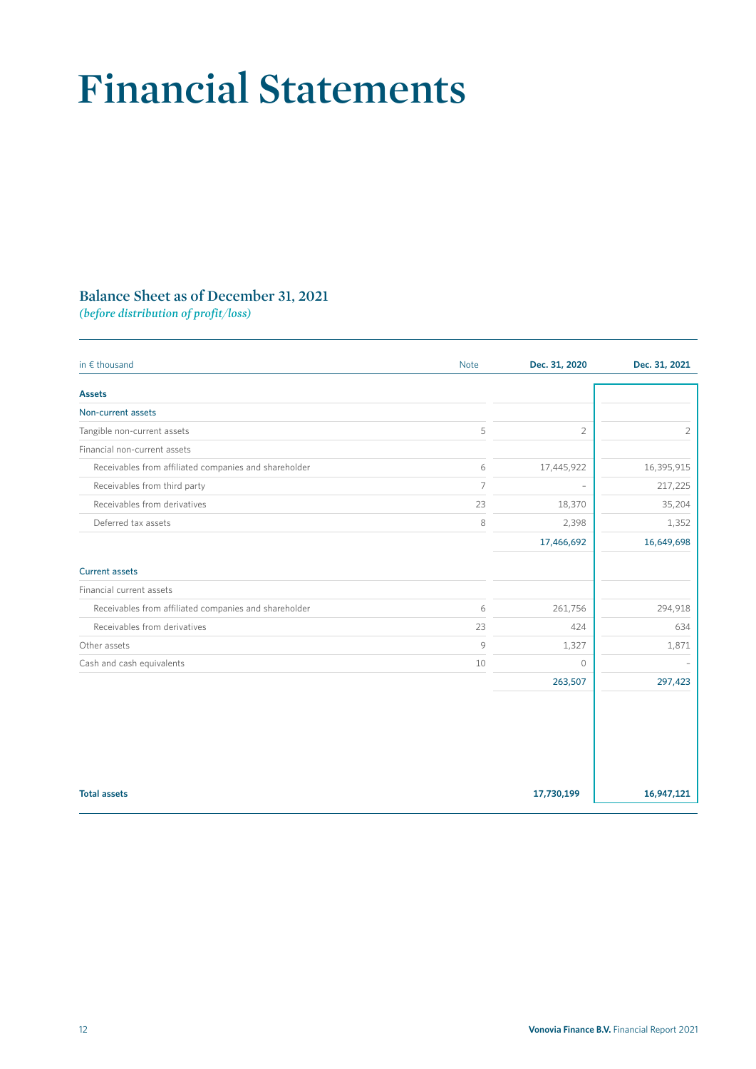# Financial Statements

## Balance Sheet as of December 31, 2021

*(before distribution of profit/loss)*

| in € thousand | Note | Dec. 31, 2020 | Dec. 31, 2021 |
|---|---|---|---|
| **Assets** | | | |
| Non-current assets | | | |
| Tangible non-current assets | 5 | 2 | 2 |
| Financial non-current assets | | | |
| Receivables from affiliated companies and shareholder | 6 | 17,445,922 | 16,395,915 |
| Receivables from third party | 7 | – | 217,225 |
| Receivables from derivatives | 23 | 18,370 | 35,204 |
| Deferred tax assets | 8 | 2,398 | 1,352 |
| | | **17,466,692** | **16,649,698** |
| Current assets | | | |
| Financial current assets | | | |
| Receivables from affiliated companies and shareholder | 6 | 261,756 | 294,918 |
| Receivables from derivatives | 23 | 424 | 634 |
| Other assets | 9 | 1,327 | 1,871 |
| Cash and cash equivalents | 10 | 0 | – |
| | | **263,507** | **297,423** |
| **Total assets** | | **17,730,199** | **16,947,121** |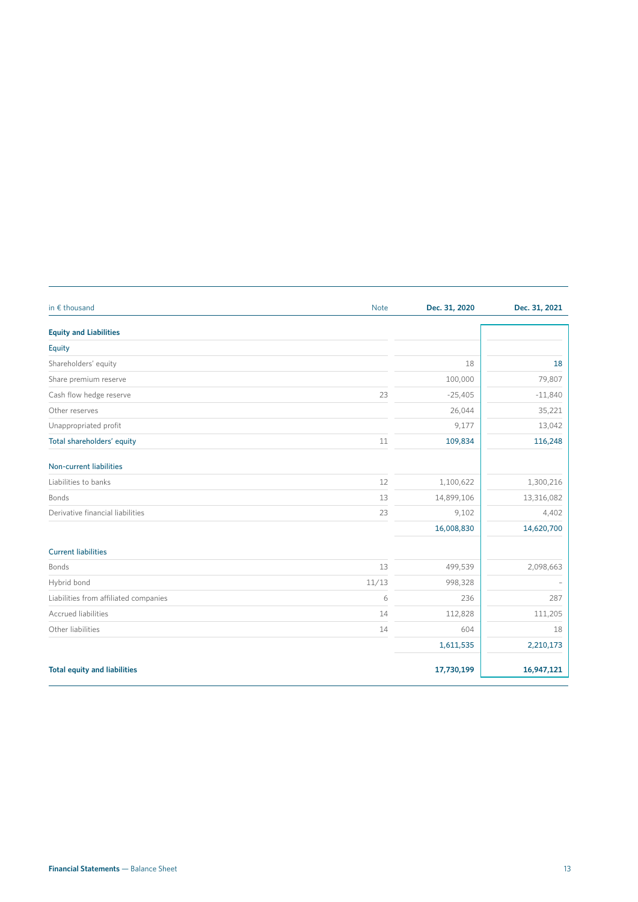| in € thousand | Note | Dec. 31, 2020 | Dec. 31, 2021 |
|---|---|---|---|
| **Equity and Liabilities** | | | |
| Equity | | | |
| Shareholders' equity | | 18 | 18 |
| Share premium reserve | | 100,000 | 79,807 |
| Cash flow hedge reserve | 23 | -25,405 | -11,840 |
| Other reserves | | 26,044 | 35,221 |
| Unappropriated profit | | 9,177 | 13,042 |
| Total shareholders' equity | 11 | 109,834 | 116,248 |
| Non-current liabilities | | | |
| Liabilities to banks | 12 | 1,100,622 | 1,300,216 |
| Bonds | 13 | 14,899,106 | 13,316,082 |
| Derivative financial liabilities | 23 | 9,102 | 4,402 |
| | | 16,008,830 | 14,620,700 |
| Current liabilities | | | |
| Bonds | 13 | 499,539 | 2,098,663 |
| Hybrid bond | 11/13 | 998,328 | – |
| Liabilities from affiliated companies | 6 | 236 | 287 |
| Accrued liabilities | 14 | 112,828 | 111,205 |
| Other liabilities | 14 | 604 | 18 |
| | | 1,611,535 | 2,210,173 |
| **Total equity and liabilities** | | **17,730,199** | **16,947,121** |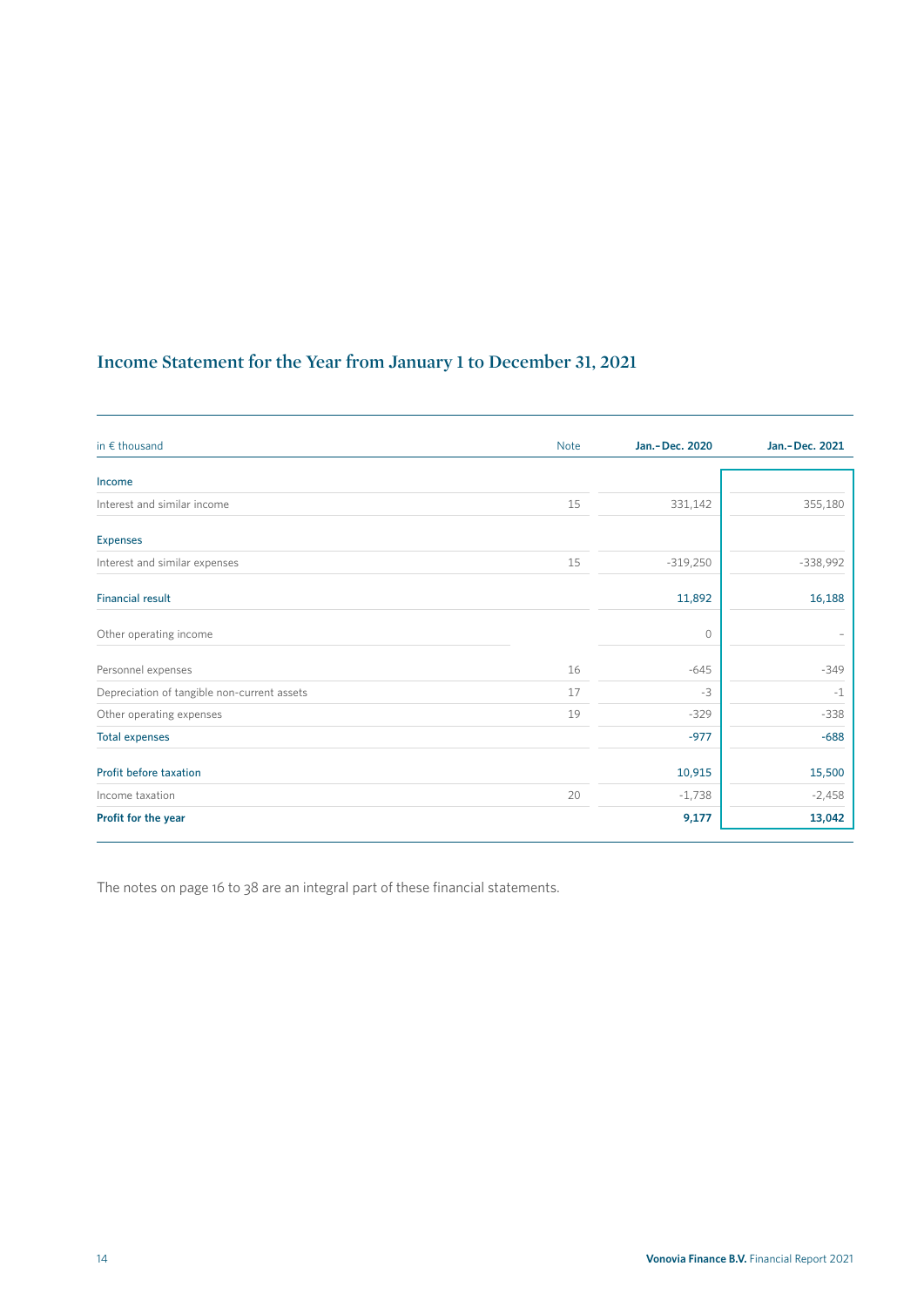# Income Statement for the Year from January 1 to December 31, 2021

| in € thousand | Note | Jan.–Dec. 2020 | Jan.–Dec. 2021 |
|---|---|---|---|
| **Income** | | | |
| Interest and similar income | 15 | 331,142 | 355,180 |
| **Expenses** | | | |
| Interest and similar expenses | 15 | -319,250 | -338,992 |
| **Financial result** | | **11,892** | **16,188** |
| Other operating income | | 0 | – |
| Personnel expenses | 16 | -645 | -349 |
| Depreciation of tangible non-current assets | 17 | -3 | -1 |
| Other operating expenses | 19 | -329 | -338 |
| **Total expenses** | | **-977** | **-688** |
| **Profit before taxation** | | **10,915** | **15,500** |
| Income taxation | 20 | -1,738 | -2,458 |
| **Profit for the year** | | **9,177** | **13,042** |

The notes on page 16 to 38 are an integral part of these financial statements.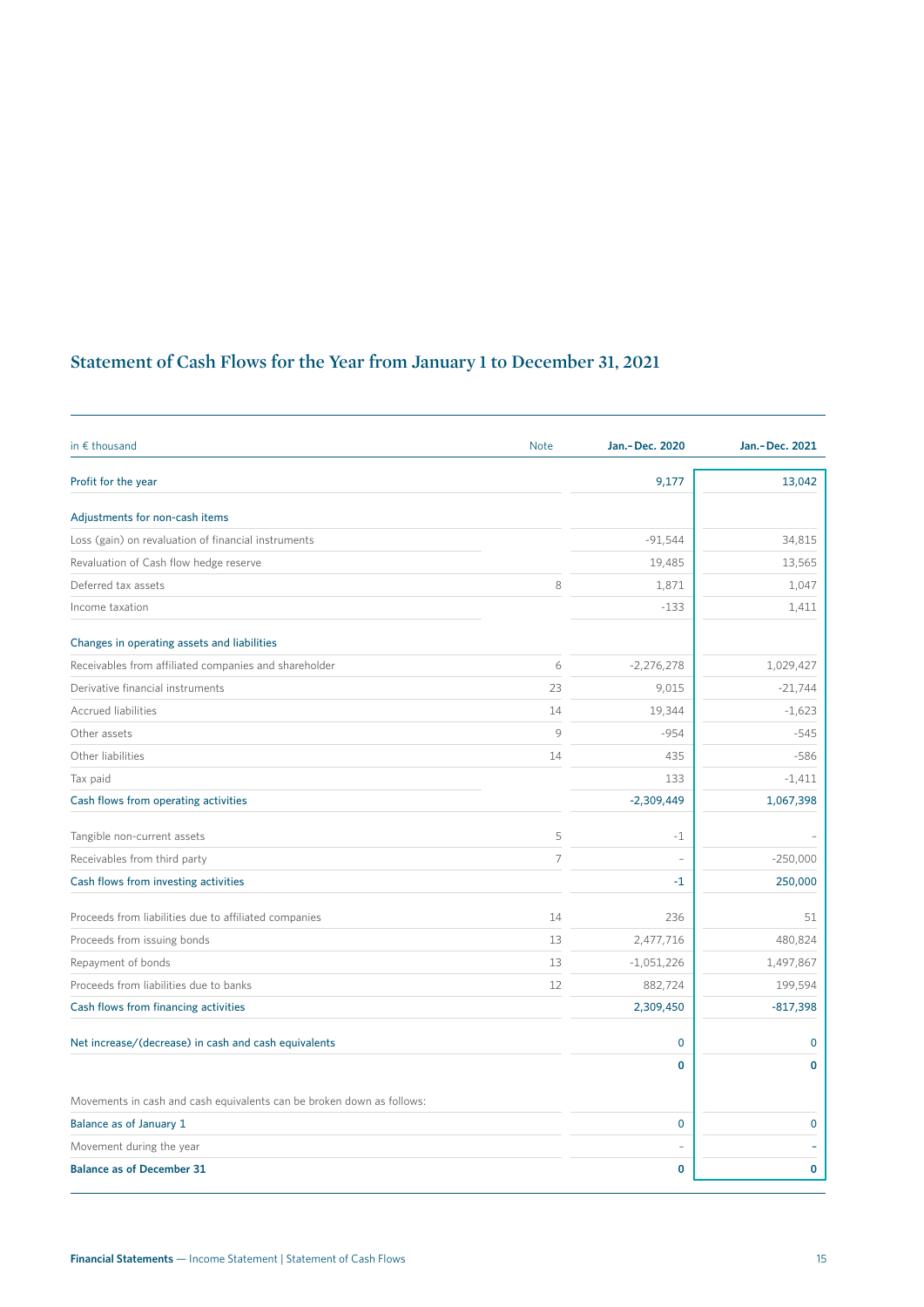# Statement of Cash Flows for the Year from January 1 to December 31, 2021

| in € thousand | Note | Jan.–Dec. 2020 | Jan.–Dec. 2021 |
|---|---|---|---|
| Profit for the year | | 9,177 | 13,042 |
| Adjustments for non-cash items | | | |
| Loss (gain) on revaluation of financial instruments | | -91,544 | 34,815 |
| Revaluation of Cash flow hedge reserve | | 19,485 | 13,565 |
| Deferred tax assets | 8 | 1,871 | 1,047 |
| Income taxation | | -133 | 1,411 |
| Changes in operating assets and liabilities | | | |
| Receivables from affiliated companies and shareholder | 6 | -2,276,278 | 1,029,427 |
| Derivative financial instruments | 23 | 9,015 | -21,744 |
| Accrued liabilities | 14 | 19,344 | -1,623 |
| Other assets | 9 | -954 | -545 |
| Other liabilities | 14 | 435 | -586 |
| Tax paid | | 133 | -1,411 |
| Cash flows from operating activities | | -2,309,449 | 1,067,398 |
| Tangible non-current assets | 5 | -1 | – |
| Receivables from third party | 7 | – | -250,000 |
| Cash flows from investing activities | | -1 | 250,000 |
| Proceeds from liabilities due to affiliated companies | 14 | 236 | 51 |
| Proceeds from issuing bonds | 13 | 2,477,716 | 480,824 |
| Repayment of bonds | 13 | -1,051,226 | 1,497,867 |
| Proceeds from liabilities due to banks | 12 | 882,724 | 199,594 |
| Cash flows from financing activities | | 2,309,450 | -817,398 |
| Net increase/(decrease) in cash and cash equivalents | | 0 | 0 |
| | | 0 | 0 |
| Movements in cash and cash equivalents can be broken down as follows: | | | |
| Balance as of January 1 | | 0 | 0 |
| Movement during the year | | – | – |
| **Balance as of December 31** | | **0** | **0** |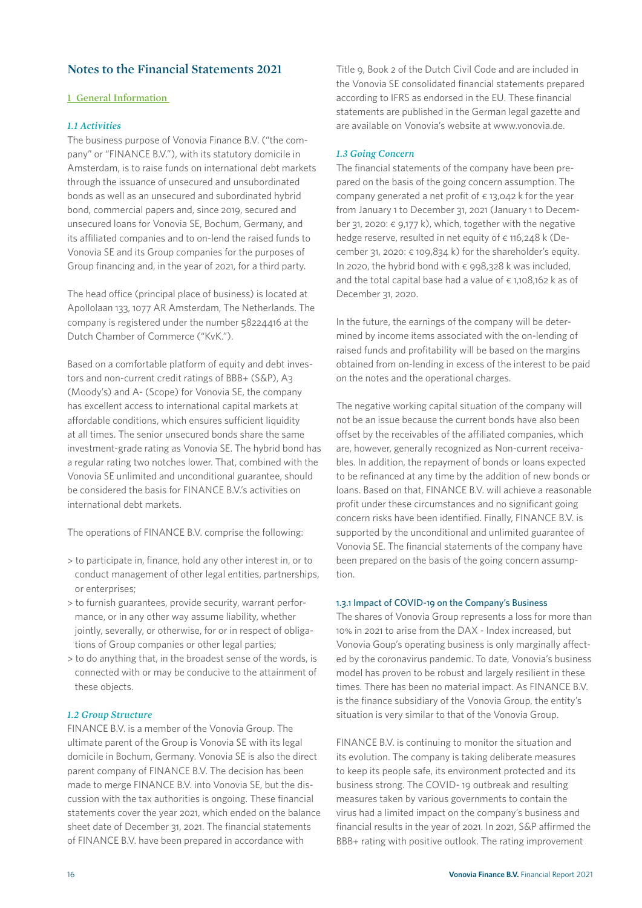# Notes to the Financial Statements 2021

## 1 General Information

### *1.1 Activities*

The business purpose of Vonovia Finance B.V. ("the company" or "FINANCE B.V."), with its statutory domicile in Amsterdam, is to raise funds on international debt markets through the issuance of unsecured and unsubordinated bonds as well as an unsecured and subordinated hybrid bond, commercial papers and, since 2019, secured and unsecured loans for Vonovia SE, Bochum, Germany, and its affiliated companies and to on-lend the raised funds to Vonovia SE and its Group companies for the purposes of Group financing and, in the year of 2021, for a third party.

The head office (principal place of business) is located at Apollolaan 133, 1077 AR Amsterdam, The Netherlands. The company is registered under the number 58224416 at the Dutch Chamber of Commerce ("KvK.").

Based on a comfortable platform of equity and debt investors and non-current credit ratings of BBB+ (S&P), A3 (Moody's) and A- (Scope) for Vonovia SE, the company has excellent access to international capital markets at affordable conditions, which ensures sufficient liquidity at all times. The senior unsecured bonds share the same investment-grade rating as Vonovia SE. The hybrid bond has a regular rating two notches lower. That, combined with the Vonovia SE unlimited and unconditional guarantee, should be considered the basis for FINANCE B.V.'s activities on international debt markets.

The operations of FINANCE B.V. comprise the following:

> to participate in, finance, hold any other interest in, or to conduct management of other legal entities, partnerships, or enterprises;
> to furnish guarantees, provide security, warrant performance, or in any other way assume liability, whether jointly, severally, or otherwise, for or in respect of obligations of Group companies or other legal parties;
> to do anything that, in the broadest sense of the words, is connected with or may be conducive to the attainment of these objects.

### *1.2 Group Structure*

FINANCE B.V. is a member of the Vonovia Group. The ultimate parent of the Group is Vonovia SE with its legal domicile in Bochum, Germany. Vonovia SE is also the direct parent company of FINANCE B.V. The decision has been made to merge FINANCE B.V. into Vonovia SE, but the discussion with the tax authorities is ongoing. These financial statements cover the year 2021, which ended on the balance sheet date of December 31, 2021. The financial statements of FINANCE B.V. have been prepared in accordance with Title 9, Book 2 of the Dutch Civil Code and are included in the Vonovia SE consolidated financial statements prepared according to IFRS as endorsed in the EU. These financial statements are published in the German legal gazette and are available on Vonovia's website at www.vonovia.de.

### *1.3 Going Concern*

The financial statements of the company have been prepared on the basis of the going concern assumption. The company generated a net profit of € 13,042 k for the year from January 1 to December 31, 2021 (January 1 to December 31, 2020: € 9,177 k), which, together with the negative hedge reserve, resulted in net equity of € 116,248 k (December 31, 2020: € 109,834 k) for the shareholder's equity. In 2020, the hybrid bond with € 998,328 k was included, and the total capital base had a value of € 1,108,162 k as of December 31, 2020.

In the future, the earnings of the company will be determined by income items associated with the on-lending of raised funds and profitability will be based on the margins obtained from on-lending in excess of the interest to be paid on the notes and the operational charges.

The negative working capital situation of the company will not be an issue because the current bonds have also been offset by the receivables of the affiliated companies, which are, however, generally recognized as Non-current receivables. In addition, the repayment of bonds or loans expected to be refinanced at any time by the addition of new bonds or loans. Based on that, FINANCE B.V. will achieve a reasonable profit under these circumstances and no significant going concern risks have been identified. Finally, FINANCE B.V. is supported by the unconditional and unlimited guarantee of Vonovia SE. The financial statements of the company have been prepared on the basis of the going concern assumption.

#### 1.3.1 Impact of COVID-19 on the Company's Business

The shares of Vonovia Group represents a loss for more than 10% in 2021 to arise from the DAX - Index increased, but Vonovia Goup's operating business is only marginally affected by the coronavirus pandemic. To date, Vonovia's business model has proven to be robust and largely resilient in these times. There has been no material impact. As FINANCE B.V. is the finance subsidiary of the Vonovia Group, the entity's situation is very similar to that of the Vonovia Group.

FINANCE B.V. is continuing to monitor the situation and its evolution. The company is taking deliberate measures to keep its people safe, its environment protected and its business strong. The COVID- 19 outbreak and resulting measures taken by various governments to contain the virus had a limited impact on the company's business and financial results in the year of 2021. In 2021, S&P affirmed the BBB+ rating with positive outlook. The rating improvement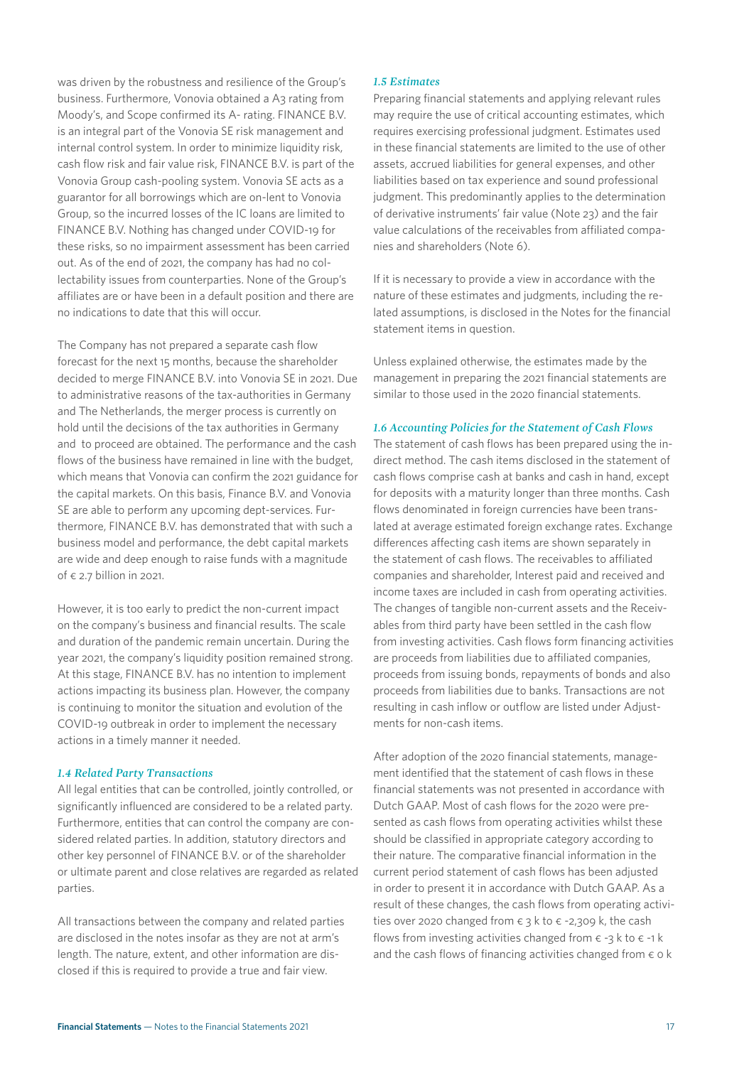was driven by the robustness and resilience of the Group's business. Furthermore, Vonovia obtained a A3 rating from Moody's, and Scope confirmed its A- rating. FINANCE B.V. is an integral part of the Vonovia SE risk management and internal control system. In order to minimize liquidity risk, cash flow risk and fair value risk, FINANCE B.V. is part of the Vonovia Group cash-pooling system. Vonovia SE acts as a guarantor for all borrowings which are on-lent to Vonovia Group, so the incurred losses of the IC loans are limited to FINANCE B.V. Nothing has changed under COVID-19 for these risks, so no impairment assessment has been carried out. As of the end of 2021, the company has had no collectability issues from counterparties. None of the Group's affiliates are or have been in a default position and there are no indications to date that this will occur.

The Company has not prepared a separate cash flow forecast for the next 15 months, because the shareholder decided to merge FINANCE B.V. into Vonovia SE in 2021. Due to administrative reasons of the tax-authorities in Germany and The Netherlands, the merger process is currently on hold until the decisions of the tax authorities in Germany and to proceed are obtained. The performance and the cash flows of the business have remained in line with the budget, which means that Vonovia can confirm the 2021 guidance for the capital markets. On this basis, Finance B.V. and Vonovia SE are able to perform any upcoming dept-services. Furthermore, FINANCE B.V. has demonstrated that with such a business model and performance, the debt capital markets are wide and deep enough to raise funds with a magnitude of € 2.7 billion in 2021.

However, it is too early to predict the non-current impact on the company's business and financial results. The scale and duration of the pandemic remain uncertain. During the year 2021, the company's liquidity position remained strong. At this stage, FINANCE B.V. has no intention to implement actions impacting its business plan. However, the company is continuing to monitor the situation and evolution of the COVID-19 outbreak in order to implement the necessary actions in a timely manner it needed.

### *1.4 Related Party Transactions*

All legal entities that can be controlled, jointly controlled, or significantly influenced are considered to be a related party. Furthermore, entities that can control the company are considered related parties. In addition, statutory directors and other key personnel of FINANCE B.V. or of the shareholder or ultimate parent and close relatives are regarded as related parties.

All transactions between the company and related parties are disclosed in the notes insofar as they are not at arm's length. The nature, extent, and other information are disclosed if this is required to provide a true and fair view.

### *1.5 Estimates*

Preparing financial statements and applying relevant rules may require the use of critical accounting estimates, which requires exercising professional judgment. Estimates used in these financial statements are limited to the use of other assets, accrued liabilities for general expenses, and other liabilities based on tax experience and sound professional judgment. This predominantly applies to the determination of derivative instruments' fair value (Note 23) and the fair value calculations of the receivables from affiliated companies and shareholders (Note 6).

If it is necessary to provide a view in accordance with the nature of these estimates and judgments, including the related assumptions, is disclosed in the Notes for the financial statement items in question.

Unless explained otherwise, the estimates made by the management in preparing the 2021 financial statements are similar to those used in the 2020 financial statements.

### *1.6 Accounting Policies for the Statement of Cash Flows*

The statement of cash flows has been prepared using the indirect method. The cash items disclosed in the statement of cash flows comprise cash at banks and cash in hand, except for deposits with a maturity longer than three months. Cash flows denominated in foreign currencies have been translated at average estimated foreign exchange rates. Exchange differences affecting cash items are shown separately in the statement of cash flows. The receivables to affiliated companies and shareholder, Interest paid and received and income taxes are included in cash from operating activities. The changes of tangible non-current assets and the Receivables from third party have been settled in the cash flow from investing activities. Cash flows form financing activities are proceeds from liabilities due to affiliated companies, proceeds from issuing bonds, repayments of bonds and also proceeds from liabilities due to banks. Transactions are not resulting in cash inflow or outflow are listed under Adjustments for non-cash items.

After adoption of the 2020 financial statements, management identified that the statement of cash flows in these financial statements was not presented in accordance with Dutch GAAP. Most of cash flows for the 2020 were presented as cash flows from operating activities whilst these should be classified in appropriate category according to their nature. The comparative financial information in the current period statement of cash flows has been adjusted in order to present it in accordance with Dutch GAAP. As a result of these changes, the cash flows from operating activities over 2020 changed from € 3 k to € -2,309 k, the cash flows from investing activities changed from € -3 k to € -1 k and the cash flows of financing activities changed from € 0 k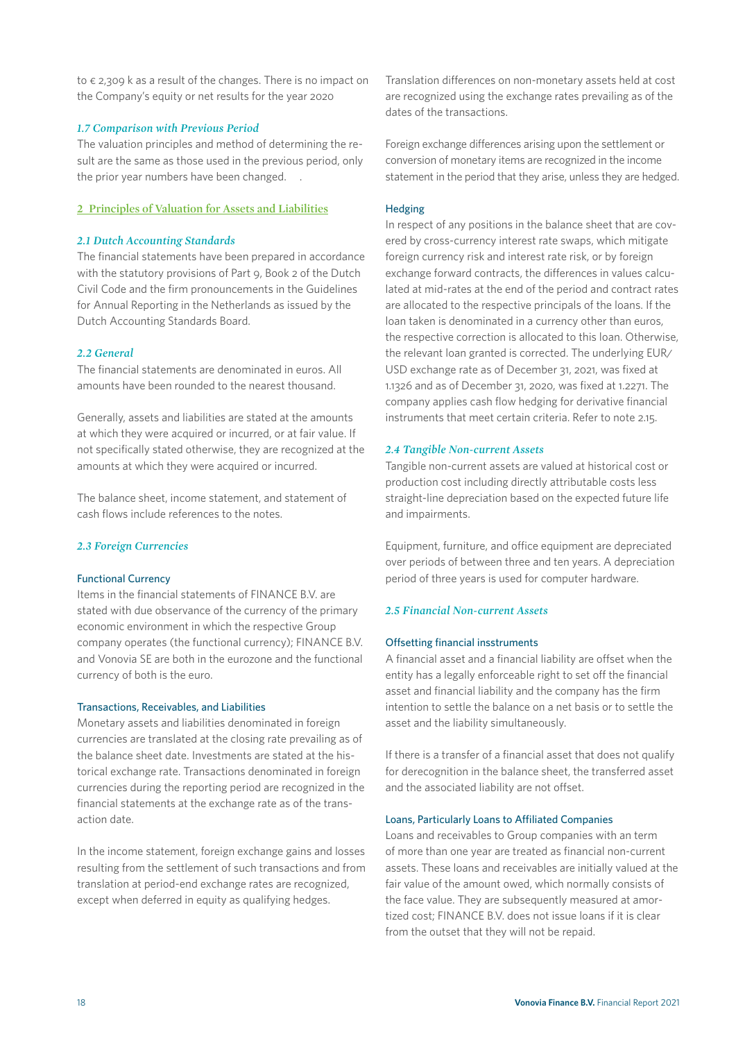to € 2,309 k as a result of the changes. There is no impact on the Company's equity or net results for the year 2020

### *1.7 Comparison with Previous Period*

The valuation principles and method of determining the result are the same as those used in the previous period, only the prior year numbers have been changed.

## 2 Principles of Valuation for Assets and Liabilities

### *2.1 Dutch Accounting Standards*

The financial statements have been prepared in accordance with the statutory provisions of Part 9, Book 2 of the Dutch Civil Code and the firm pronouncements in the Guidelines for Annual Reporting in the Netherlands as issued by the Dutch Accounting Standards Board.

### *2.2 General*

The financial statements are denominated in euros. All amounts have been rounded to the nearest thousand.

Generally, assets and liabilities are stated at the amounts at which they were acquired or incurred, or at fair value. If not specifically stated otherwise, they are recognized at the amounts at which they were acquired or incurred.

The balance sheet, income statement, and statement of cash flows include references to the notes.

### *2.3 Foreign Currencies*

#### Functional Currency

Items in the financial statements of FINANCE B.V. are stated with due observance of the currency of the primary economic environment in which the respective Group company operates (the functional currency); FINANCE B.V. and Vonovia SE are both in the eurozone and the functional currency of both is the euro.

#### Transactions, Receivables, and Liabilities

Monetary assets and liabilities denominated in foreign currencies are translated at the closing rate prevailing as of the balance sheet date. Investments are stated at the historical exchange rate. Transactions denominated in foreign currencies during the reporting period are recognized in the financial statements at the exchange rate as of the transaction date.

In the income statement, foreign exchange gains and losses resulting from the settlement of such transactions and from translation at period-end exchange rates are recognized, except when deferred in equity as qualifying hedges.

Translation differences on non-monetary assets held at cost are recognized using the exchange rates prevailing as of the dates of the transactions.

Foreign exchange differences arising upon the settlement or conversion of monetary items are recognized in the income statement in the period that they arise, unless they are hedged.

#### Hedging

In respect of any positions in the balance sheet that are covered by cross-currency interest rate swaps, which mitigate foreign currency risk and interest rate risk, or by foreign exchange forward contracts, the differences in values calculated at mid-rates at the end of the period and contract rates are allocated to the respective principals of the loans. If the loan taken is denominated in a currency other than euros, the respective correction is allocated to this loan. Otherwise, the relevant loan granted is corrected. The underlying EUR/USD exchange rate as of December 31, 2021, was fixed at 1.1326 and as of December 31, 2020, was fixed at 1.2271. The company applies cash flow hedging for derivative financial instruments that meet certain criteria. Refer to note 2.15.

### *2.4 Tangible Non-current Assets*

Tangible non-current assets are valued at historical cost or production cost including directly attributable costs less straight-line depreciation based on the expected future life and impairments.

Equipment, furniture, and office equipment are depreciated over periods of between three and ten years. A depreciation period of three years is used for computer hardware.

### *2.5 Financial Non-current Assets*

#### Offsetting financial insstruments

A financial asset and a financial liability are offset when the entity has a legally enforceable right to set off the financial asset and financial liability and the company has the firm intention to settle the balance on a net basis or to settle the asset and the liability simultaneously.

If there is a transfer of a financial asset that does not qualify for derecognition in the balance sheet, the transferred asset and the associated liability are not offset.

#### Loans, Particularly Loans to Affiliated Companies

Loans and receivables to Group companies with an term of more than one year are treated as financial non-current assets. These loans and receivables are initially valued at the fair value of the amount owed, which normally consists of the face value. They are subsequently measured at amortized cost; FINANCE B.V. does not issue loans if it is clear from the outset that they will not be repaid.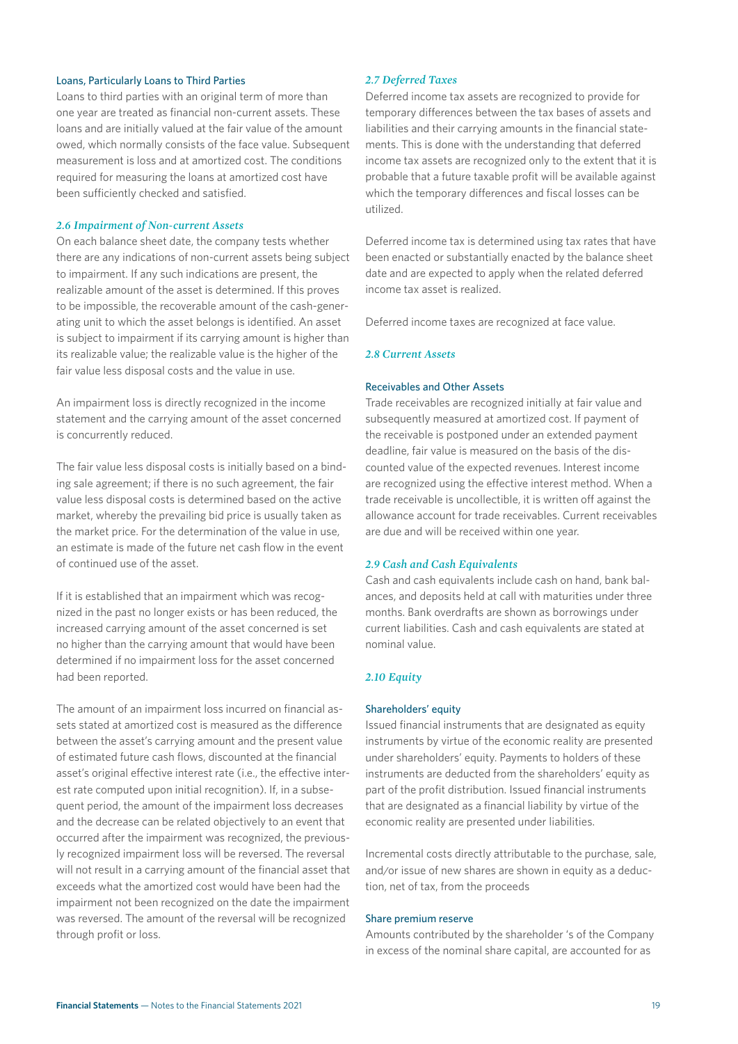#### Loans, Particularly Loans to Third Parties

Loans to third parties with an original term of more than one year are treated as financial non-current assets. These loans and are initially valued at the fair value of the amount owed, which normally consists of the face value. Subsequent measurement is loss and at amortized cost. The conditions required for measuring the loans at amortized cost have been sufficiently checked and satisfied.

### *2.6 Impairment of Non-current Assets*

On each balance sheet date, the company tests whether there are any indications of non-current assets being subject to impairment. If any such indications are present, the realizable amount of the asset is determined. If this proves to be impossible, the recoverable amount of the cash-generating unit to which the asset belongs is identified. An asset is subject to impairment if its carrying amount is higher than its realizable value; the realizable value is the higher of the fair value less disposal costs and the value in use.

An impairment loss is directly recognized in the income statement and the carrying amount of the asset concerned is concurrently reduced.

The fair value less disposal costs is initially based on a binding sale agreement; if there is no such agreement, the fair value less disposal costs is determined based on the active market, whereby the prevailing bid price is usually taken as the market price. For the determination of the value in use, an estimate is made of the future net cash flow in the event of continued use of the asset.

If it is established that an impairment which was recognized in the past no longer exists or has been reduced, the increased carrying amount of the asset concerned is set no higher than the carrying amount that would have been determined if no impairment loss for the asset concerned had been reported.

The amount of an impairment loss incurred on financial assets stated at amortized cost is measured as the difference between the asset's carrying amount and the present value of estimated future cash flows, discounted at the financial asset's original effective interest rate (i.e., the effective interest rate computed upon initial recognition). If, in a subsequent period, the amount of the impairment loss decreases and the decrease can be related objectively to an event that occurred after the impairment was recognized, the previously recognized impairment loss will be reversed. The reversal will not result in a carrying amount of the financial asset that exceeds what the amortized cost would have been had the impairment not been recognized on the date the impairment was reversed. The amount of the reversal will be recognized through profit or loss.

### *2.7 Deferred Taxes*

Deferred income tax assets are recognized to provide for temporary differences between the tax bases of assets and liabilities and their carrying amounts in the financial statements. This is done with the understanding that deferred income tax assets are recognized only to the extent that it is probable that a future taxable profit will be available against which the temporary differences and fiscal losses can be utilized.

Deferred income tax is determined using tax rates that have been enacted or substantially enacted by the balance sheet date and are expected to apply when the related deferred income tax asset is realized.

Deferred income taxes are recognized at face value.

### *2.8 Current Assets*

#### Receivables and Other Assets

Trade receivables are recognized initially at fair value and subsequently measured at amortized cost. If payment of the receivable is postponed under an extended payment deadline, fair value is measured on the basis of the discounted value of the expected revenues. Interest income are recognized using the effective interest method. When a trade receivable is uncollectible, it is written off against the allowance account for trade receivables. Current receivables are due and will be received within one year.

### *2.9 Cash and Cash Equivalents*

Cash and cash equivalents include cash on hand, bank balances, and deposits held at call with maturities under three months. Bank overdrafts are shown as borrowings under current liabilities. Cash and cash equivalents are stated at nominal value.

### *2.10 Equity*

#### Shareholders' equity

Issued financial instruments that are designated as equity instruments by virtue of the economic reality are presented under shareholders' equity. Payments to holders of these instruments are deducted from the shareholders' equity as part of the profit distribution. Issued financial instruments that are designated as a financial liability by virtue of the economic reality are presented under liabilities.

Incremental costs directly attributable to the purchase, sale, and/or issue of new shares are shown in equity as a deduction, net of tax, from the proceeds

#### Share premium reserve

Amounts contributed by the shareholder 's of the Company in excess of the nominal share capital, are accounted for as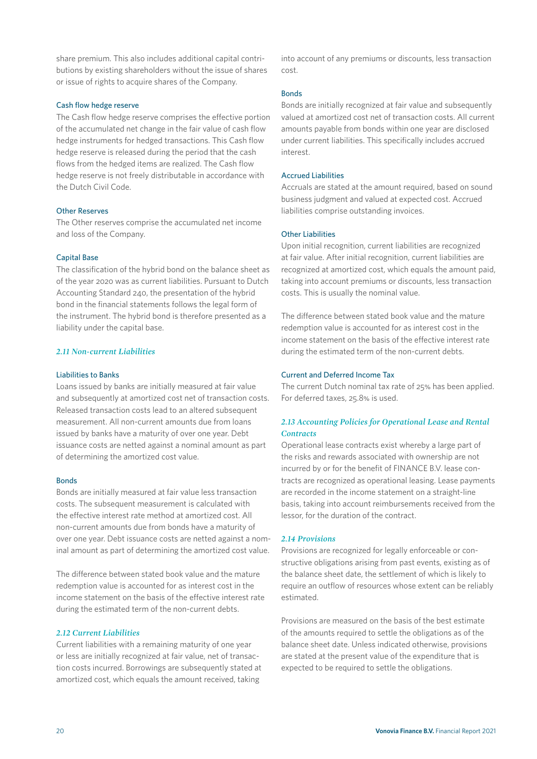share premium. This also includes additional capital contributions by existing shareholders without the issue of shares or issue of rights to acquire shares of the Company.

#### Cash flow hedge reserve

The Cash flow hedge reserve comprises the effective portion of the accumulated net change in the fair value of cash flow hedge instruments for hedged transactions. This Cash flow hedge reserve is released during the period that the cash flows from the hedged items are realized. The Cash flow hedge reserve is not freely distributable in accordance with the Dutch Civil Code.

#### Other Reserves

The Other reserves comprise the accumulated net income and loss of the Company.

#### Capital Base

The classification of the hybrid bond on the balance sheet as of the year 2020 was as current liabilities. Pursuant to Dutch Accounting Standard 240, the presentation of the hybrid bond in the financial statements follows the legal form of the instrument. The hybrid bond is therefore presented as a liability under the capital base.

### *2.11 Non-current Liabilities*

#### Liabilities to Banks

Loans issued by banks are initially measured at fair value and subsequently at amortized cost net of transaction costs. Released transaction costs lead to an altered subsequent measurement. All non-current amounts due from loans issued by banks have a maturity of over one year. Debt issuance costs are netted against a nominal amount as part of determining the amortized cost value.

#### Bonds

Bonds are initially measured at fair value less transaction costs. The subsequent measurement is calculated with the effective interest rate method at amortized cost. All non-current amounts due from bonds have a maturity of over one year. Debt issuance costs are netted against a nominal amount as part of determining the amortized cost value.

The difference between stated book value and the mature redemption value is accounted for as interest cost in the income statement on the basis of the effective interest rate during the estimated term of the non-current debts.

### *2.12 Current Liabilities*

Current liabilities with a remaining maturity of one year or less are initially recognized at fair value, net of transaction costs incurred. Borrowings are subsequently stated at amortized cost, which equals the amount received, taking into account of any premiums or discounts, less transaction cost.

#### Bonds

Bonds are initially recognized at fair value and subsequently valued at amortized cost net of transaction costs. All current amounts payable from bonds within one year are disclosed under current liabilities. This specifically includes accrued interest.

#### Accrued Liabilities

Accruals are stated at the amount required, based on sound business judgment and valued at expected cost. Accrued liabilities comprise outstanding invoices.

#### Other Liabilities

Upon initial recognition, current liabilities are recognized at fair value. After initial recognition, current liabilities are recognized at amortized cost, which equals the amount paid, taking into account premiums or discounts, less transaction costs. This is usually the nominal value.

The difference between stated book value and the mature redemption value is accounted for as interest cost in the income statement on the basis of the effective interest rate during the estimated term of the non-current debts.

#### Current and Deferred Income Tax

The current Dutch nominal tax rate of 25% has been applied. For deferred taxes, 25.8% is used.

### *2.13 Accounting Policies for Operational Lease and Rental Contracts*

Operational lease contracts exist whereby a large part of the risks and rewards associated with ownership are not incurred by or for the benefit of FINANCE B.V. lease contracts are recognized as operational leasing. Lease payments are recorded in the income statement on a straight-line basis, taking into account reimbursements received from the lessor, for the duration of the contract.

### *2.14 Provisions*

Provisions are recognized for legally enforceable or constructive obligations arising from past events, existing as of the balance sheet date, the settlement of which is likely to require an outflow of resources whose extent can be reliably estimated.

Provisions are measured on the basis of the best estimate of the amounts required to settle the obligations as of the balance sheet date. Unless indicated otherwise, provisions are stated at the present value of the expenditure that is expected to be required to settle the obligations.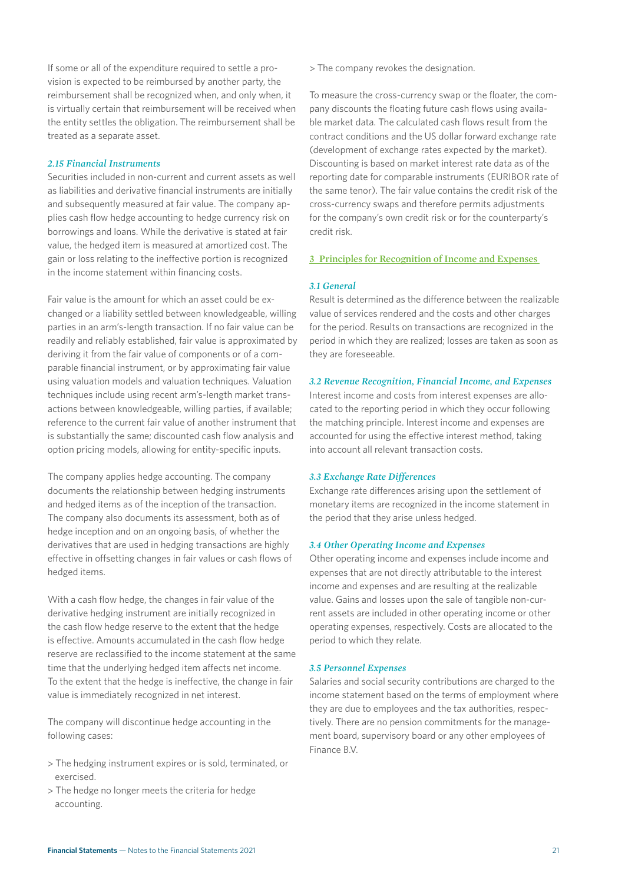If some or all of the expenditure required to settle a provision is expected to be reimbursed by another party, the reimbursement shall be recognized when, and only when, it is virtually certain that reimbursement will be received when the entity settles the obligation. The reimbursement shall be treated as a separate asset.

### *2.15 Financial Instruments*

Securities included in non-current and current assets as well as liabilities and derivative financial instruments are initially and subsequently measured at fair value. The company applies cash flow hedge accounting to hedge currency risk on borrowings and loans. While the derivative is stated at fair value, the hedged item is measured at amortized cost. The gain or loss relating to the ineffective portion is recognized in the income statement within financing costs.

Fair value is the amount for which an asset could be exchanged or a liability settled between knowledgeable, willing parties in an arm's-length transaction. If no fair value can be readily and reliably established, fair value is approximated by deriving it from the fair value of components or of a comparable financial instrument, or by approximating fair value using valuation models and valuation techniques. Valuation techniques include using recent arm's-length market transactions between knowledgeable, willing parties, if available; reference to the current fair value of another instrument that is substantially the same; discounted cash flow analysis and option pricing models, allowing for entity-specific inputs.

The company applies hedge accounting. The company documents the relationship between hedging instruments and hedged items as of the inception of the transaction. The company also documents its assessment, both as of hedge inception and on an ongoing basis, of whether the derivatives that are used in hedging transactions are highly effective in offsetting changes in fair values or cash flows of hedged items.

With a cash flow hedge, the changes in fair value of the derivative hedging instrument are initially recognized in the cash flow hedge reserve to the extent that the hedge is effective. Amounts accumulated in the cash flow hedge reserve are reclassified to the income statement at the same time that the underlying hedged item affects net income. To the extent that the hedge is ineffective, the change in fair value is immediately recognized in net interest.

The company will discontinue hedge accounting in the following cases:

> The hedging instrument expires or is sold, terminated, or exercised.
> The hedge no longer meets the criteria for hedge accounting.
> The company revokes the designation.

To measure the cross-currency swap or the floater, the company discounts the floating future cash flows using available market data. The calculated cash flows result from the contract conditions and the US dollar forward exchange rate (development of exchange rates expected by the market). Discounting is based on market interest rate data as of the reporting date for comparable instruments (EURIBOR rate of the same tenor). The fair value contains the credit risk of the cross-currency swaps and therefore permits adjustments for the company's own credit risk or for the counterparty's credit risk.

## 3 Principles for Recognition of Income and Expenses

### *3.1 General*

Result is determined as the difference between the realizable value of services rendered and the costs and other charges for the period. Results on transactions are recognized in the period in which they are realized; losses are taken as soon as they are foreseeable.

### *3.2 Revenue Recognition, Financial Income, and Expenses*

Interest income and costs from interest expenses are allocated to the reporting period in which they occur following the matching principle. Interest income and expenses are accounted for using the effective interest method, taking into account all relevant transaction costs.

### *3.3 Exchange Rate Differences*

Exchange rate differences arising upon the settlement of monetary items are recognized in the income statement in the period that they arise unless hedged.

### *3.4 Other Operating Income and Expenses*

Other operating income and expenses include income and expenses that are not directly attributable to the interest income and expenses and are resulting at the realizable value. Gains and losses upon the sale of tangible non-current assets are included in other operating income or other operating expenses, respectively. Costs are allocated to the period to which they relate.

### *3.5 Personnel Expenses*

Salaries and social security contributions are charged to the income statement based on the terms of employment where they are due to employees and the tax authorities, respectively. There are no pension commitments for the management board, supervisory board or any other employees of Finance B.V.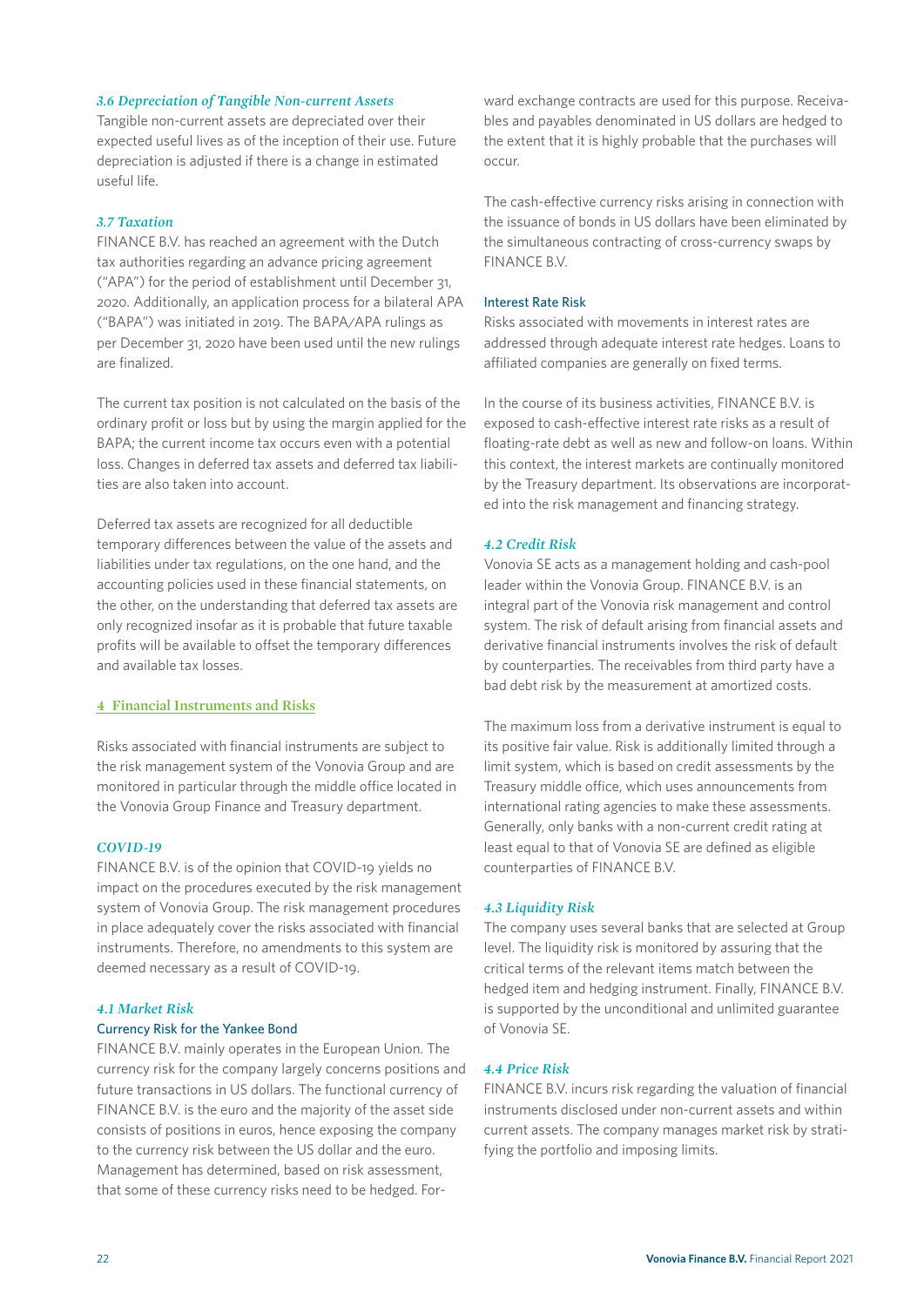### *3.6 Depreciation of Tangible Non-current Assets*

Tangible non-current assets are depreciated over their expected useful lives as of the inception of their use. Future depreciation is adjusted if there is a change in estimated useful life.

### *3.7 Taxation*

FINANCE B.V. has reached an agreement with the Dutch tax authorities regarding an advance pricing agreement ("APA") for the period of establishment until December 31, 2020. Additionally, an application process for a bilateral APA ("BAPA") was initiated in 2019. The BAPA/APA rulings as per December 31, 2020 have been used until the new rulings are finalized.

The current tax position is not calculated on the basis of the ordinary profit or loss but by using the margin applied for the BAPA; the current income tax occurs even with a potential loss. Changes in deferred tax assets and deferred tax liabilities are also taken into account.

Deferred tax assets are recognized for all deductible temporary differences between the value of the assets and liabilities under tax regulations, on the one hand, and the accounting policies used in these financial statements, on the other, on the understanding that deferred tax assets are only recognized insofar as it is probable that future taxable profits will be available to offset the temporary differences and available tax losses.

## 4 Financial Instruments and Risks

Risks associated with financial instruments are subject to the risk management system of the Vonovia Group and are monitored in particular through the middle office located in the Vonovia Group Finance and Treasury department.

### *COVID-19*

FINANCE B.V. is of the opinion that COVID-19 yields no impact on the procedures executed by the risk management system of Vonovia Group. The risk management procedures in place adequately cover the risks associated with financial instruments. Therefore, no amendments to this system are deemed necessary as a result of COVID-19.

### *4.1 Market Risk*

#### Currency Risk for the Yankee Bond

FINANCE B.V. mainly operates in the European Union. The currency risk for the company largely concerns positions and future transactions in US dollars. The functional currency of FINANCE B.V. is the euro and the majority of the asset side consists of positions in euros, hence exposing the company to the currency risk between the US dollar and the euro. Management has determined, based on risk assessment, that some of these currency risks need to be hedged. Forward exchange contracts are used for this purpose. Receivables and payables denominated in US dollars are hedged to the extent that it is highly probable that the purchases will occur.

The cash-effective currency risks arising in connection with the issuance of bonds in US dollars have been eliminated by the simultaneous contracting of cross-currency swaps by FINANCE B.V.

#### Interest Rate Risk

Risks associated with movements in interest rates are addressed through adequate interest rate hedges. Loans to affiliated companies are generally on fixed terms.

In the course of its business activities, FINANCE B.V. is exposed to cash-effective interest rate risks as a result of floating-rate debt as well as new and follow-on loans. Within this context, the interest markets are continually monitored by the Treasury department. Its observations are incorporated into the risk management and financing strategy.

### *4.2 Credit Risk*

Vonovia SE acts as a management holding and cash-pool leader within the Vonovia Group. FINANCE B.V. is an integral part of the Vonovia risk management and control system. The risk of default arising from financial assets and derivative financial instruments involves the risk of default by counterparties. The receivables from third party have a bad debt risk by the measurement at amortized costs.

The maximum loss from a derivative instrument is equal to its positive fair value. Risk is additionally limited through a limit system, which is based on credit assessments by the Treasury middle office, which uses announcements from international rating agencies to make these assessments. Generally, only banks with a non-current credit rating at least equal to that of Vonovia SE are defined as eligible counterparties of FINANCE B.V.

### *4.3 Liquidity Risk*

The company uses several banks that are selected at Group level. The liquidity risk is monitored by assuring that the critical terms of the relevant items match between the hedged item and hedging instrument. Finally, FINANCE B.V. is supported by the unconditional and unlimited guarantee of Vonovia SE.

### *4.4 Price Risk*

FINANCE B.V. incurs risk regarding the valuation of financial instruments disclosed under non-current assets and within current assets. The company manages market risk by stratifying the portfolio and imposing limits.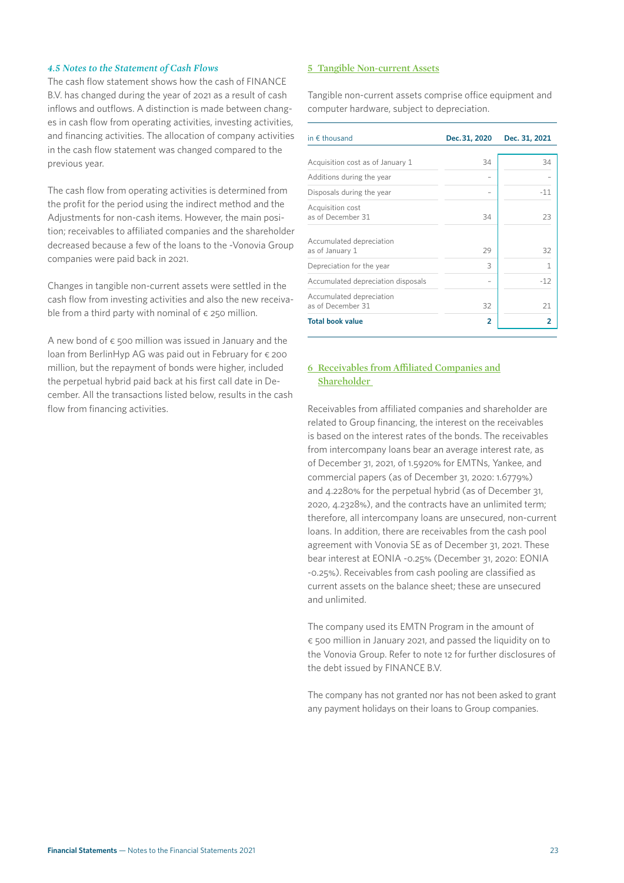#### *4.5 Notes to the Statement of Cash Flows*

The cash flow statement shows how the cash of FINANCE B.V. has changed during the year of 2021 as a result of cash inflows and outflows. A distinction is made between changes in cash flow from operating activities, investing activities, and financing activities. The allocation of company activities in the cash flow statement was changed compared to the previous year.

The cash flow from operating activities is determined from the profit for the period using the indirect method and the Adjustments for non-cash items. However, the main position; receivables to affiliated companies and the shareholder decreased because a few of the loans to the -Vonovia Group companies were paid back in 2021.

Changes in tangible non-current assets were settled in the cash flow from investing activities and also the new receivable from a third party with nominal of € 250 million.

A new bond of € 500 million was issued in January and the loan from BerlinHyp AG was paid out in February for € 200 million, but the repayment of bonds were higher, included the perpetual hybrid paid back at his first call date in December. All the transactions listed below, results in the cash flow from financing activities.

## 5 Tangible Non-current Assets

Tangible non-current assets comprise office equipment and computer hardware, subject to depreciation.

| in € thousand | Dec. 31, 2020 | Dec. 31, 2021 |
|---|---|---|
| Acquisition cost as of January 1 | 34 | 34 |
| Additions during the year | – | – |
| Disposals during the year | – | -11 |
| Acquisition cost as of December 31 | 34 | 23 |
| Accumulated depreciation as of January 1 | 29 | 32 |
| Depreciation for the year | 3 | 1 |
| Accumulated depreciation disposals | – | -12 |
| Accumulated depreciation as of December 31 | 32 | 21 |
| **Total book value** | **2** | **2** |

## 6 Receivables from Affiliated Companies and Shareholder

Receivables from affiliated companies and shareholder are related to Group financing, the interest on the receivables is based on the interest rates of the bonds. The receivables from intercompany loans bear an average interest rate, as of December 31, 2021, of 1.5920% for EMTNs, Yankee, and commercial papers (as of December 31, 2020: 1.6779%) and 4.2280% for the perpetual hybrid (as of December 31, 2020, 4.2328%), and the contracts have an unlimited term; therefore, all intercompany loans are unsecured, non-current loans. In addition, there are receivables from the cash pool agreement with Vonovia SE as of December 31, 2021. These bear interest at EONIA -0.25% (December 31, 2020: EONIA -0.25%). Receivables from cash pooling are classified as current assets on the balance sheet; these are unsecured and unlimited.

The company used its EMTN Program in the amount of € 500 million in January 2021, and passed the liquidity on to the Vonovia Group. Refer to note 12 for further disclosures of the debt issued by FINANCE B.V.

The company has not granted nor has not been asked to grant any payment holidays on their loans to Group companies.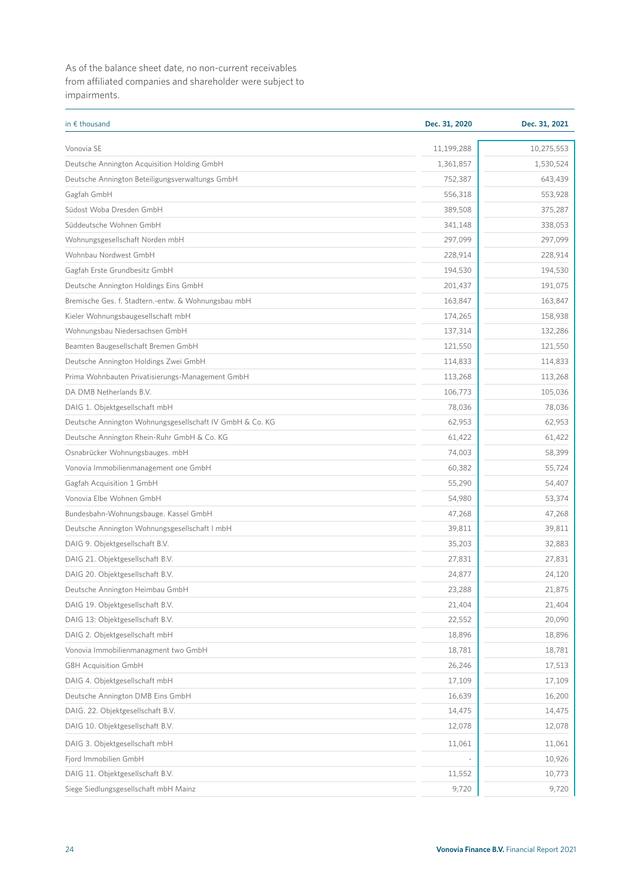As of the balance sheet date, no non-current receivables from affiliated companies and shareholder were subject to impairments.

| in € thousand | Dec. 31, 2020 | Dec. 31, 2021 |
|---|---|---|
| Vonovia SE | 11,199,288 | 10,275,553 |
| Deutsche Annington Acquisition Holding GmbH | 1,361,857 | 1,530,524 |
| Deutsche Annington Beteiligungsverwaltungs GmbH | 752,387 | 643,439 |
| Gagfah GmbH | 556,318 | 553,928 |
| Südost Woba Dresden GmbH | 389,508 | 375,287 |
| Süddeutsche Wohnen GmbH | 341,148 | 338,053 |
| Wohnungsgesellschaft Norden mbH | 297,099 | 297,099 |
| Wohnbau Nordwest GmbH | 228,914 | 228,914 |
| Gagfah Erste Grundbesitz GmbH | 194,530 | 194,530 |
| Deutsche Annington Holdings Eins GmbH | 201,437 | 191,075 |
| Bremische Ges. f. Stadtern.-entw. & Wohnungsbau mbH | 163,847 | 163,847 |
| Kieler Wohnungsbaugesellschaft mbH | 174,265 | 158,938 |
| Wohnungsbau Niedersachsen GmbH | 137,314 | 132,286 |
| Beamten Baugesellschaft Bremen GmbH | 121,550 | 121,550 |
| Deutsche Annington Holdings Zwei GmbH | 114,833 | 114,833 |
| Prima Wohnbauten Privatisierungs-Management GmbH | 113,268 | 113,268 |
| DA DMB Netherlands B.V. | 106,773 | 105,036 |
| DAIG 1. Objektgesellschaft mbH | 78,036 | 78,036 |
| Deutsche Annington Wohnungsgesellschaft IV GmbH & Co. KG | 62,953 | 62,953 |
| Deutsche Annington Rhein-Ruhr GmbH & Co. KG | 61,422 | 61,422 |
| Osnabrücker Wohnungsbauges. mbH | 74,003 | 58,399 |
| Vonovia Immobilienmanagement one GmbH | 60,382 | 55,724 |
| Gagfah Acquisition 1 GmbH | 55,290 | 54,407 |
| Vonovia Elbe Wohnen GmbH | 54,980 | 53,374 |
| Bundesbahn-Wohnungsbauge. Kassel GmbH | 47,268 | 47,268 |
| Deutsche Annington Wohnungsgesellschaft I mbH | 39,811 | 39,811 |
| DAIG 9. Objektgesellschaft B.V. | 35,203 | 32,883 |
| DAIG 21. Objektgesellschaft B.V. | 27,831 | 27,831 |
| DAIG 20. Objektgesellschaft B.V. | 24,877 | 24,120 |
| Deutsche Annington Heimbau GmbH | 23,288 | 21,875 |
| DAIG 19. Objektgesellschaft B.V. | 21,404 | 21,404 |
| DAIG 13: Objektgesellschaft B.V. | 22,552 | 20,090 |
| DAIG 2. Objektgesellschaft mbH | 18,896 | 18,896 |
| Vonovia Immobilienmanagment two GmbH | 18,781 | 18,781 |
| GBH Acquisition GmbH | 26,246 | 17,513 |
| DAIG 4. Objektgesellschaft mbH | 17,109 | 17,109 |
| Deutsche Annington DMB Eins GmbH | 16,639 | 16,200 |
| DAIG. 22. Objektgesellschaft B.V. | 14,475 | 14,475 |
| DAIG 10. Objektgesellschaft B.V. | 12,078 | 12,078 |
| DAIG 3. Objektgesellschaft mbH | 11,061 | 11,061 |
| Fjord Immobilien GmbH | - | 10,926 |
| DAIG 11. Objektgesellschaft B.V. | 11,552 | 10,773 |
| Siege Siedlungsgesellschaft mbH Mainz | 9,720 | 9,720 |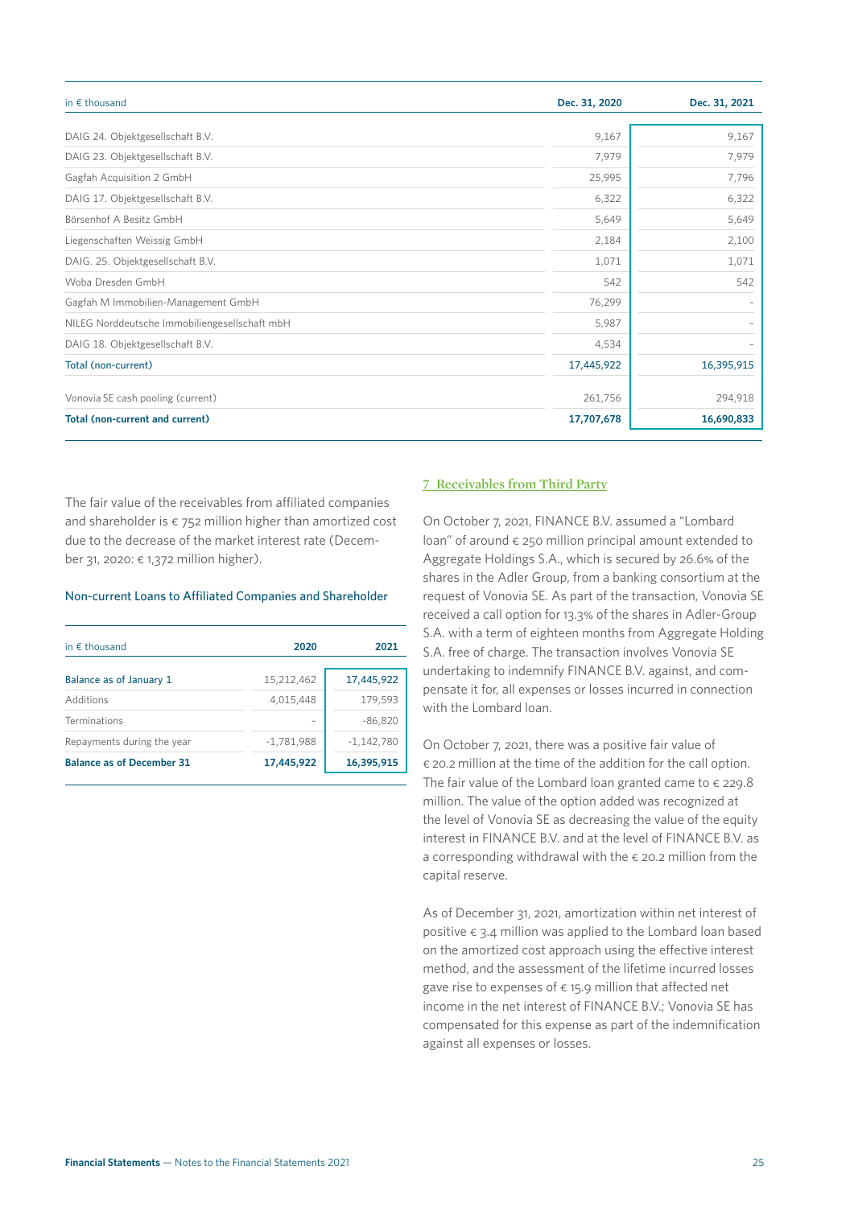| in € thousand | Dec. 31, 2020 | Dec. 31, 2021 |
|---|---|---|
| DAIG 24. Objektgesellschaft B.V. | 9,167 | 9,167 |
| DAIG 23. Objektgesellschaft B.V. | 7,979 | 7,979 |
| Gagfah Acquisition 2 GmbH | 25,995 | 7,796 |
| DAIG 17. Objektgesellschaft B.V. | 6,322 | 6,322 |
| Börsenhof A Besitz GmbH | 5,649 | 5,649 |
| Liegenschaften Weissig GmbH | 2,184 | 2,100 |
| DAIG. 25. Objektgesellschaft B.V. | 1,071 | 1,071 |
| Woba Dresden GmbH | 542 | 542 |
| Gagfah M Immobilien-Management GmbH | 76,299 | – |
| NILEG Norddeutsche Immobiliengesellschaft mbH | 5,987 | – |
| DAIG 18. Objektgesellschaft B.V. | 4,534 | – |
| **Total (non-current)** | **17,445,922** | **16,395,915** |
| Vonovia SE cash pooling (current) | 261,756 | 294,918 |
| **Total (non-current and current)** | **17,707,678** | **16,690,833** |

The fair value of the receivables from affiliated companies and shareholder is € 752 million higher than amortized cost due to the decrease of the market interest rate (December 31, 2020: € 1,372 million higher).

### Non-current Loans to Affiliated Companies and Shareholder

| in € thousand | 2020 | 2021 |
|---|---|---|
| Balance as of January 1 | 15,212,462 | 17,445,922 |
| Additions | 4,015,448 | 179,593 |
| Terminations | – | -86,820 |
| Repayments during the year | -1,781,988 | -1,142,780 |
| **Balance as of December 31** | **17,445,922** | **16,395,915** |

## 7 Receivables from Third Party

On October 7, 2021, FINANCE B.V. assumed a "Lombard loan" of around € 250 million principal amount extended to Aggregate Holdings S.A., which is secured by 26.6% of the shares in the Adler Group, from a banking consortium at the request of Vonovia SE. As part of the transaction, Vonovia SE received a call option for 13.3% of the shares in Adler-Group S.A. with a term of eighteen months from Aggregate Holding S.A. free of charge. The transaction involves Vonovia SE undertaking to indemnify FINANCE B.V. against, and compensate it for, all expenses or losses incurred in connection with the Lombard loan.

On October 7, 2021, there was a positive fair value of € 20.2 million at the time of the addition for the call option. The fair value of the Lombard loan granted came to € 229.8 million. The value of the option added was recognized at the level of Vonovia SE as decreasing the value of the equity interest in FINANCE B.V. and at the level of FINANCE B.V. as a corresponding withdrawal with the € 20.2 million from the capital reserve.

As of December 31, 2021, amortization within net interest of positive € 3.4 million was applied to the Lombard loan based on the amortized cost approach using the effective interest method, and the assessment of the lifetime incurred losses gave rise to expenses of € 15.9 million that affected net income in the net interest of FINANCE B.V.; Vonovia SE has compensated for this expense as part of the indemnification against all expenses or losses.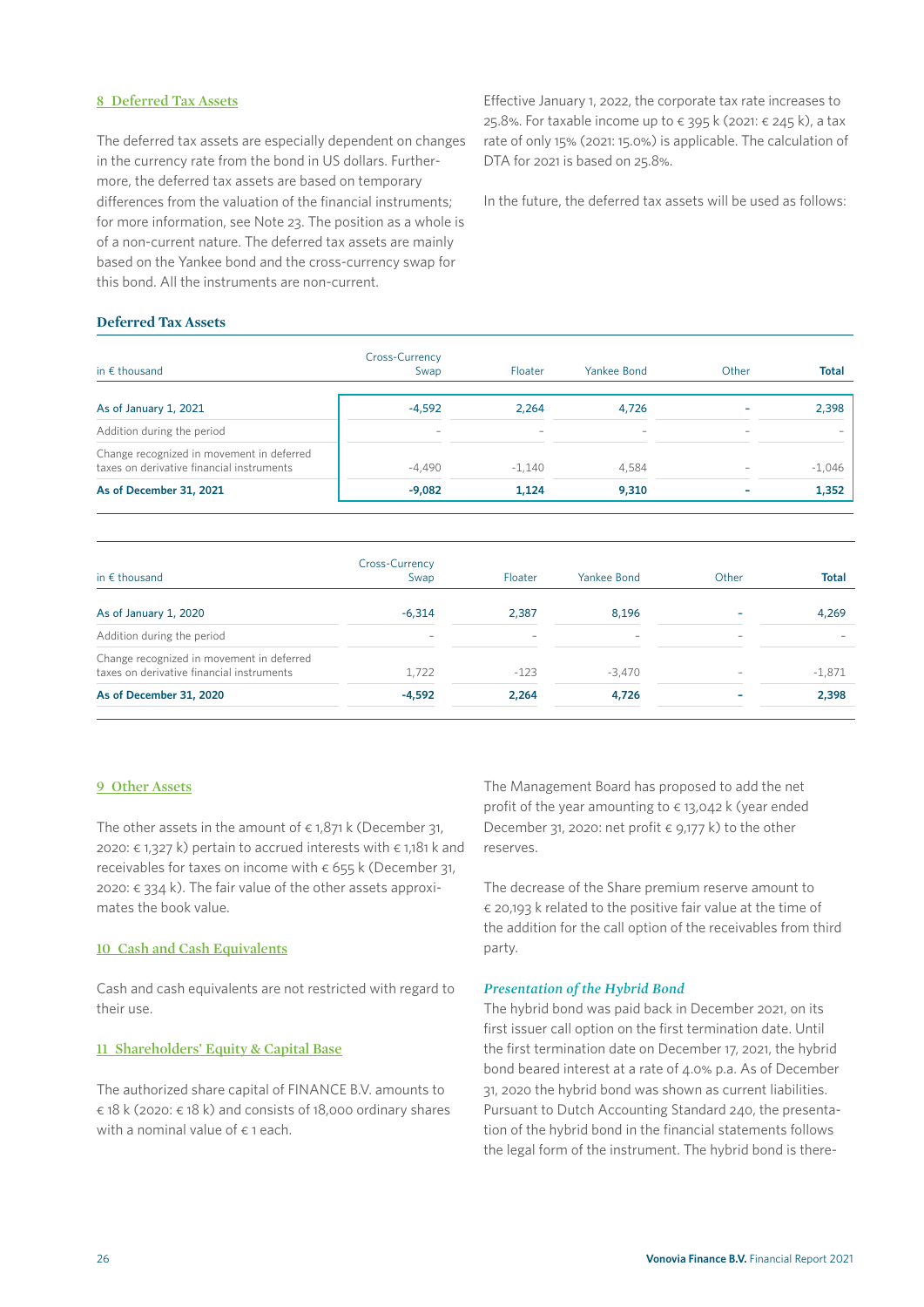## 8 Deferred Tax Assets

The deferred tax assets are especially dependent on changes in the currency rate from the bond in US dollars. Furthermore, the deferred tax assets are based on temporary differences from the valuation of the financial instruments; for more information, see Note 23. The position as a whole is of a non-current nature. The deferred tax assets are mainly based on the Yankee bond and the cross-currency swap for this bond. All the instruments are non-current.

Effective January 1, 2022, the corporate tax rate increases to 25.8%. For taxable income up to € 395 k (2021: € 245 k), a tax rate of only 15% (2021: 15.0%) is applicable. The calculation of DTA for 2021 is based on 25.8%.

In the future, the deferred tax assets will be used as follows:

### Deferred Tax Assets

| in € thousand | Cross-Currency Swap | Floater | Yankee Bond | Other | Total |
|---|---|---|---|---|---|
| As of January 1, 2021 | -4,592 | 2,264 | 4,726 | – | 2,398 |
| Addition during the period | – | – | – | – | – |
| Change recognized in movement in deferred taxes on derivative financial instruments | -4,490 | -1,140 | 4,584 | – | -1,046 |
| **As of December 31, 2021** | **-9,082** | **1,124** | **9,310** | **–** | **1,352** |

| in € thousand | Cross-Currency Swap | Floater | Yankee Bond | Other | Total |
|---|---|---|---|---|---|
| As of January 1, 2020 | -6,314 | 2,387 | 8,196 | – | 4,269 |
| Addition during the period | – | – | – | – | – |
| Change recognized in movement in deferred taxes on derivative financial instruments | 1,722 | -123 | -3,470 | – | -1,871 |
| **As of December 31, 2020** | **-4,592** | **2,264** | **4,726** | **–** | **2,398** |

## 9 Other Assets

The other assets in the amount of € 1,871 k (December 31, 2020: € 1,327 k) pertain to accrued interests with € 1,181 k and receivables for taxes on income with € 655 k (December 31, 2020: € 334 k). The fair value of the other assets approximates the book value.

## 10 Cash and Cash Equivalents

Cash and cash equivalents are not restricted with regard to their use.

## 11 Shareholders' Equity & Capital Base

The authorized share capital of FINANCE B.V. amounts to € 18 k (2020: € 18 k) and consists of 18,000 ordinary shares with a nominal value of € 1 each.

The Management Board has proposed to add the net profit of the year amounting to € 13,042 k (year ended December 31, 2020: net profit € 9,177 k) to the other reserves.

The decrease of the Share premium reserve amount to € 20,193 k related to the positive fair value at the time of the addition for the call option of the receivables from third party.

*Presentation of the Hybrid Bond*

The hybrid bond was paid back in December 2021, on its first issuer call option on the first termination date. Until the first termination date on December 17, 2021, the hybrid bond beared interest at a rate of 4.0% p.a. As of December 31, 2020 the hybrid bond was shown as current liabilities. Pursuant to Dutch Accounting Standard 240, the presentation of the hybrid bond in the financial statements follows the legal form of the instrument. The hybrid bond is there-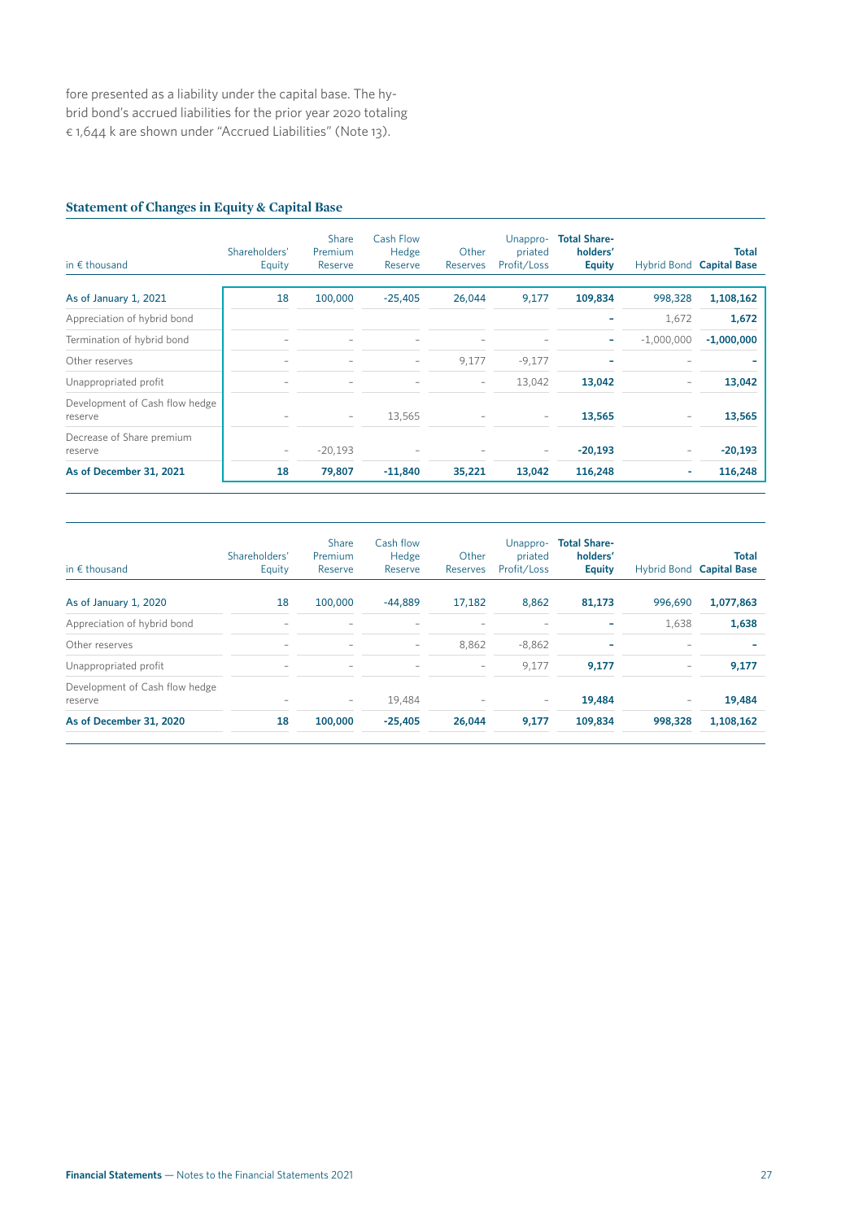fore presented as a liability under the capital base. The hybrid bond's accrued liabilities for the prior year 2020 totaling € 1,644 k are shown under "Accrued Liabilities" (Note 13).

### Statement of Changes in Equity & Capital Base

| in € thousand | Shareholders' Equity | Share Premium Reserve | Cash Flow Hedge Reserve | Other Reserves | Unappropriated Profit/Loss | **Total Shareholders' Equity** | Hybrid Bond | **Total Capital Base** |
|---|---|---|---|---|---|---|---|---|
| **As of January 1, 2021** | **18** | **100,000** | **-25,405** | **26,044** | **9,177** | **109,834** | 998,328 | **1,108,162** |
| Appreciation of hybrid bond | | | | | | **-** | 1,672 | **1,672** |
| Termination of hybrid bond | – | – | – | – | – | **-** | -1,000,000 | **-1,000,000** |
| Other reserves | – | – | – | 9,177 | -9,177 | **-** | – | **-** |
| Unappropriated profit | – | – | – | – | 13,042 | **13,042** | – | **13,042** |
| Development of Cash flow hedge reserve | – | – | 13,565 | – | – | **13,565** | – | **13,565** |
| Decrease of Share premium reserve | – | -20,193 | – | – | – | **-20,193** | – | **-20,193** |
| **As of December 31, 2021** | **18** | **79,807** | **-11,840** | **35,221** | **13,042** | **116,248** | **-** | **116,248** |

| in € thousand | Shareholders' Equity | Share Premium Reserve | Cash flow Hedge Reserve | Other Reserves | Unappropriated Profit/Loss | **Total Shareholders' Equity** | Hybrid Bond | **Total Capital Base** |
|---|---|---|---|---|---|---|---|---|
| **As of January 1, 2020** | **18** | **100,000** | **-44,889** | **17,182** | **8,862** | **81,173** | **996,690** | **1,077,863** |
| Appreciation of hybrid bond | – | – | – | – | – | **-** | 1,638 | **1,638** |
| Other reserves | – | – | – | 8,862 | -8,862 | **-** | – | **-** |
| Unappropriated profit | – | – | – | – | 9,177 | **9,177** | – | **9,177** |
| Development of Cash flow hedge reserve | – | – | 19,484 | – | – | **19,484** | – | **19,484** |
| **As of December 31, 2020** | **18** | **100,000** | **-25,405** | **26,044** | **9,177** | **109,834** | **998,328** | **1,108,162** |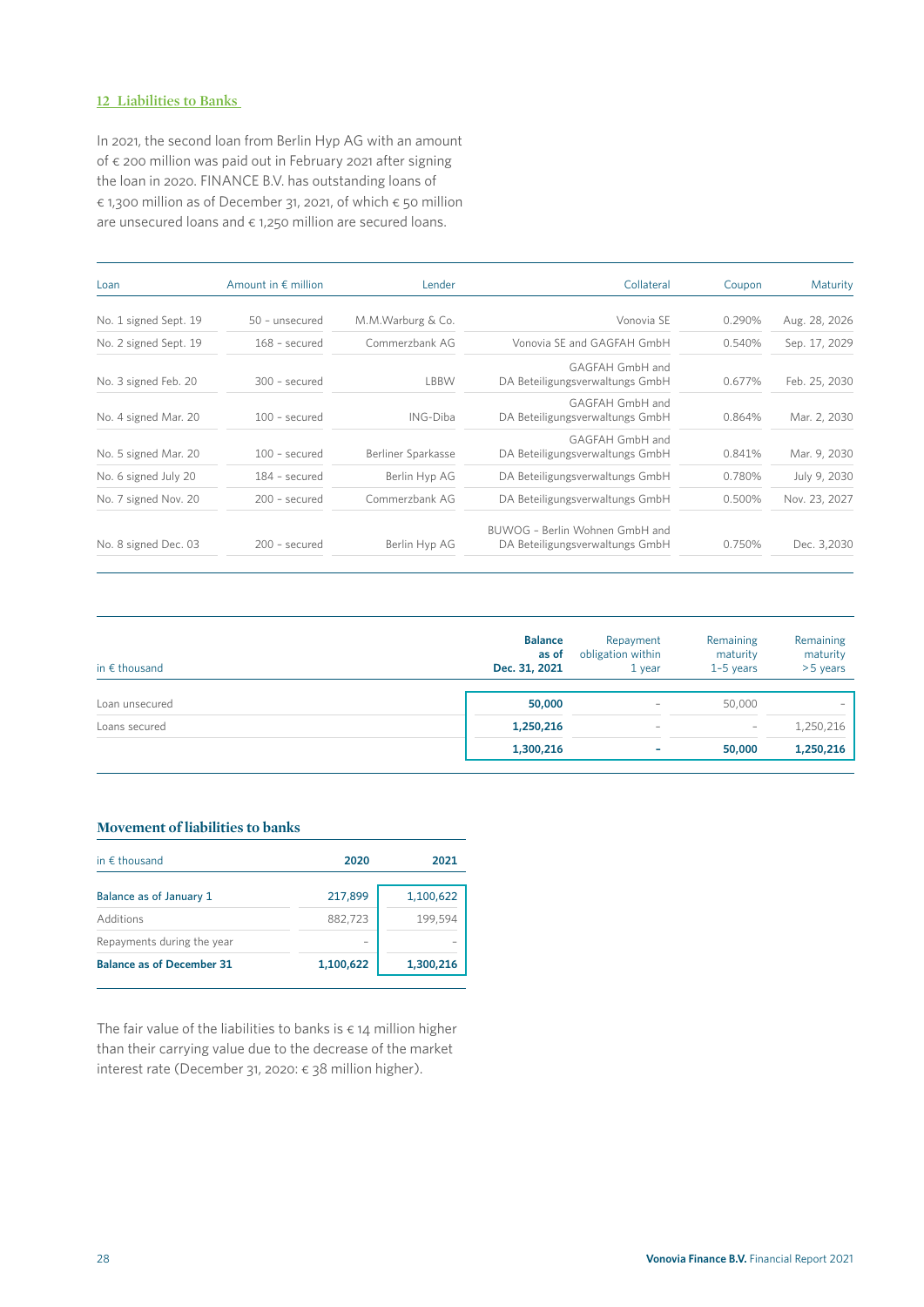## 12 Liabilities to Banks

In 2021, the second loan from Berlin Hyp AG with an amount of € 200 million was paid out in February 2021 after signing the loan in 2020. FINANCE B.V. has outstanding loans of € 1,300 million as of December 31, 2021, of which € 50 million are unsecured loans and € 1,250 million are secured loans.

| Loan | Amount in € million | Lender | Collateral | Coupon | Maturity |
|---|---|---|---|---|---|
| No. 1 signed Sept. 19 | 50 – unsecured | M.M.Warburg & Co. | Vonovia SE | 0.290% | Aug. 28, 2026 |
| No. 2 signed Sept. 19 | 168 – secured | Commerzbank AG | Vonovia SE and GAGFAH GmbH | 0.540% | Sep. 17, 2029 |
| No. 3 signed Feb. 20 | 300 – secured | LBBW | GAGFAH GmbH and DA Beteiligungsverwaltungs GmbH | 0.677% | Feb. 25, 2030 |
| No. 4 signed Mar. 20 | 100 – secured | ING-Diba | GAGFAH GmbH and DA Beteiligungsverwaltungs GmbH | 0.864% | Mar. 2, 2030 |
| No. 5 signed Mar. 20 | 100 – secured | Berliner Sparkasse | GAGFAH GmbH and DA Beteiligungsverwaltungs GmbH | 0.841% | Mar. 9, 2030 |
| No. 6 signed July 20 | 184 – secured | Berlin Hyp AG | DA Beteiligungsverwaltungs GmbH | 0.780% | July 9, 2030 |
| No. 7 signed Nov. 20 | 200 – secured | Commerzbank AG | DA Beteiligungsverwaltungs GmbH | 0.500% | Nov. 23, 2027 |
| No. 8 signed Dec. 03 | 200 – secured | Berlin Hyp AG | BUWOG – Berlin Wohnen GmbH and DA Beteiligungsverwaltungs GmbH | 0.750% | Dec. 3,2030 |

| in € thousand | **Balance as of Dec. 31, 2021** | Repayment obligation within 1 year | Remaining maturity 1–5 years | Remaining maturity >5 years |
|---|---|---|---|---|
| Loan unsecured | **50,000** | – | 50,000 | – |
| Loans secured | **1,250,216** | – | – | 1,250,216 |
| | **1,300,216** | **–** | **50,000** | **1,250,216** |

### Movement of liabilities to banks

| in € thousand | 2020 | 2021 |
|---|---|---|
| **Balance as of January 1** | 217,899 | 1,100,622 |
| Additions | 882,723 | 199,594 |
| Repayments during the year | – | – |
| **Balance as of December 31** | **1,100,622** | **1,300,216** |

The fair value of the liabilities to banks is € 14 million higher than their carrying value due to the decrease of the market interest rate (December 31, 2020: € 38 million higher).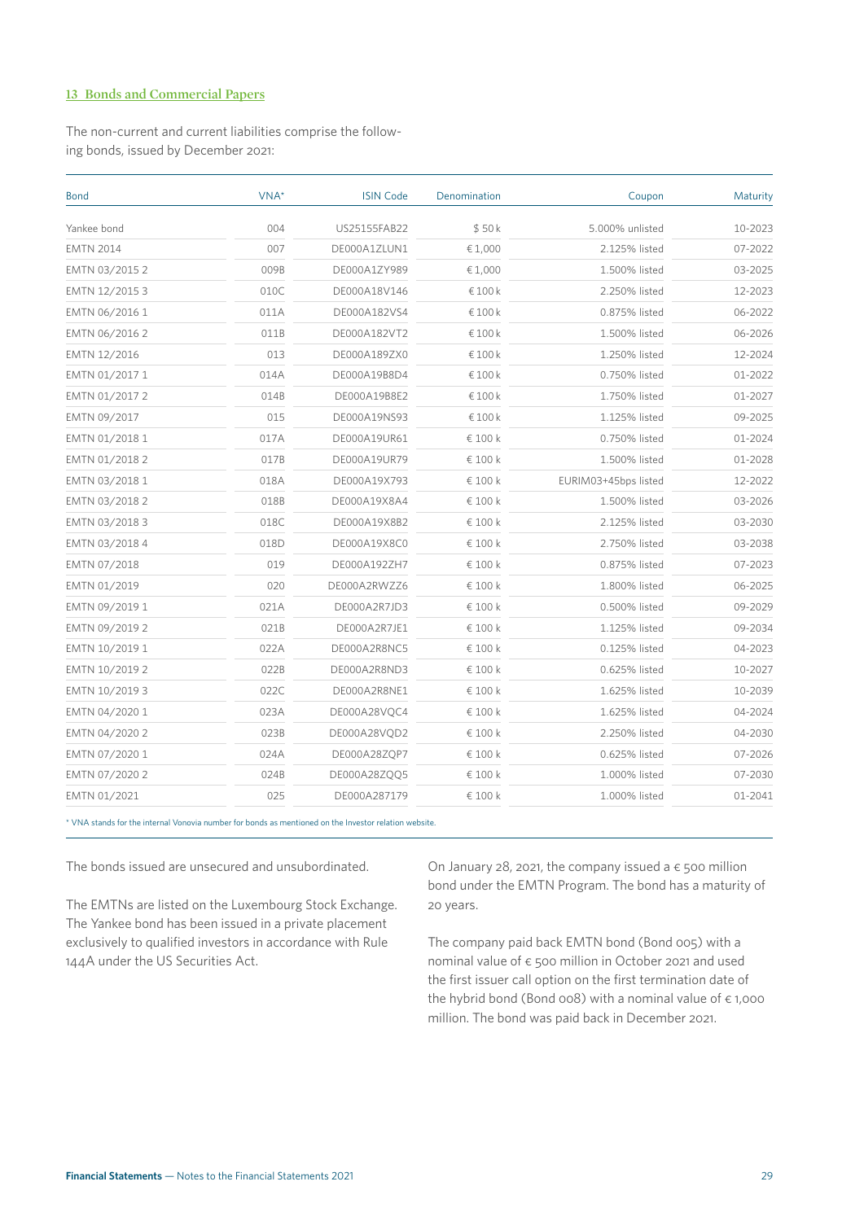### 13 Bonds and Commercial Papers

The non-current and current liabilities comprise the following bonds, issued by December 2021:

| Bond | VNA* | ISIN Code | Denomination | Coupon | Maturity |
|---|---|---|---|---|---|
| Yankee bond | 004 | US25155FAB22 | $ 50 k | 5.000% unlisted | 10-2023 |
| EMTN 2014 | 007 | DE000A1ZLUN1 | € 1,000 | 2.125% listed | 07-2022 |
| EMTN 03/2015 2 | 009B | DE000A1ZY989 | € 1,000 | 1.500% listed | 03-2025 |
| EMTN 12/2015 3 | 010C | DE000A18V146 | € 100 k | 2.250% listed | 12-2023 |
| EMTN 06/2016 1 | 011A | DE000A182VS4 | € 100 k | 0.875% listed | 06-2022 |
| EMTN 06/2016 2 | 011B | DE000A182VT2 | € 100 k | 1.500% listed | 06-2026 |
| EMTN 12/2016 | 013 | DE000A189ZX0 | € 100 k | 1.250% listed | 12-2024 |
| EMTN 01/2017 1 | 014A | DE000A19B8D4 | € 100 k | 0.750% listed | 01-2022 |
| EMTN 01/2017 2 | 014B | DE000A19B8E2 | € 100 k | 1.750% listed | 01-2027 |
| EMTN 09/2017 | 015 | DE000A19NS93 | € 100 k | 1.125% listed | 09-2025 |
| EMTN 01/2018 1 | 017A | DE000A19UR61 | € 100 k | 0.750% listed | 01-2024 |
| EMTN 01/2018 2 | 017B | DE000A19UR79 | € 100 k | 1.500% listed | 01-2028 |
| EMTN 03/2018 1 | 018A | DE000A19X793 | € 100 k | EURIM03+45bps listed | 12-2022 |
| EMTN 03/2018 2 | 018B | DE000A19X8A4 | € 100 k | 1.500% listed | 03-2026 |
| EMTN 03/2018 3 | 018C | DE000A19X8B2 | € 100 k | 2.125% listed | 03-2030 |
| EMTN 03/2018 4 | 018D | DE000A19X8C0 | € 100 k | 2.750% listed | 03-2038 |
| EMTN 07/2018 | 019 | DE000A192ZH7 | € 100 k | 0.875% listed | 07-2023 |
| EMTN 01/2019 | 020 | DE000A2RWZZ6 | € 100 k | 1.800% listed | 06-2025 |
| EMTN 09/2019 1 | 021A | DE000A2R7JD3 | € 100 k | 0.500% listed | 09-2029 |
| EMTN 09/2019 2 | 021B | DE000A2R7JE1 | € 100 k | 1.125% listed | 09-2034 |
| EMTN 10/2019 1 | 022A | DE000A2R8NC5 | € 100 k | 0.125% listed | 04-2023 |
| EMTN 10/2019 2 | 022B | DE000A2R8ND3 | € 100 k | 0.625% listed | 10-2027 |
| EMTN 10/2019 3 | 022C | DE000A2R8NE1 | € 100 k | 1.625% listed | 10-2039 |
| EMTN 04/2020 1 | 023A | DE000A28VQC4 | € 100 k | 1.625% listed | 04-2024 |
| EMTN 04/2020 2 | 023B | DE000A28VQD2 | € 100 k | 2.250% listed | 04-2030 |
| EMTN 07/2020 1 | 024A | DE000A28ZQP7 | € 100 k | 0.625% listed | 07-2026 |
| EMTN 07/2020 2 | 024B | DE000A28ZQQ5 | € 100 k | 1.000% listed | 07-2030 |
| EMTN 01/2021 | 025 | DE000A287179 | € 100 k | 1.000% listed | 01-2041 |

* VNA stands for the internal Vonovia number for bonds as mentioned on the Investor relation website.

The bonds issued are unsecured and unsubordinated.

The EMTNs are listed on the Luxembourg Stock Exchange. The Yankee bond has been issued in a private placement exclusively to qualified investors in accordance with Rule 144A under the US Securities Act.

On January 28, 2021, the company issued a € 500 million bond under the EMTN Program. The bond has a maturity of 20 years.

The company paid back EMTN bond (Bond 005) with a nominal value of € 500 million in October 2021 and used the first issuer call option on the first termination date of the hybrid bond (Bond 008) with a nominal value of € 1,000 million. The bond was paid back in December 2021.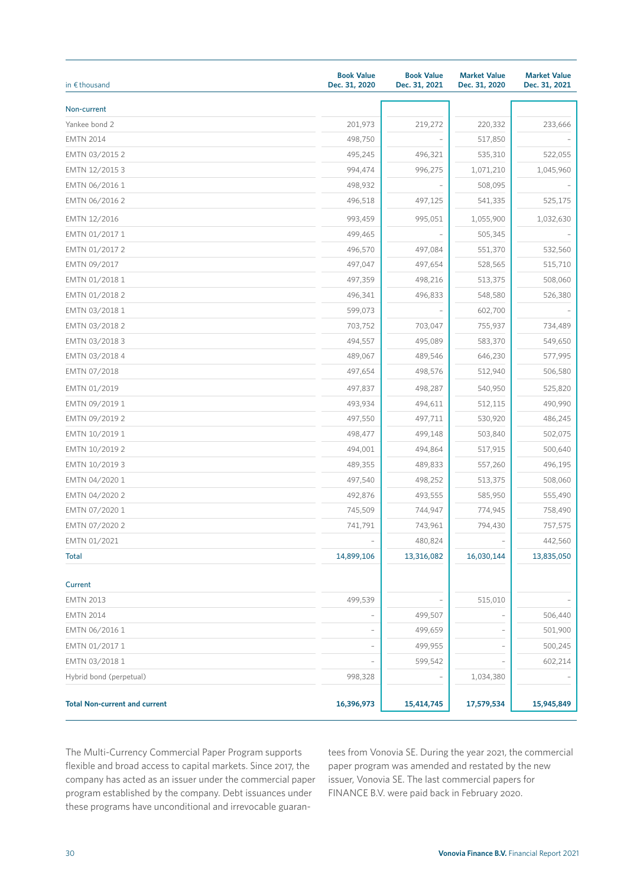| in € thousand | Book Value Dec. 31, 2020 | Book Value Dec. 31, 2021 | Market Value Dec. 31, 2020 | Market Value Dec. 31, 2021 |
|---|---|---|---|---|
| **Non-current** | | | | |
| Yankee bond 2 | 201,973 | 219,272 | 220,332 | 233,666 |
| EMTN 2014 | 498,750 | – | 517,850 | – |
| EMTN 03/2015 2 | 495,245 | 496,321 | 535,310 | 522,055 |
| EMTN 12/2015 3 | 994,474 | 996,275 | 1,071,210 | 1,045,960 |
| EMTN 06/2016 1 | 498,932 | – | 508,095 | – |
| EMTN 06/2016 2 | 496,518 | 497,125 | 541,335 | 525,175 |
| EMTN 12/2016 | 993,459 | 995,051 | 1,055,900 | 1,032,630 |
| EMTN 01/2017 1 | 499,465 | – | 505,345 | – |
| EMTN 01/2017 2 | 496,570 | 497,084 | 551,370 | 532,560 |
| EMTN 09/2017 | 497,047 | 497,654 | 528,565 | 515,710 |
| EMTN 01/2018 1 | 497,359 | 498,216 | 513,375 | 508,060 |
| EMTN 01/2018 2 | 496,341 | 496,833 | 548,580 | 526,380 |
| EMTN 03/2018 1 | 599,073 | – | 602,700 | – |
| EMTN 03/2018 2 | 703,752 | 703,047 | 755,937 | 734,489 |
| EMTN 03/2018 3 | 494,557 | 495,089 | 583,370 | 549,650 |
| EMTN 03/2018 4 | 489,067 | 489,546 | 646,230 | 577,995 |
| EMTN 07/2018 | 497,654 | 498,576 | 512,940 | 506,580 |
| EMTN 01/2019 | 497,837 | 498,287 | 540,950 | 525,820 |
| EMTN 09/2019 1 | 493,934 | 494,611 | 512,115 | 490,990 |
| EMTN 09/2019 2 | 497,550 | 497,711 | 530,920 | 486,245 |
| EMTN 10/2019 1 | 498,477 | 499,148 | 503,840 | 502,075 |
| EMTN 10/2019 2 | 494,001 | 494,864 | 517,915 | 500,640 |
| EMTN 10/2019 3 | 489,355 | 489,833 | 557,260 | 496,195 |
| EMTN 04/2020 1 | 497,540 | 498,252 | 513,375 | 508,060 |
| EMTN 04/2020 2 | 492,876 | 493,555 | 585,950 | 555,490 |
| EMTN 07/2020 1 | 745,509 | 744,947 | 774,945 | 758,490 |
| EMTN 07/2020 2 | 741,791 | 743,961 | 794,430 | 757,575 |
| EMTN 01/2021 | – | 480,824 | – | 442,560 |
| **Total** | **14,899,106** | **13,316,082** | **16,030,144** | **13,835,050** |
| **Current** | | | | |
| EMTN 2013 | 499,539 | – | 515,010 | – |
| EMTN 2014 | – | 499,507 | – | 506,440 |
| EMTN 06/2016 1 | – | 499,659 | – | 501,900 |
| EMTN 01/2017 1 | – | 499,955 | – | 500,245 |
| EMTN 03/2018 1 | – | 599,542 | – | 602,214 |
| Hybrid bond (perpetual) | 998,328 | – | 1,034,380 | – |
| **Total Non-current and current** | **16,396,973** | **15,414,745** | **17,579,534** | **15,945,849** |

The Multi-Currency Commercial Paper Program supports flexible and broad access to capital markets. Since 2017, the company has acted as an issuer under the commercial paper program established by the company. Debt issuances under these programs have unconditional and irrevocable guarantees from Vonovia SE. During the year 2021, the commercial paper program was amended and restated by the new issuer, Vonovia SE. The last commercial papers for FINANCE B.V. were paid back in February 2020.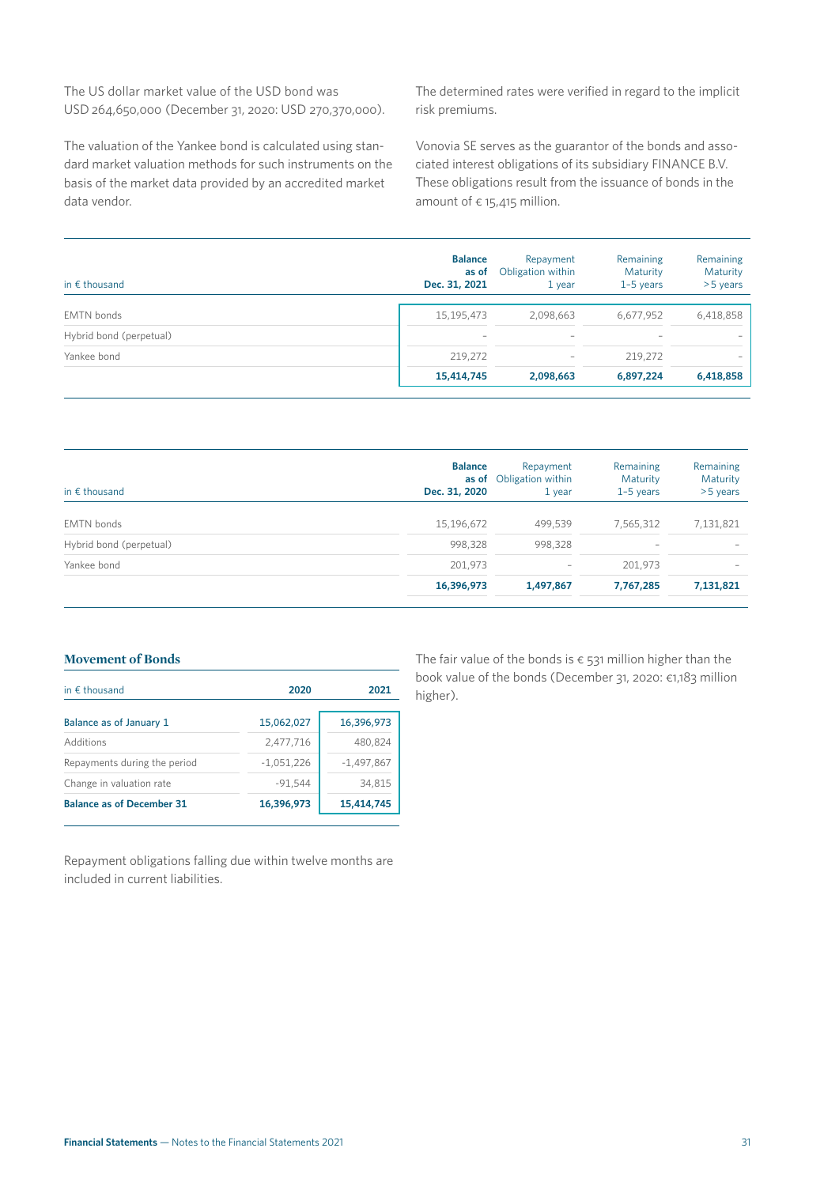The US dollar market value of the USD bond was USD 264,650,000 (December 31, 2020: USD 270,370,000).

The valuation of the Yankee bond is calculated using standard market valuation methods for such instruments on the basis of the market data provided by an accredited market data vendor.

The determined rates were verified in regard to the implicit risk premiums.

Vonovia SE serves as the guarantor of the bonds and associated interest obligations of its subsidiary FINANCE B.V. These obligations result from the issuance of bonds in the amount of € 15,415 million.

| in € thousand | **Balance as of Dec. 31, 2021** | Repayment Obligation within 1 year | Remaining Maturity 1–5 years | Remaining Maturity >5 years |
|---|---|---|---|---|
| EMTN bonds | 15,195,473 | 2,098,663 | 6,677,952 | 6,418,858 |
| Hybrid bond (perpetual) | – | – | – | – |
| Yankee bond | 219,272 | – | 219,272 | – |
| | **15,414,745** | **2,098,663** | **6,897,224** | **6,418,858** |

| in € thousand | **Balance as of Dec. 31, 2020** | Repayment Obligation within 1 year | Remaining Maturity 1–5 years | Remaining Maturity >5 years |
|---|---|---|---|---|
| EMTN bonds | 15,196,672 | 499,539 | 7,565,312 | 7,131,821 |
| Hybrid bond (perpetual) | 998,328 | 998,328 | – | – |
| Yankee bond | 201,973 | – | 201,973 | – |
| | **16,396,973** | **1,497,867** | **7,767,285** | **7,131,821** |

### Movement of Bonds

| in € thousand | 2020 | 2021 |
|---|---|---|
| Balance as of January 1 | 15,062,027 | 16,396,973 |
| Additions | 2,477,716 | 480,824 |
| Repayments during the period | -1,051,226 | -1,497,867 |
| Change in valuation rate | -91,544 | 34,815 |
| **Balance as of December 31** | **16,396,973** | **15,414,745** |

Repayment obligations falling due within twelve months are included in current liabilities.

The fair value of the bonds is € 531 million higher than the book value of the bonds (December 31, 2020: €1,183 million higher).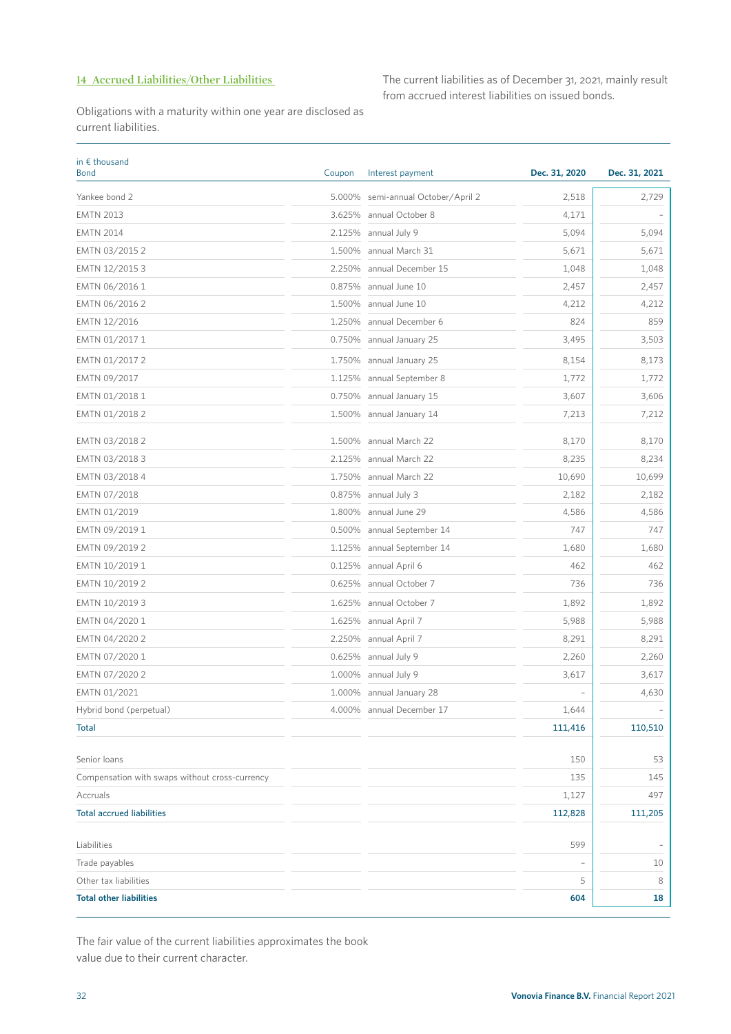## 14 Accrued Liabilities/Other Liabilities

Obligations with a maturity within one year are disclosed as current liabilities.

The current liabilities as of December 31, 2021, mainly result from accrued interest liabilities on issued bonds.

| in € thousand<br>Bond | Coupon | Interest payment | Dec. 31, 2020 | Dec. 31, 2021 |
|---|---|---|---|---|
| Yankee bond 2 | 5.000% | semi-annual October/April 2 | 2,518 | 2,729 |
| EMTN 2013 | 3.625% | annual October 8 | 4,171 | – |
| EMTN 2014 | 2.125% | annual July 9 | 5,094 | 5,094 |
| EMTN 03/2015 2 | 1.500% | annual March 31 | 5,671 | 5,671 |
| EMTN 12/2015 3 | 2.250% | annual December 15 | 1,048 | 1,048 |
| EMTN 06/2016 1 | 0.875% | annual June 10 | 2,457 | 2,457 |
| EMTN 06/2016 2 | 1.500% | annual June 10 | 4,212 | 4,212 |
| EMTN 12/2016 | 1.250% | annual December 6 | 824 | 859 |
| EMTN 01/2017 1 | 0.750% | annual January 25 | 3,495 | 3,503 |
| EMTN 01/2017 2 | 1.750% | annual January 25 | 8,154 | 8,173 |
| EMTN 09/2017 | 1.125% | annual September 8 | 1,772 | 1,772 |
| EMTN 01/2018 1 | 0.750% | annual January 15 | 3,607 | 3,606 |
| EMTN 01/2018 2 | 1.500% | annual January 14 | 7,213 | 7,212 |
| EMTN 03/2018 2 | 1.500% | annual March 22 | 8,170 | 8,170 |
| EMTN 03/2018 3 | 2.125% | annual March 22 | 8,235 | 8,234 |
| EMTN 03/2018 4 | 1.750% | annual March 22 | 10,690 | 10,699 |
| EMTN 07/2018 | 0.875% | annual July 3 | 2,182 | 2,182 |
| EMTN 01/2019 | 1.800% | annual June 29 | 4,586 | 4,586 |
| EMTN 09/2019 1 | 0.500% | annual September 14 | 747 | 747 |
| EMTN 09/2019 2 | 1.125% | annual September 14 | 1,680 | 1,680 |
| EMTN 10/2019 1 | 0.125% | annual April 6 | 462 | 462 |
| EMTN 10/2019 2 | 0.625% | annual October 7 | 736 | 736 |
| EMTN 10/2019 3 | 1.625% | annual October 7 | 1,892 | 1,892 |
| EMTN 04/2020 1 | 1.625% | annual April 7 | 5,988 | 5,988 |
| EMTN 04/2020 2 | 2.250% | annual April 7 | 8,291 | 8,291 |
| EMTN 07/2020 1 | 0.625% | annual July 9 | 2,260 | 2,260 |
| EMTN 07/2020 2 | 1.000% | annual July 9 | 3,617 | 3,617 |
| EMTN 01/2021 | 1.000% | annual January 28 | – | 4,630 |
| Hybrid bond (perpetual) | 4.000% | annual December 17 | 1,644 | – |
| **Total** | | | **111,416** | **110,510** |
| | | | | |
| Senior loans | | | 150 | 53 |
| Compensation with swaps without cross-currency | | | 135 | 145 |
| Accruals | | | 1,127 | 497 |
| **Total accrued liabilities** | | | **112,828** | **111,205** |
| | | | | |
| Liabilities | | | 599 | – |
| Trade payables | | | – | 10 |
| Other tax liabilities | | | 5 | 8 |
| **Total other liabilities** | | | **604** | **18** |

The fair value of the current liabilities approximates the book value due to their current character.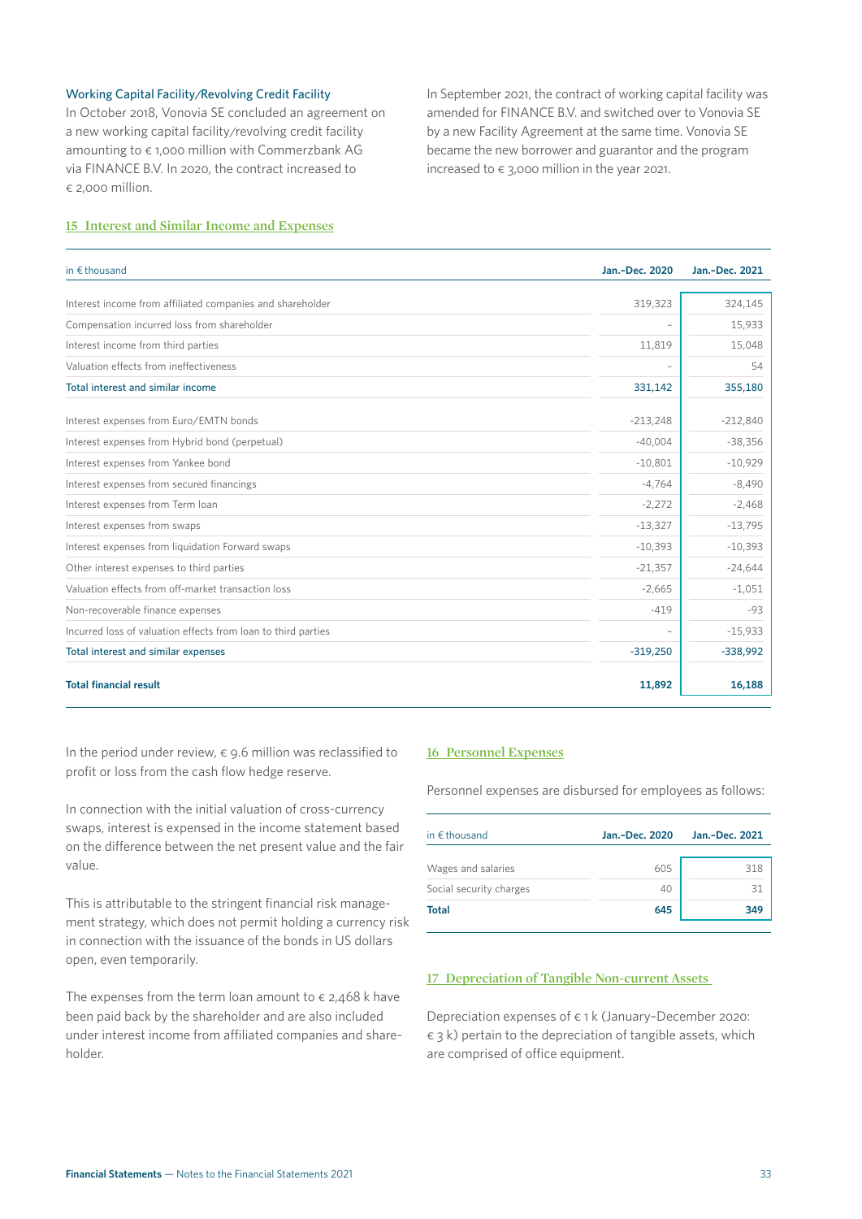### Working Capital Facility/Revolving Credit Facility

In October 2018, Vonovia SE concluded an agreement on a new working capital facility/revolving credit facility amounting to € 1,000 million with Commerzbank AG via FINANCE B.V. In 2020, the contract increased to € 2,000 million.

In September 2021, the contract of working capital facility was amended for FINANCE B.V. and switched over to Vonovia SE by a new Facility Agreement at the same time. Vonovia SE became the new borrower and guarantor and the program increased to € 3,000 million in the year 2021.

## 15 Interest and Similar Income and Expenses

| in € thousand | Jan.–Dec. 2020 | Jan.–Dec. 2021 |
|---|---|---|
| Interest income from affiliated companies and shareholder | 319,323 | 324,145 |
| Compensation incurred loss from shareholder | – | 15,933 |
| Interest income from third parties | 11,819 | 15,048 |
| Valuation effects from ineffectiveness | – | 54 |
| Total interest and similar income | 331,142 | 355,180 |
| Interest expenses from Euro/EMTN bonds | -213,248 | -212,840 |
| Interest expenses from Hybrid bond (perpetual) | -40,004 | -38,356 |
| Interest expenses from Yankee bond | -10,801 | -10,929 |
| Interest expenses from secured financings | -4,764 | -8,490 |
| Interest expenses from Term loan | -2,272 | -2,468 |
| Interest expenses from swaps | -13,327 | -13,795 |
| Interest expenses from liquidation Forward swaps | -10,393 | -10,393 |
| Other interest expenses to third parties | -21,357 | -24,644 |
| Valuation effects from off-market transaction loss | -2,665 | -1,051 |
| Non-recoverable finance expenses | -419 | -93 |
| Incurred loss of valuation effects from loan to third parties | – | -15,933 |
| Total interest and similar expenses | -319,250 | -338,992 |
| **Total financial result** | **11,892** | **16,188** |

In the period under review, € 9.6 million was reclassified to profit or loss from the cash flow hedge reserve.

In connection with the initial valuation of cross-currency swaps, interest is expensed in the income statement based on the difference between the net present value and the fair value.

This is attributable to the stringent financial risk management strategy, which does not permit holding a currency risk in connection with the issuance of the bonds in US dollars open, even temporarily.

The expenses from the term loan amount to € 2,468 k have been paid back by the shareholder and are also included under interest income from affiliated companies and shareholder.

## 16 Personnel Expenses

Personnel expenses are disbursed for employees as follows:

| in € thousand | Jan.–Dec. 2020 | Jan.–Dec. 2021 |
|---|---|---|
| Wages and salaries | 605 | 318 |
| Social security charges | 40 | 31 |
| **Total** | **645** | **349** |

## 17 Depreciation of Tangible Non-current Assets

Depreciation expenses of € 1 k (January–December 2020: € 3 k) pertain to the depreciation of tangible assets, which are comprised of office equipment.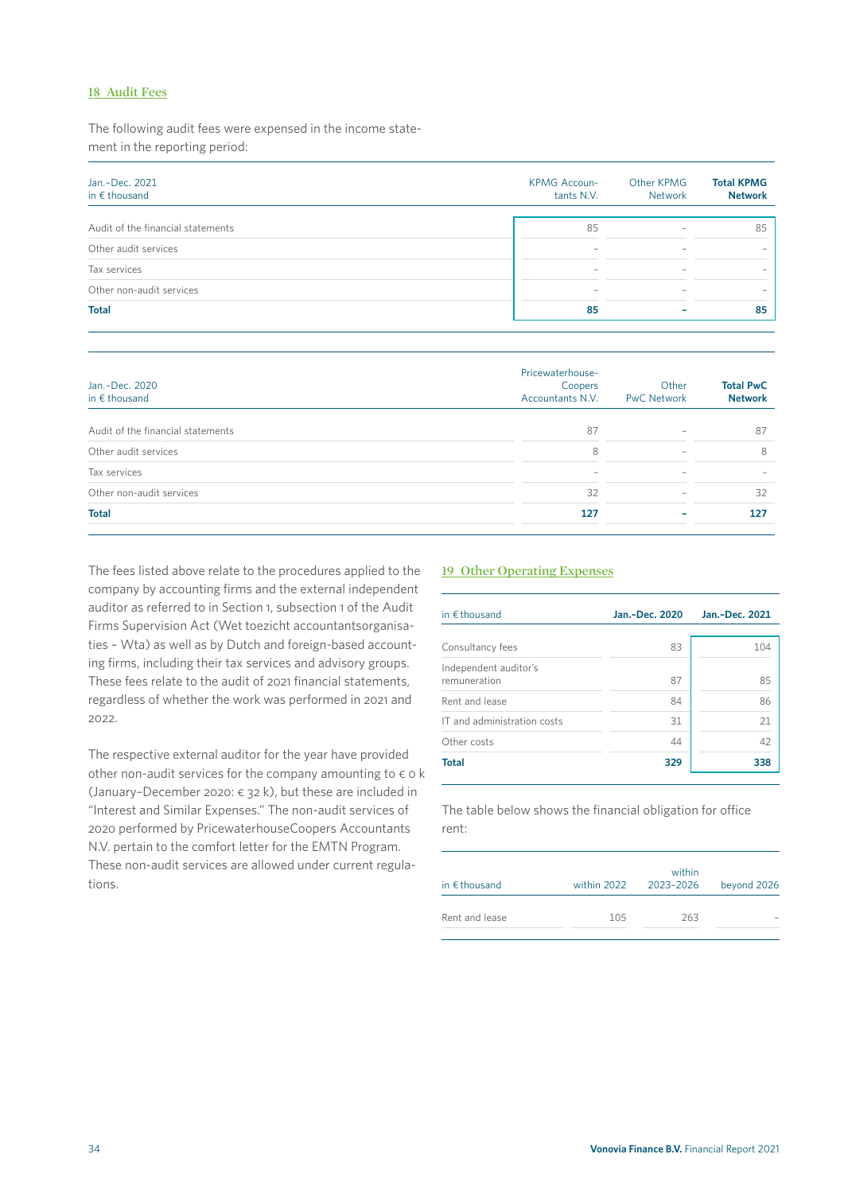## 18 Audit Fees

The following audit fees were expensed in the income statement in the reporting period:

| Jan.–Dec. 2021<br>in € thousand | KPMG Accountants N.V. | Other KPMG Network | Total KPMG Network |
|---|---|---|---|
| Audit of the financial statements | 85 | – | 85 |
| Other audit services | – | – | – |
| Tax services | – | – | – |
| Other non-audit services | – | – | – |
| **Total** | **85** | **–** | **85** |

| Jan.–Dec. 2020<br>in € thousand | Pricewaterhouse-Coopers Accountants N.V. | Other PwC Network | Total PwC Network |
|---|---|---|---|
| Audit of the financial statements | 87 | – | 87 |
| Other audit services | 8 | – | 8 |
| Tax services | – | – | – |
| Other non-audit services | 32 | – | 32 |
| **Total** | **127** | **–** | **127** |

The fees listed above relate to the procedures applied to the company by accounting firms and the external independent auditor as referred to in Section 1, subsection 1 of the Audit Firms Supervision Act (Wet toezicht accountantsorganisaties – Wta) as well as by Dutch and foreign-based accounting firms, including their tax services and advisory groups. These fees relate to the audit of 2021 financial statements, regardless of whether the work was performed in 2021 and 2022.

The respective external auditor for the year have provided other non-audit services for the company amounting to € 0 k (January–December 2020: € 32 k), but these are included in "Interest and Similar Expenses." The non-audit services of 2020 performed by PricewaterhouseCoopers Accountants N.V. pertain to the comfort letter for the EMTN Program. These non-audit services are allowed under current regulations.

## 19 Other Operating Expenses

| in € thousand | Jan.–Dec. 2020 | Jan.–Dec. 2021 |
|---|---|---|
| Consultancy fees | 83 | 104 |
| Independent auditor's remuneration | 87 | 85 |
| Rent and lease | 84 | 86 |
| IT and administration costs | 31 | 21 |
| Other costs | 44 | 42 |
| **Total** | **329** | **338** |

The table below shows the financial obligation for office rent:

| in € thousand | within 2022 | within 2023–2026 | beyond 2026 |
|---|---|---|---|
| Rent and lease | 105 | 263 | – |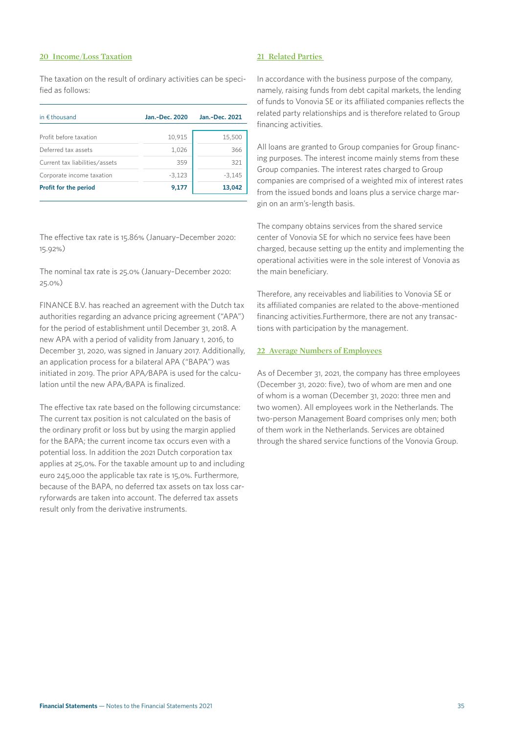## 20 Income/Loss Taxation

The taxation on the result of ordinary activities can be specified as follows:

| in € thousand | Jan.–Dec. 2020 | Jan.–Dec. 2021 |
|---|---|---|
| Profit before taxation | 10,915 | 15,500 |
| Deferred tax assets | 1,026 | 366 |
| Current tax liabilities/assets | 359 | 321 |
| Corporate income taxation | -3,123 | -3,145 |
| **Profit for the period** | **9,177** | **13,042** |

The effective tax rate is 15.86% (January–December 2020: 15.92%)

The nominal tax rate is 25.0% (January–December 2020: 25.0%)

FINANCE B.V. has reached an agreement with the Dutch tax authorities regarding an advance pricing agreement ("APA") for the period of establishment until December 31, 2018. A new APA with a period of validity from January 1, 2016, to December 31, 2020, was signed in January 2017. Additionally, an application process for a bilateral APA ("BAPA") was initiated in 2019. The prior APA/BAPA is used for the calculation until the new APA/BAPA is finalized.

The effective tax rate based on the following circumstance: The current tax position is not calculated on the basis of the ordinary profit or loss but by using the margin applied for the BAPA; the current income tax occurs even with a potential loss. In addition the 2021 Dutch corporation tax applies at 25,0%. For the taxable amount up to and including euro 245,000 the applicable tax rate is 15,0%. Furthermore, because of the BAPA, no deferred tax assets on tax loss carryforwards are taken into account. The deferred tax assets result only from the derivative instruments.

## 21 Related Parties

In accordance with the business purpose of the company, namely, raising funds from debt capital markets, the lending of funds to Vonovia SE or its affiliated companies reflects the related party relationships and is therefore related to Group financing activities.

All loans are granted to Group companies for Group financing purposes. The interest income mainly stems from these Group companies. The interest rates charged to Group companies are comprised of a weighted mix of interest rates from the issued bonds and loans plus a service charge margin on an arm's-length basis.

The company obtains services from the shared service center of Vonovia SE for which no service fees have been charged, because setting up the entity and implementing the operational activities were in the sole interest of Vonovia as the main beneficiary.

Therefore, any receivables and liabilities to Vonovia SE or its affiliated companies are related to the above-mentioned financing activities.Furthermore, there are not any transactions with participation by the management.

## 22 Average Numbers of Employees

As of December 31, 2021, the company has three employees (December 31, 2020: five), two of whom are men and one of whom is a woman (December 31, 2020: three men and two women). All employees work in the Netherlands. The two-person Management Board comprises only men; both of them work in the Netherlands. Services are obtained through the shared service functions of the Vonovia Group.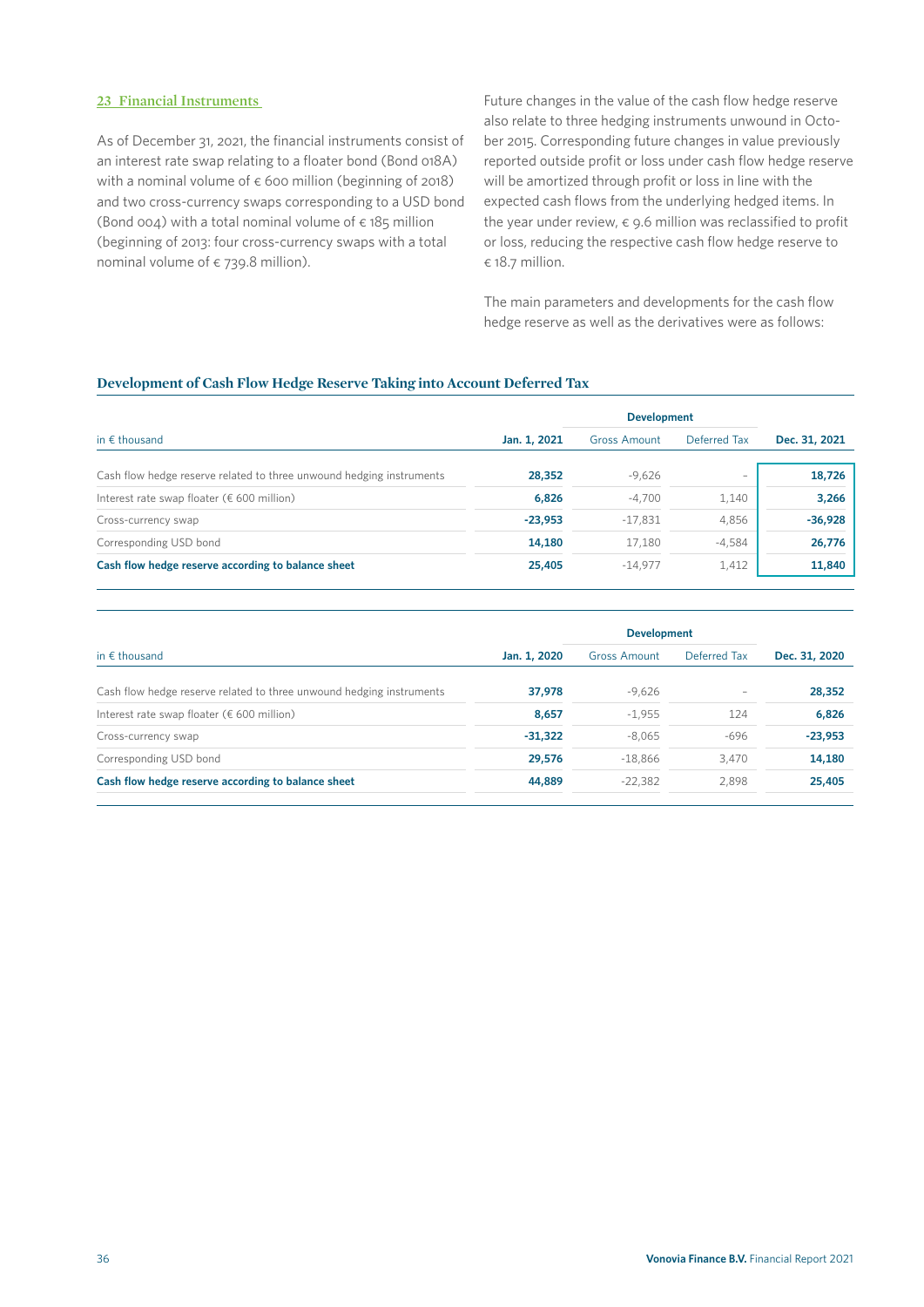## 23 Financial Instruments

As of December 31, 2021, the financial instruments consist of an interest rate swap relating to a floater bond (Bond 018A) with a nominal volume of € 600 million (beginning of 2018) and two cross-currency swaps corresponding to a USD bond (Bond 004) with a total nominal volume of € 185 million (beginning of 2013: four cross-currency swaps with a total nominal volume of € 739.8 million).

Future changes in the value of the cash flow hedge reserve also relate to three hedging instruments unwound in October 2015. Corresponding future changes in value previously reported outside profit or loss under cash flow hedge reserve will be amortized through profit or loss in line with the expected cash flows from the underlying hedged items. In the year under review, € 9.6 million was reclassified to profit or loss, reducing the respective cash flow hedge reserve to € 18.7 million.

The main parameters and developments for the cash flow hedge reserve as well as the derivatives were as follows:

### Development of Cash Flow Hedge Reserve Taking into Account Deferred Tax

| in € thousand | Jan. 1, 2021 | Development | | Dec. 31, 2021 |
|---|---|---|---|---|
| | | Gross Amount | Deferred Tax | |
| Cash flow hedge reserve related to three unwound hedging instruments | **28,352** | -9,626 | – | **18,726** |
| Interest rate swap floater (€ 600 million) | **6,826** | -4,700 | 1,140 | **3,266** |
| Cross-currency swap | **-23,953** | -17,831 | 4,856 | **-36,928** |
| Corresponding USD bond | **14,180** | 17,180 | -4,584 | **26,776** |
| **Cash flow hedge reserve according to balance sheet** | **25,405** | -14,977 | 1,412 | **11,840** |

| in € thousand | Jan. 1, 2020 | Development | | Dec. 31, 2020 |
|---|---|---|---|---|
| | | Gross Amount | Deferred Tax | |
| Cash flow hedge reserve related to three unwound hedging instruments | **37,978** | -9,626 | – | **28,352** |
| Interest rate swap floater (€ 600 million) | **8,657** | -1,955 | 124 | **6,826** |
| Cross-currency swap | **-31,322** | -8,065 | -696 | **-23,953** |
| Corresponding USD bond | **29,576** | -18,866 | 3,470 | **14,180** |
| **Cash flow hedge reserve according to balance sheet** | **44,889** | -22,382 | 2,898 | **25,405** |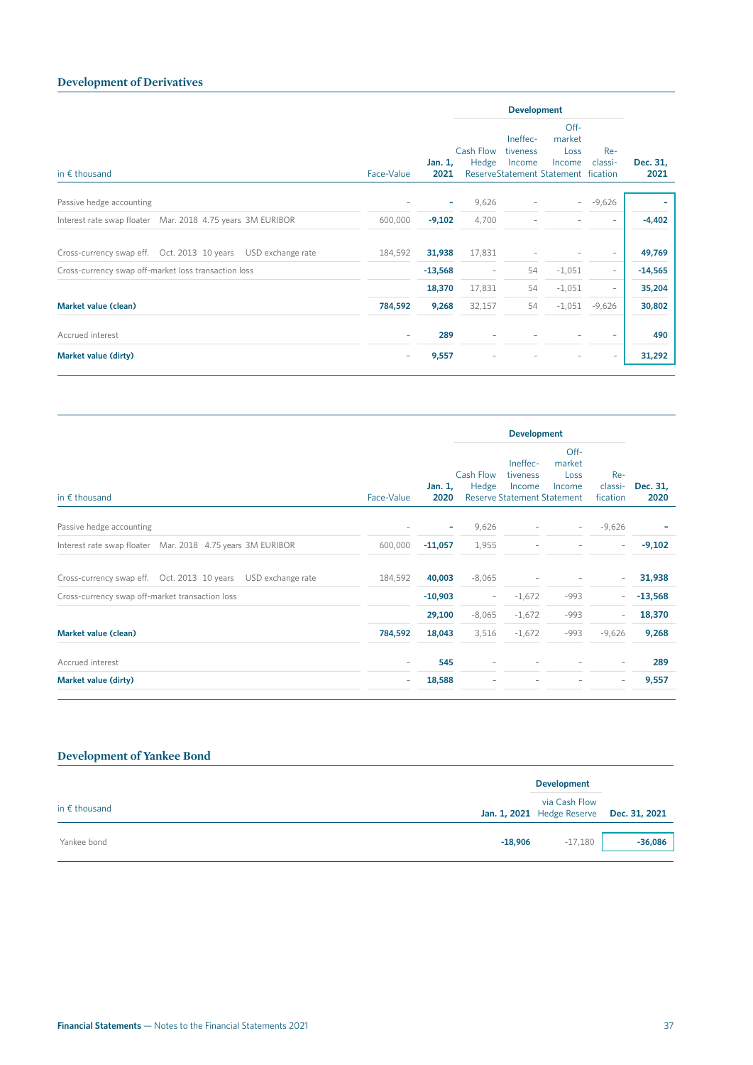## Development of Derivatives

| in € thousand | | | | Face-Value | Jan. 1, 2021 | Development | | | | Dec. 31, 2021 |
|---|---|---|---|---|---|---|---|---|---|---|
| | | | | | | Cash Flow Hedge Reserve | Ineffectiveness Income Statement | Off-market Loss Income Statement | Re-classification | |
| Passive hedge accounting | | | | – | – | 9,626 | – | – | -9,626 | – |
| Interest rate swap floater | Mar. 2018 | 4.75 years | 3M EURIBOR | 600,000 | **-9,102** | 4,700 | – | – | – | **-4,402** |
| Cross-currency swap eff. | Oct. 2013 | 10 years | USD exchange rate | 184,592 | **31,938** | 17,831 | – | – | – | **49,769** |
| Cross-currency swap off-market loss transaction loss | | | | | **-13,568** | – | 54 | -1,051 | – | **-14,565** |
| | | | | | **18,370** | 17,831 | 54 | -1,051 | – | **35,204** |
| **Market value (clean)** | | | | **784,592** | **9,268** | 32,157 | 54 | -1,051 | -9,626 | **30,802** |
| Accrued interest | | | | – | **289** | – | – | – | – | **490** |
| **Market value (dirty)** | | | | – | **9,557** | – | – | – | – | **31,292** |

| in € thousand | | | | Face-Value | Jan. 1, 2020 | Development | | | | Dec. 31, 2020 |
|---|---|---|---|---|---|---|---|---|---|---|
| | | | | | | Cash Flow Hedge Reserve | Ineffectiveness Income Statement | Off-market Loss Income Statement | Re-classification | |
| Passive hedge accounting | | | | – | – | 9,626 | – | – | -9,626 | – |
| Interest rate swap floater | Mar. 2018 | 4.75 years | 3M EURIBOR | 600,000 | **-11,057** | 1,955 | – | – | – | **-9,102** |
| Cross-currency swap eff. | Oct. 2013 | 10 years | USD exchange rate | 184,592 | **40,003** | -8,065 | – | – | – | **31,938** |
| Cross-currency swap off-market transaction loss | | | | | **-10,903** | – | -1,672 | -993 | – | **-13,568** |
| | | | | | **29,100** | -8,065 | -1,672 | -993 | – | **18,370** |
| **Market value (clean)** | | | | **784,592** | **18,043** | 3,516 | -1,672 | -993 | -9,626 | **9,268** |
| Accrued interest | | | | – | **545** | – | – | – | – | **289** |
| **Market value (dirty)** | | | | – | **18,588** | – | – | – | – | **9,557** |

## Development of Yankee Bond

| in € thousand | Jan. 1, 2021 | Development via Cash Flow Hedge Reserve | Dec. 31, 2021 |
|---|---|---|---|
| Yankee bond | **-18,906** | -17,180 | **-36,086** |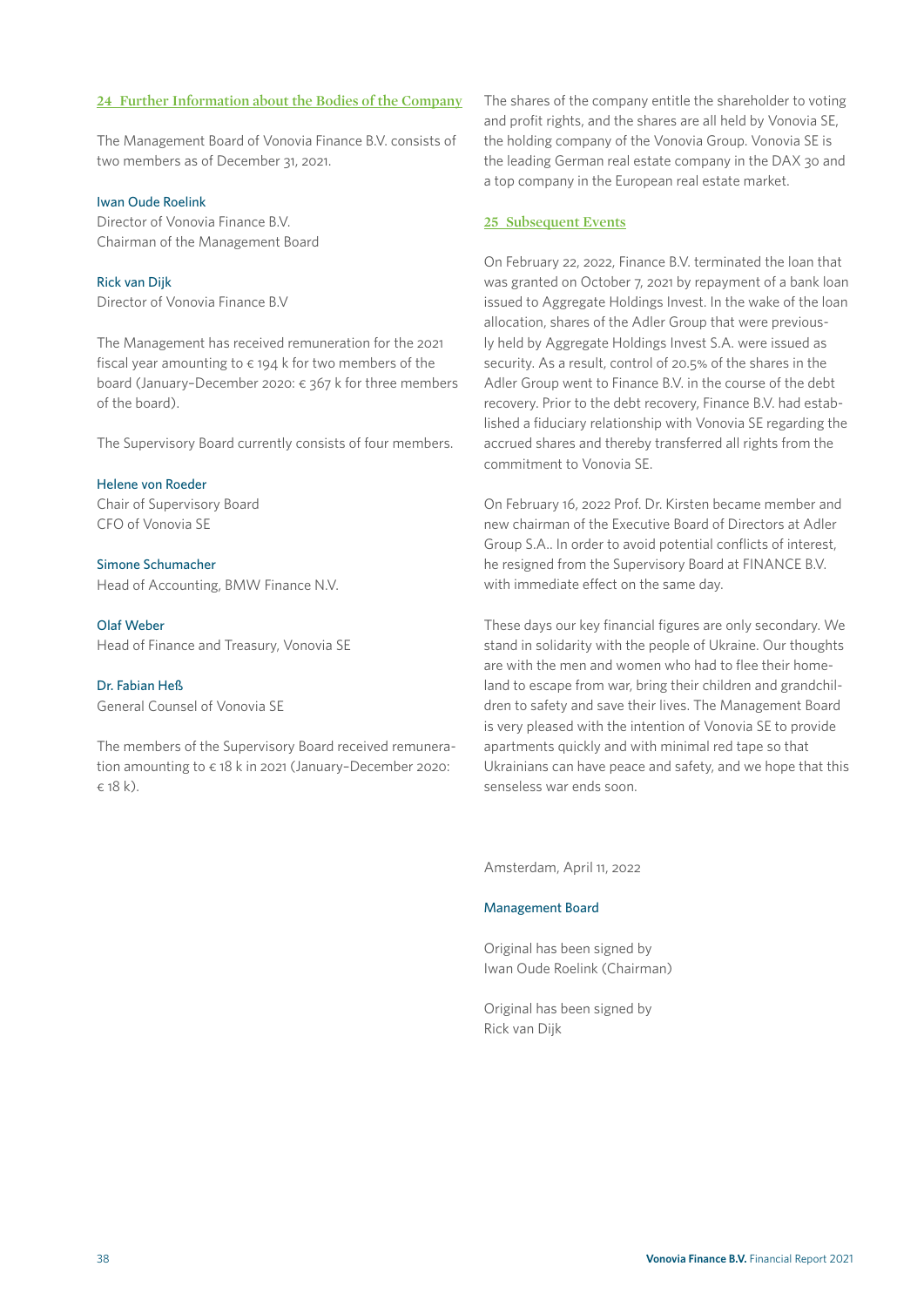## 24 Further Information about the Bodies of the Company

The Management Board of Vonovia Finance B.V. consists of two members as of December 31, 2021.

Iwan Oude Roelink
Director of Vonovia Finance B.V.
Chairman of the Management Board

Rick van Dijk
Director of Vonovia Finance B.V

The Management has received remuneration for the 2021 fiscal year amounting to € 194 k for two members of the board (January–December 2020: € 367 k for three members of the board).

The Supervisory Board currently consists of four members.

Helene von Roeder
Chair of Supervisory Board
CFO of Vonovia SE

Simone Schumacher
Head of Accounting, BMW Finance N.V.

Olaf Weber
Head of Finance and Treasury, Vonovia SE

Dr. Fabian Heß
General Counsel of Vonovia SE

The members of the Supervisory Board received remuneration amounting to € 18 k in 2021 (January–December 2020: € 18 k).

The shares of the company entitle the shareholder to voting and profit rights, and the shares are all held by Vonovia SE, the holding company of the Vonovia Group. Vonovia SE is the leading German real estate company in the DAX 30 and a top company in the European real estate market.

## 25 Subsequent Events

On February 22, 2022, Finance B.V. terminated the loan that was granted on October 7, 2021 by repayment of a bank loan issued to Aggregate Holdings Invest. In the wake of the loan allocation, shares of the Adler Group that were previously held by Aggregate Holdings Invest S.A. were issued as security. As a result, control of 20.5% of the shares in the Adler Group went to Finance B.V. in the course of the debt recovery. Prior to the debt recovery, Finance B.V. had established a fiduciary relationship with Vonovia SE regarding the accrued shares and thereby transferred all rights from the commitment to Vonovia SE.

On February 16, 2022 Prof. Dr. Kirsten became member and new chairman of the Executive Board of Directors at Adler Group S.A.. In order to avoid potential conflicts of interest, he resigned from the Supervisory Board at FINANCE B.V. with immediate effect on the same day.

These days our key financial figures are only secondary. We stand in solidarity with the people of Ukraine. Our thoughts are with the men and women who had to flee their homeland to escape from war, bring their children and grandchildren to safety and save their lives. The Management Board is very pleased with the intention of Vonovia SE to provide apartments quickly and with minimal red tape so that Ukrainians can have peace and safety, and we hope that this senseless war ends soon.

Amsterdam, April 11, 2022

Management Board

Original has been signed by
Iwan Oude Roelink (Chairman)

Original has been signed by
Rick van Dijk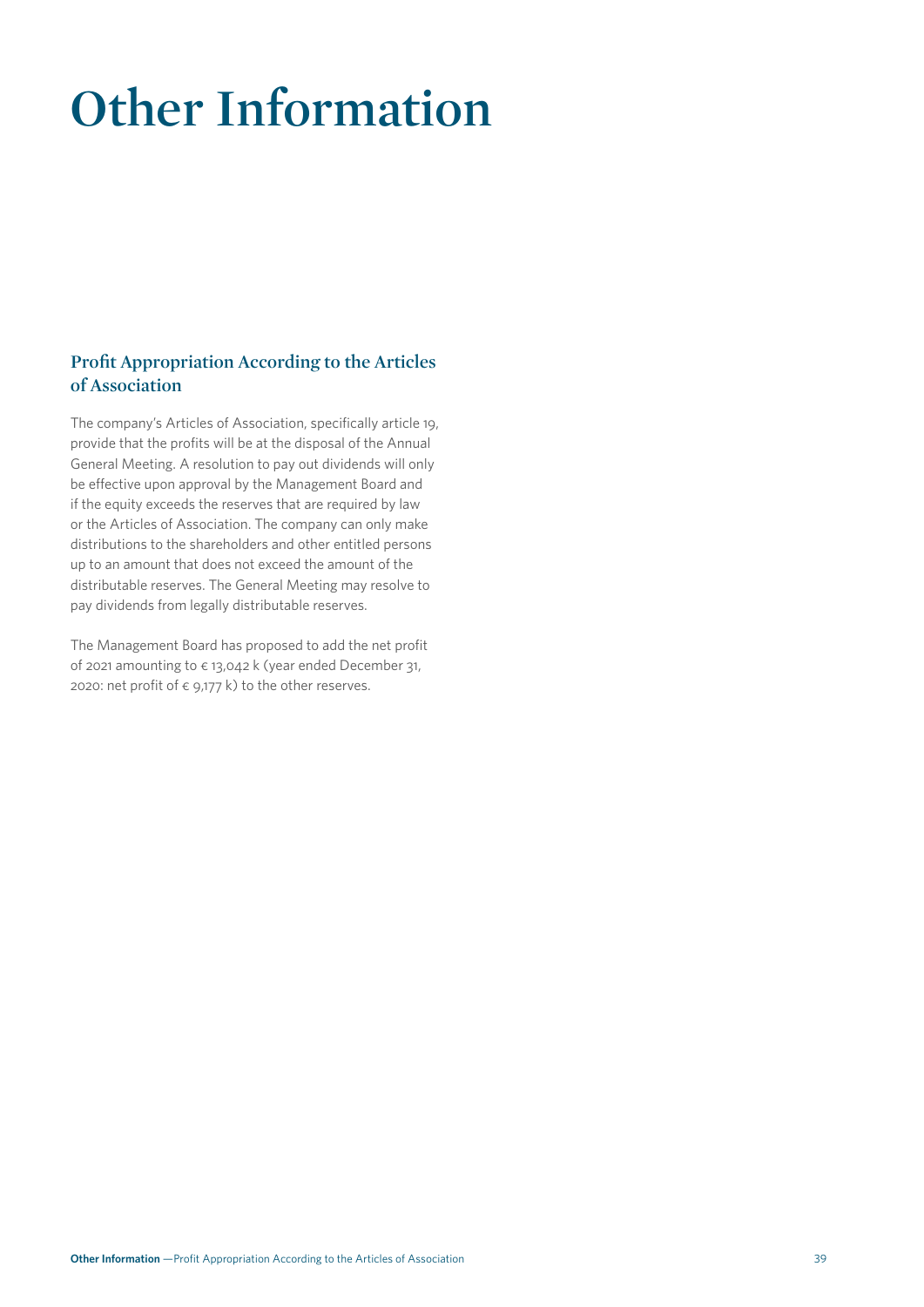# Other Information

## Profit Appropriation According to the Articles of Association

The company's Articles of Association, specifically article 19, provide that the profits will be at the disposal of the Annual General Meeting. A resolution to pay out dividends will only be effective upon approval by the Management Board and if the equity exceeds the reserves that are required by law or the Articles of Association. The company can only make distributions to the shareholders and other entitled persons up to an amount that does not exceed the amount of the distributable reserves. The General Meeting may resolve to pay dividends from legally distributable reserves.

The Management Board has proposed to add the net profit of 2021 amounting to € 13,042 k (year ended December 31, 2020: net profit of € 9,177 k) to the other reserves.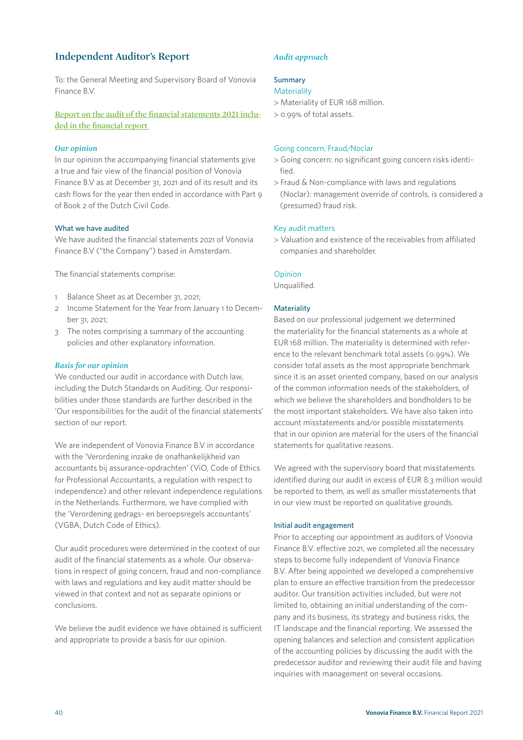## Independent Auditor's Report

To: the General Meeting and Supervisory Board of Vonovia Finance B.V.

### Report on the audit of the financial statements 2021 included in the financial report

#### *Our opinion*

In our opinion the accompanying financial statements give a true and fair view of the financial position of Vonovia Finance B.V as at December 31, 2021 and of its result and its cash flows for the year then ended in accordance with Part 9 of Book 2 of the Dutch Civil Code.

**What we have audited**

We have audited the financial statements 2021 of Vonovia Finance B.V ("the Company") based in Amsterdam.

The financial statements comprise:

1. Balance Sheet as at December 31, 2021;
2. Income Statement for the Year from January 1 to December 31, 2021;
3. The notes comprising a summary of the accounting policies and other explanatory information.

#### *Basis for our opinion*

We conducted our audit in accordance with Dutch law, including the Dutch Standards on Auditing. Our responsibilities under those standards are further described in the 'Our responsibilities for the audit of the financial statements' section of our report.

We are independent of Vonovia Finance B.V in accordance with the 'Verordening inzake de onafhankelijkheid van accountants bij assurance-opdrachten' (ViO, Code of Ethics for Professional Accountants, a regulation with respect to independence) and other relevant independence regulations in the Netherlands. Furthermore, we have complied with the 'Verordening gedrags- en beroepsregels accountants' (VGBA, Dutch Code of Ethics).

Our audit procedures were determined in the context of our audit of the financial statements as a whole. Our observations in respect of going concern, fraud and non-compliance with laws and regulations and key audit matter should be viewed in that context and not as separate opinions or conclusions.

We believe the audit evidence we have obtained is sufficient and appropriate to provide a basis for our opinion.

#### *Audit approach*

**Summary**

Materiality

> Materiality of EUR 168 million.
> 0.99% of total assets.

Going concern, Fraud/Noclar

> Going concern: no significant going concern risks identified.
> Fraud & Non-compliance with laws and regulations (Noclar): management override of controls, is considered a (presumed) fraud risk.

Key audit matters

> Valuation and existence of the receivables from affiliated companies and shareholder.

Opinion

Unqualified.

**Materiality**

Based on our professional judgement we determined the materiality for the financial statements as a whole at EUR 168 million. The materiality is determined with reference to the relevant benchmark total assets (0.99%). We consider total assets as the most appropriate benchmark since it is an asset oriented company, based on our analysis of the common information needs of the stakeholders, of which we believe the shareholders and bondholders to be the most important stakeholders. We have also taken into account misstatements and/or possible misstatements that in our opinion are material for the users of the financial statements for qualitative reasons.

We agreed with the supervisory board that misstatements identified during our audit in excess of EUR 8.3 million would be reported to them, as well as smaller misstatements that in our view must be reported on qualitative grounds.

**Initial audit engagement**

Prior to accepting our appointment as auditors of Vonovia Finance B.V. effective 2021, we completed all the necessary steps to become fully independent of Vonovia Finance B.V. After being appointed we developed a comprehensive plan to ensure an effective transition from the predecessor auditor. Our transition activities included, but were not limited to, obtaining an initial understanding of the company and its business, its strategy and business risks, the IT landscape and the financial reporting. We assessed the opening balances and selection and consistent application of the accounting policies by discussing the audit with the predecessor auditor and reviewing their audit file and having inquiries with management on several occasions.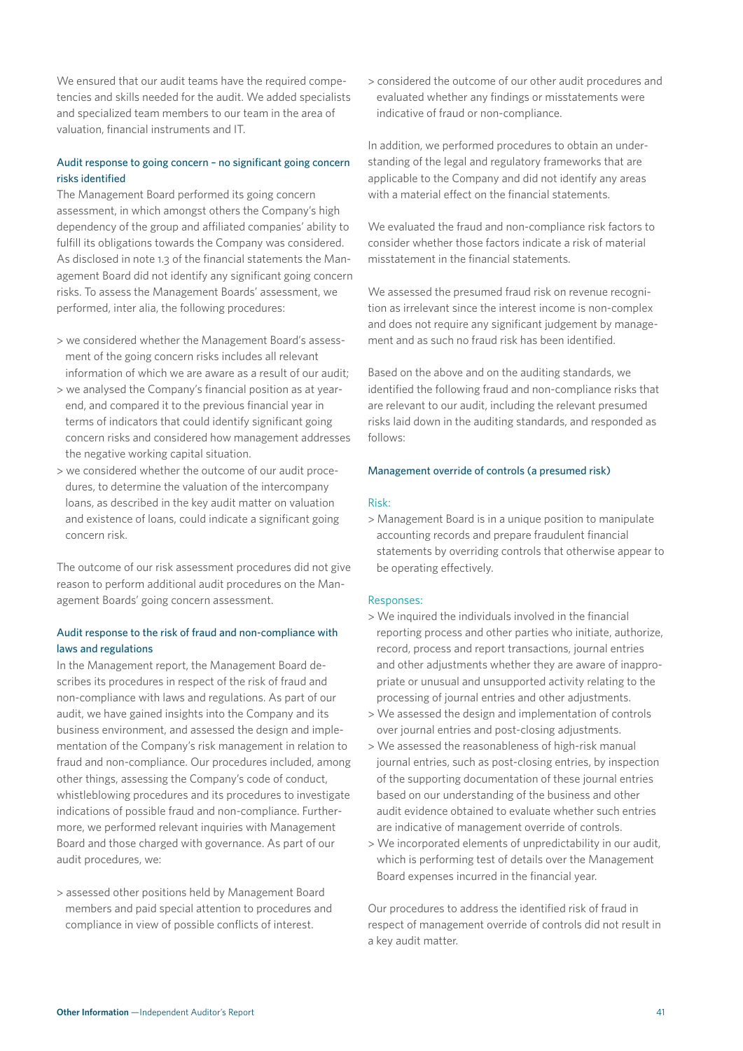We ensured that our audit teams have the required competencies and skills needed for the audit. We added specialists and specialized team members to our team in the area of valuation, financial instruments and IT.

### Audit response to going concern – no significant going concern risks identified

The Management Board performed its going concern assessment, in which amongst others the Company's high dependency of the group and affiliated companies' ability to fulfill its obligations towards the Company was considered. As disclosed in note 1.3 of the financial statements the Management Board did not identify any significant going concern risks. To assess the Management Boards' assessment, we performed, inter alia, the following procedures:

> we considered whether the Management Board's assessment of the going concern risks includes all relevant information of which we are aware as a result of our audit;
> we analysed the Company's financial position as at year-end, and compared it to the previous financial year in terms of indicators that could identify significant going concern risks and considered how management addresses the negative working capital situation.
> we considered whether the outcome of our audit procedures, to determine the valuation of the intercompany loans, as described in the key audit matter on valuation and existence of loans, could indicate a significant going concern risk.

The outcome of our risk assessment procedures did not give reason to perform additional audit procedures on the Management Boards' going concern assessment.

### Audit response to the risk of fraud and non-compliance with laws and regulations

In the Management report, the Management Board describes its procedures in respect of the risk of fraud and non-compliance with laws and regulations. As part of our audit, we have gained insights into the Company and its business environment, and assessed the design and implementation of the Company's risk management in relation to fraud and non-compliance. Our procedures included, among other things, assessing the Company's code of conduct, whistleblowing procedures and its procedures to investigate indications of possible fraud and non-compliance. Furthermore, we performed relevant inquiries with Management Board and those charged with governance. As part of our audit procedures, we:

> assessed other positions held by Management Board members and paid special attention to procedures and compliance in view of possible conflicts of interest.
> considered the outcome of our other audit procedures and evaluated whether any findings or misstatements were indicative of fraud or non-compliance.

In addition, we performed procedures to obtain an understanding of the legal and regulatory frameworks that are applicable to the Company and did not identify any areas with a material effect on the financial statements.

We evaluated the fraud and non-compliance risk factors to consider whether those factors indicate a risk of material misstatement in the financial statements.

We assessed the presumed fraud risk on revenue recognition as irrelevant since the interest income is non-complex and does not require any significant judgement by management and as such no fraud risk has been identified.

Based on the above and on the auditing standards, we identified the following fraud and non-compliance risks that are relevant to our audit, including the relevant presumed risks laid down in the auditing standards, and responded as follows:

#### Management override of controls (a presumed risk)

Risk:

> Management Board is in a unique position to manipulate accounting records and prepare fraudulent financial statements by overriding controls that otherwise appear to be operating effectively.

Responses:

> We inquired the individuals involved in the financial reporting process and other parties who initiate, authorize, record, process and report transactions, journal entries and other adjustments whether they are aware of inappropriate or unusual and unsupported activity relating to the processing of journal entries and other adjustments.
> We assessed the design and implementation of controls over journal entries and post-closing adjustments.
> We assessed the reasonableness of high-risk manual journal entries, such as post-closing entries, by inspection of the supporting documentation of these journal entries based on our understanding of the business and other audit evidence obtained to evaluate whether such entries are indicative of management override of controls.
> We incorporated elements of unpredictability in our audit, which is performing test of details over the Management Board expenses incurred in the financial year.

Our procedures to address the identified risk of fraud in respect of management override of controls did not result in a key audit matter.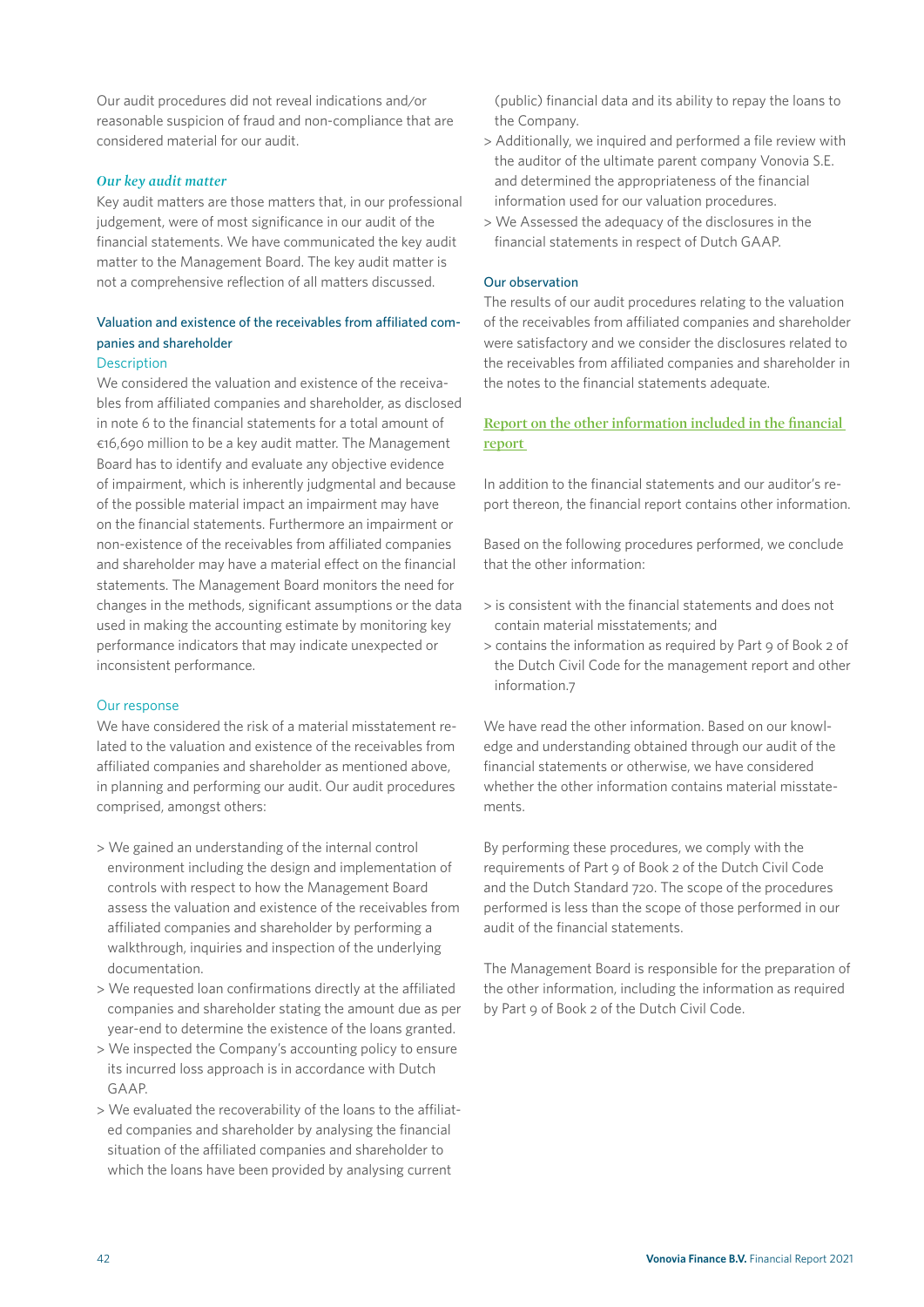Our audit procedures did not reveal indications and/or reasonable suspicion of fraud and non-compliance that are considered material for our audit.

### *Our key audit matter*

Key audit matters are those matters that, in our professional judgement, were of most significance in our audit of the financial statements. We have communicated the key audit matter to the Management Board. The key audit matter is not a comprehensive reflection of all matters discussed.

#### Valuation and existence of the receivables from affiliated companies and shareholder

Description

We considered the valuation and existence of the receivables from affiliated companies and shareholder, as disclosed in note 6 to the financial statements for a total amount of €16,690 million to be a key audit matter. The Management Board has to identify and evaluate any objective evidence of impairment, which is inherently judgmental and because of the possible material impact an impairment may have on the financial statements. Furthermore an impairment or non-existence of the receivables from affiliated companies and shareholder may have a material effect on the financial statements. The Management Board monitors the need for changes in the methods, significant assumptions or the data used in making the accounting estimate by monitoring key performance indicators that may indicate unexpected or inconsistent performance.

Our response

We have considered the risk of a material misstatement related to the valuation and existence of the receivables from affiliated companies and shareholder as mentioned above, in planning and performing our audit. Our audit procedures comprised, amongst others:

> We gained an understanding of the internal control environment including the design and implementation of controls with respect to how the Management Board assess the valuation and existence of the receivables from affiliated companies and shareholder by performing a walkthrough, inquiries and inspection of the underlying documentation.
> We requested loan confirmations directly at the affiliated companies and shareholder stating the amount due as per year-end to determine the existence of the loans granted.
> We inspected the Company's accounting policy to ensure its incurred loss approach is in accordance with Dutch GAAP.
> We evaluated the recoverability of the loans to the affiliated companies and shareholder by analysing the financial situation of the affiliated companies and shareholder to which the loans have been provided by analysing current (public) financial data and its ability to repay the loans to the Company.
> Additionally, we inquired and performed a file review with the auditor of the ultimate parent company Vonovia S.E. and determined the appropriateness of the financial information used for our valuation procedures.
> We Assessed the adequacy of the disclosures in the financial statements in respect of Dutch GAAP.

Our observation

The results of our audit procedures relating to the valuation of the receivables from affiliated companies and shareholder were satisfactory and we consider the disclosures related to the receivables from affiliated companies and shareholder in the notes to the financial statements adequate.

## Report on the other information included in the financial report

In addition to the financial statements and our auditor's report thereon, the financial report contains other information.

Based on the following procedures performed, we conclude that the other information:

> is consistent with the financial statements and does not contain material misstatements; and
> contains the information as required by Part 9 of Book 2 of the Dutch Civil Code for the management report and other information.7

We have read the other information. Based on our knowledge and understanding obtained through our audit of the financial statements or otherwise, we have considered whether the other information contains material misstatements.

By performing these procedures, we comply with the requirements of Part 9 of Book 2 of the Dutch Civil Code and the Dutch Standard 720. The scope of the procedures performed is less than the scope of those performed in our audit of the financial statements.

The Management Board is responsible for the preparation of the other information, including the information as required by Part 9 of Book 2 of the Dutch Civil Code.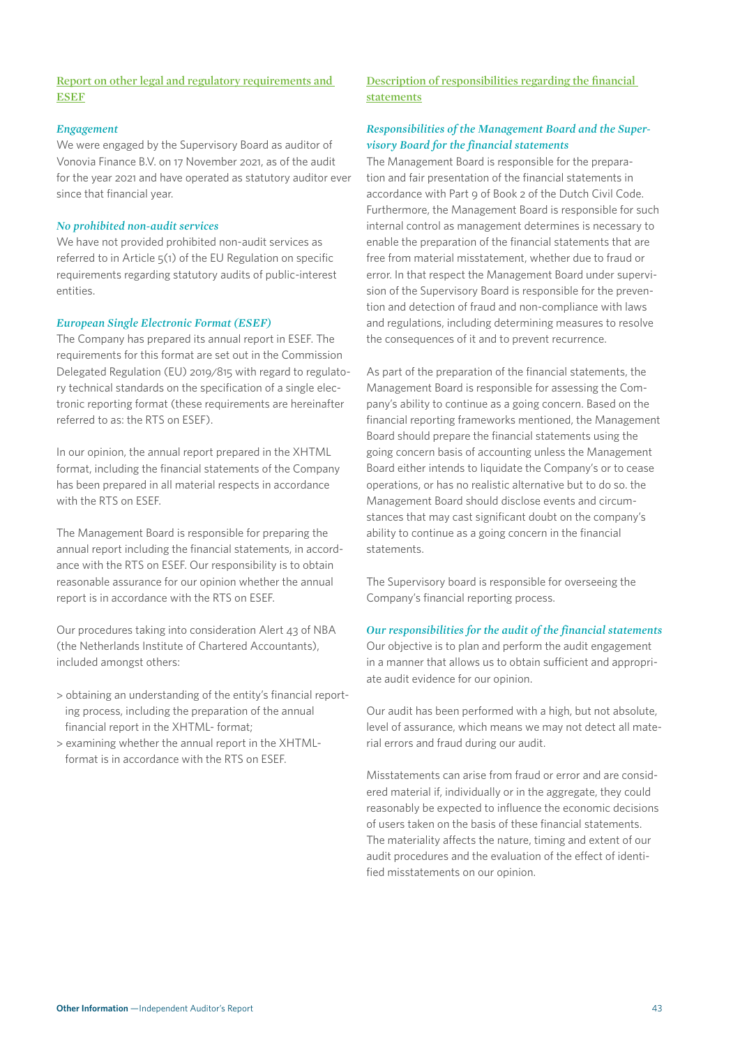## Report on other legal and regulatory requirements and ESEF

### *Engagement*

We were engaged by the Supervisory Board as auditor of Vonovia Finance B.V. on 17 November 2021, as of the audit for the year 2021 and have operated as statutory auditor ever since that financial year.

### *No prohibited non-audit services*

We have not provided prohibited non-audit services as referred to in Article 5(1) of the EU Regulation on specific requirements regarding statutory audits of public-interest entities.

### *European Single Electronic Format (ESEF)*

The Company has prepared its annual report in ESEF. The requirements for this format are set out in the Commission Delegated Regulation (EU) 2019/815 with regard to regulatory technical standards on the specification of a single electronic reporting format (these requirements are hereinafter referred to as: the RTS on ESEF).

In our opinion, the annual report prepared in the XHTML format, including the financial statements of the Company has been prepared in all material respects in accordance with the RTS on ESEF.

The Management Board is responsible for preparing the annual report including the financial statements, in accordance with the RTS on ESEF. Our responsibility is to obtain reasonable assurance for our opinion whether the annual report is in accordance with the RTS on ESEF.

Our procedures taking into consideration Alert 43 of NBA (the Netherlands Institute of Chartered Accountants), included amongst others:

> obtaining an understanding of the entity's financial reporting process, including the preparation of the annual financial report in the XHTML- format;

> examining whether the annual report in the XHTML-format is in accordance with the RTS on ESEF.

## Description of responsibilities regarding the financial statements

### *Responsibilities of the Management Board and the Supervisory Board for the financial statements*

The Management Board is responsible for the preparation and fair presentation of the financial statements in accordance with Part 9 of Book 2 of the Dutch Civil Code. Furthermore, the Management Board is responsible for such internal control as management determines is necessary to enable the preparation of the financial statements that are free from material misstatement, whether due to fraud or error. In that respect the Management Board under supervision of the Supervisory Board is responsible for the prevention and detection of fraud and non-compliance with laws and regulations, including determining measures to resolve the consequences of it and to prevent recurrence.

As part of the preparation of the financial statements, the Management Board is responsible for assessing the Company's ability to continue as a going concern. Based on the financial reporting frameworks mentioned, the Management Board should prepare the financial statements using the going concern basis of accounting unless the Management Board either intends to liquidate the Company's or to cease operations, or has no realistic alternative but to do so. the Management Board should disclose events and circumstances that may cast significant doubt on the company's ability to continue as a going concern in the financial statements.

The Supervisory board is responsible for overseeing the Company's financial reporting process.

### *Our responsibilities for the audit of the financial statements*

Our objective is to plan and perform the audit engagement in a manner that allows us to obtain sufficient and appropriate audit evidence for our opinion.

Our audit has been performed with a high, but not absolute, level of assurance, which means we may not detect all material errors and fraud during our audit.

Misstatements can arise from fraud or error and are considered material if, individually or in the aggregate, they could reasonably be expected to influence the economic decisions of users taken on the basis of these financial statements. The materiality affects the nature, timing and extent of our audit procedures and the evaluation of the effect of identified misstatements on our opinion.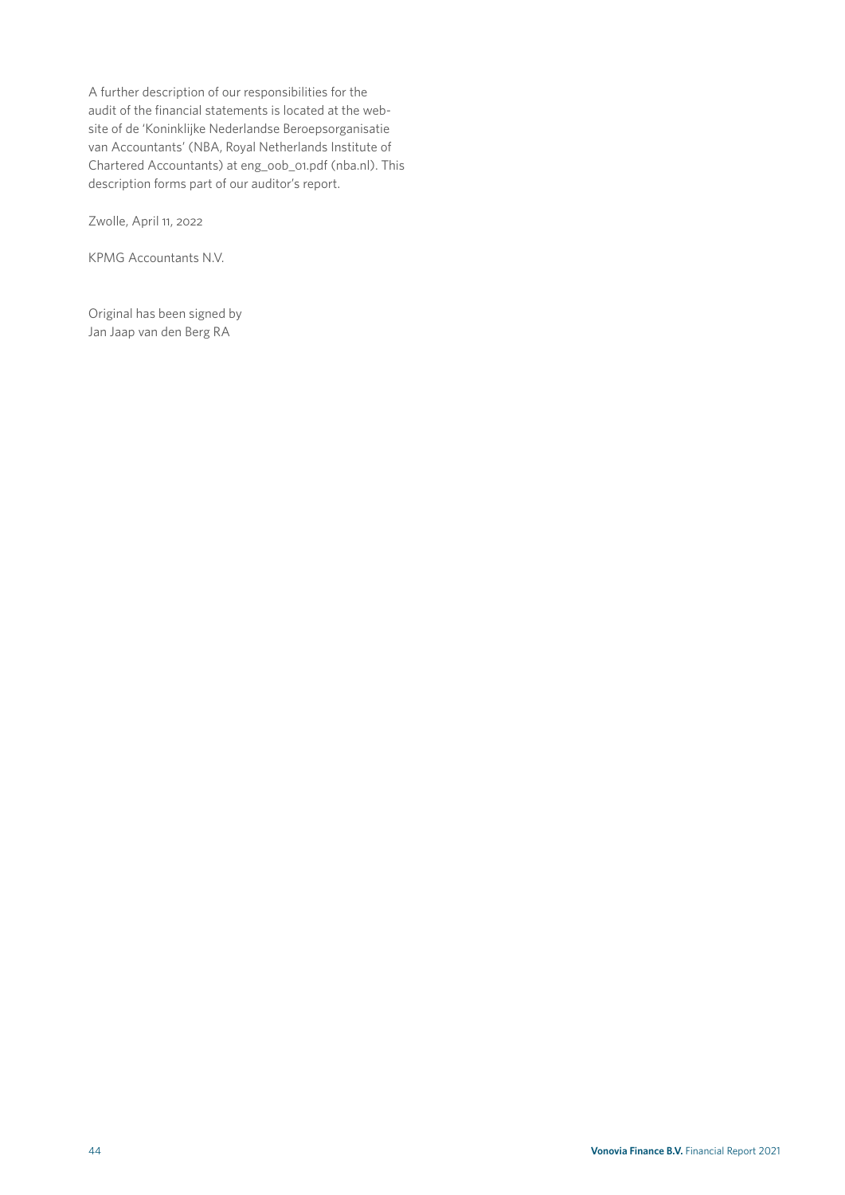A further description of our responsibilities for the audit of the financial statements is located at the website of de 'Koninklijke Nederlandse Beroepsorganisatie van Accountants' (NBA, Royal Netherlands Institute of Chartered Accountants) at eng_oob_01.pdf (nba.nl). This description forms part of our auditor's report.

Zwolle, April 11, 2022

KPMG Accountants N.V.

Original has been signed by
Jan Jaap van den Berg RA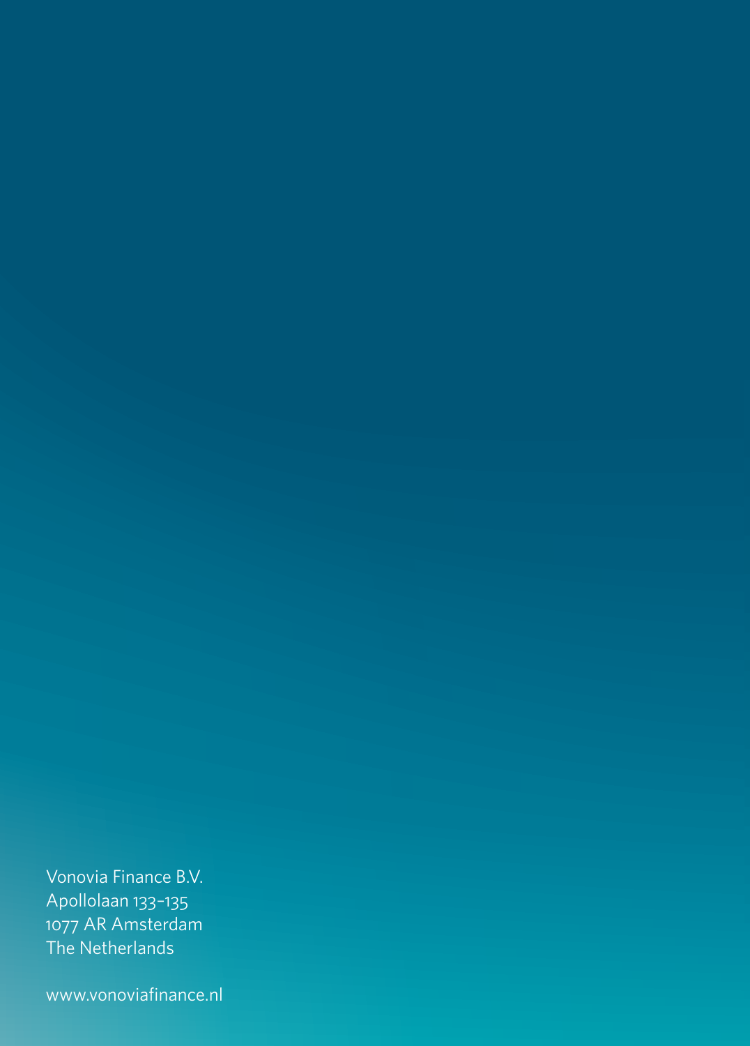Vonovia Finance B.V.
Apollolaan 133–135
1077 AR Amsterdam
The Netherlands

www.vonoviafinance.nl